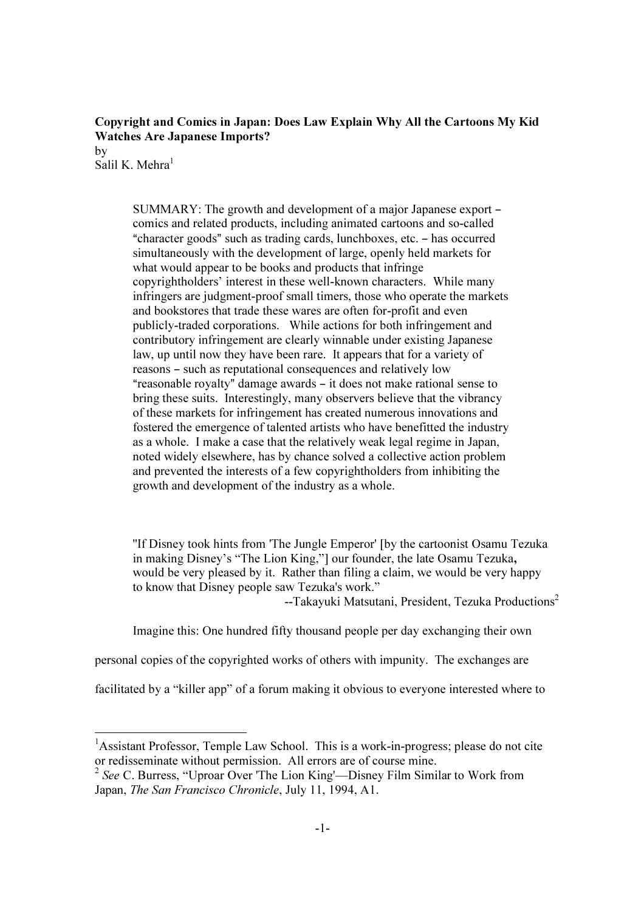**Copyright and Comics in Japan: Does Law Explain Why All the Cartoons My Kid Watches Are Japanese Imports?**

by

Salil K. Mehra[1]

> SUMMARY: The growth and development of a major Japanese export – comics and related products, including animated cartoons and so-called "character goods" such as trading cards, lunchboxes, etc. – has occurred simultaneously with the development of large, openly held markets for what would appear to be books and products that infringe copyrightholders' interest in these well-known characters. While many infringers are judgment-proof small timers, those who operate the markets and bookstores that trade these wares are often for-profit and even publicly-traded corporations. While actions for both infringement and contributory infringement are clearly winnable under existing Japanese law, up until now they have been rare. It appears that for a variety of reasons – such as reputational consequences and relatively low "reasonable royalty" damage awards – it does not make rational sense to bring these suits. Interestingly, many observers believe that the vibrancy of these markets for infringement has created numerous innovations and fostered the emergence of talented artists who have benefitted the industry as a whole. I make a case that the relatively weak legal regime in Japan, noted widely elsewhere, has by chance solved a collective action problem and prevented the interests of a few copyrightholders from inhibiting the growth and development of the industry as a whole.

> "If Disney took hints from 'The Jungle Emperor' [by the cartoonist Osamu Tezuka in making Disney's "The Lion King,"] our founder, the late Osamu Tezuka, would be very pleased by it. Rather than filing a claim, we would be very happy to know that Disney people saw Tezuka's work."
>
> --Takayuki Matsutani, President, Tezuka Productions[2]

Imagine this: One hundred fifty thousand people per day exchanging their own personal copies of the copyrighted works of others with impunity. The exchanges are facilitated by a "killer app" of a forum making it obvious to everyone interested where to

---

[1] Assistant Professor, Temple Law School. This is a work-in-progress; please do not cite or redisseminate without permission. All errors are of course mine.

[2] *See* C. Burress, "Uproar Over 'The Lion King'—Disney Film Similar to Work from Japan, *The San Francisco Chronicle*, July 11, 1994, A1.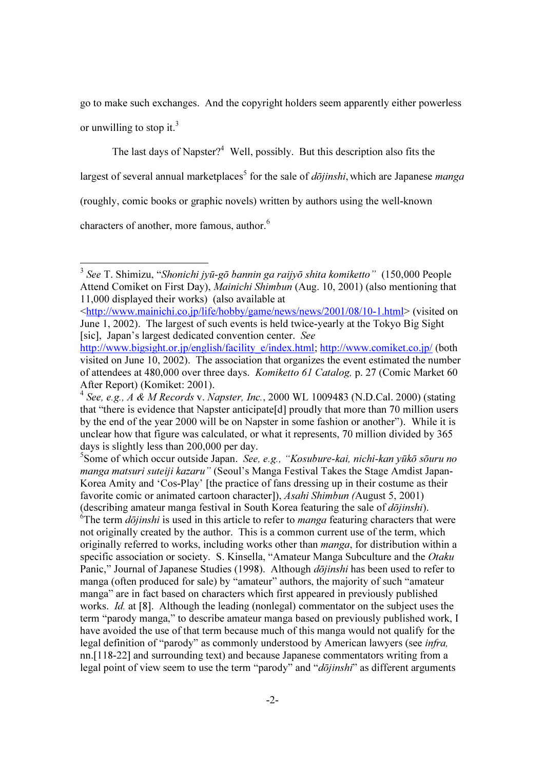go to make such exchanges. And the copyright holders seem apparently either powerless or unwilling to stop it.[3]

The last days of Napster?[4] Well, possibly. But this description also fits the largest of several annual marketplaces[5] for the sale of *dōjinshi*, which are Japanese *manga* (roughly, comic books or graphic novels) written by authors using the well-known characters of another, more famous, author.[6]

---

[3] *See* T. Shimizu, "*Shonichi jyū-gō bannin ga raijyō shita komiketto"* (150,000 People Attend Comiket on First Day), *Mainichi Shimbun* (Aug. 10, 2001) (also mentioning that 11,000 displayed their works) (also available at <http://www.mainichi.co.jp/life/hobby/game/news/news/2001/08/10-1.html> (visited on June 1, 2002). The largest of such events is held twice-yearly at the Tokyo Big Sight [sic], Japan's largest dedicated convention center. *See* http://www.bigsight.or.jp/english/facility_e/index.html; http://www.comiket.co.jp/ (both visited on June 10, 2002). The association that organizes the event estimated the number of attendees at 480,000 over three days. *Komiketto 61 Catalog,* p. 27 (Comic Market 60 After Report) (Komiket: 2001).

[4] *See, e.g., A & M Records* v. *Napster, Inc.*, 2000 WL 1009483 (N.D.Cal. 2000) (stating that "there is evidence that Napster anticipate[d] proudly that more than 70 million users by the end of the year 2000 will be on Napster in some fashion or another"). While it is unclear how that figure was calculated, or what it represents, 70 million divided by 365 days is slightly less than 200,000 per day.

[5] Some of which occur outside Japan. *See, e.g., "Kosubure-kai, nichi-kan yūkō sōuru no manga matsuri suteiji kazaru"* (Seoul's Manga Festival Takes the Stage Amdist Japan-Korea Amity and 'Cos-Play' [the practice of fans dressing up in their costume as their favorite comic or animated cartoon character]), *Asahi Shimbun (*August 5, 2001) (describing amateur manga festival in South Korea featuring the sale of *dōjinshi*).

[6] The term *dōjinshi* is used in this article to refer to *manga* featuring characters that were not originally created by the author. This is a common current use of the term, which originally referred to works, including works other than *manga*, for distribution within a specific association or society. S. Kinsella, "Amateur Manga Subculture and the *Otaku* Panic," Journal of Japanese Studies (1998). Although *dōjinshi* has been used to refer to manga (often produced for sale) by "amateur" authors, the majority of such "amateur manga" are in fact based on characters which first appeared in previously published works. *Id.* at [8]. Although the leading (nonlegal) commentator on the subject uses the term "parody manga," to describe amateur manga based on previously published work, I have avoided the use of that term because much of this manga would not qualify for the legal definition of "parody" as commonly understood by American lawyers (see *infra,* nn.[118-22] and surrounding text) and because Japanese commentators writing from a legal point of view seem to use the term "parody" and "*dōjinshi*" as different arguments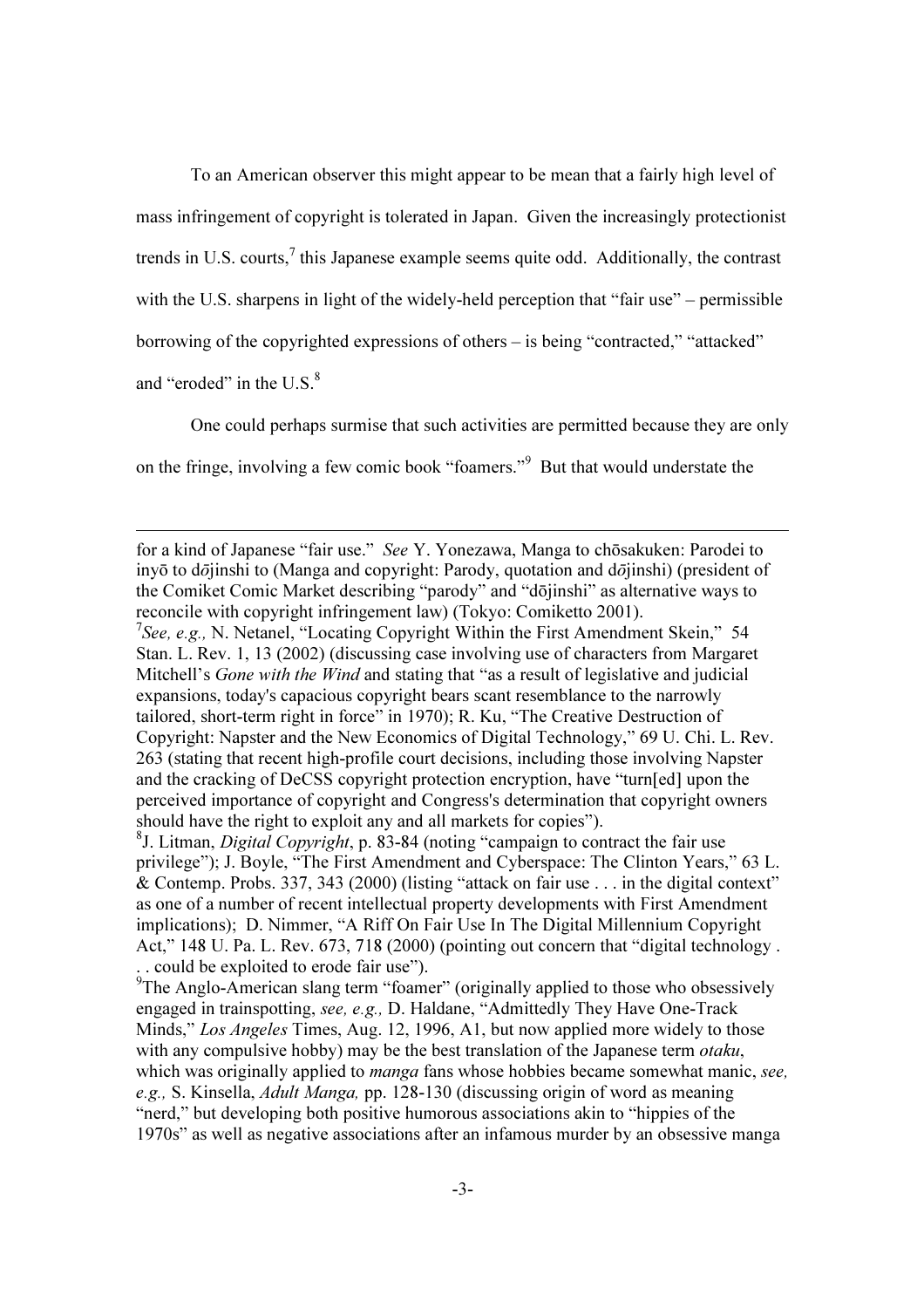To an American observer this might appear to be mean that a fairly high level of mass infringement of copyright is tolerated in Japan. Given the increasingly protectionist trends in U.S. courts,[7] this Japanese example seems quite odd. Additionally, the contrast with the U.S. sharpens in light of the widely-held perception that "fair use" – permissible borrowing of the copyrighted expressions of others – is being "contracted," "attacked" and "eroded" in the U.S.[8]

One could perhaps surmise that such activities are permitted because they are only on the fringe, involving a few comic book "foamers."[9] But that would understate the

---

for a kind of Japanese "fair use." *See* Y. Yonezawa, Manga to chōsakuken: Parodei to inyō to dōjinshi to (Manga and copyright: Parody, quotation and dōjinshi) (president of the Comiket Comic Market describing "parody" and "dōjinshi" as alternative ways to reconcile with copyright infringement law) (Tokyo: Comiketto 2001).

[7]*See, e.g.,* N. Netanel, "Locating Copyright Within the First Amendment Skein," 54 Stan. L. Rev. 1, 13 (2002) (discussing case involving use of characters from Margaret Mitchell's *Gone with the Wind* and stating that "as a result of legislative and judicial expansions, today's capacious copyright bears scant resemblance to the narrowly tailored, short-term right in force" in 1970); R. Ku, "The Creative Destruction of Copyright: Napster and the New Economics of Digital Technology," 69 U. Chi. L. Rev. 263 (stating that recent high-profile court decisions, including those involving Napster and the cracking of DeCSS copyright protection encryption, have "turn[ed] upon the perceived importance of copyright and Congress's determination that copyright owners should have the right to exploit any and all markets for copies").

[8]J. Litman, *Digital Copyright*, p. 83-84 (noting "campaign to contract the fair use privilege"); J. Boyle, "The First Amendment and Cyberspace: The Clinton Years," 63 L. & Contemp. Probs. 337, 343 (2000) (listing "attack on fair use . . . in the digital context" as one of a number of recent intellectual property developments with First Amendment implications); D. Nimmer, "A Riff On Fair Use In The Digital Millennium Copyright Act," 148 U. Pa. L. Rev. 673, 718 (2000) (pointing out concern that "digital technology . . . could be exploited to erode fair use").

[9]The Anglo-American slang term "foamer" (originally applied to those who obsessively engaged in trainspotting, *see, e.g.,* D. Haldane, "Admittedly They Have One-Track Minds," *Los Angeles* Times, Aug. 12, 1996, A1, but now applied more widely to those with any compulsive hobby) may be the best translation of the Japanese term *otaku*, which was originally applied to *manga* fans whose hobbies became somewhat manic, *see, e.g.,* S. Kinsella, *Adult Manga,* pp. 128-130 (discussing origin of word as meaning "nerd," but developing both positive humorous associations akin to "hippies of the 1970s" as well as negative associations after an infamous murder by an obsessive manga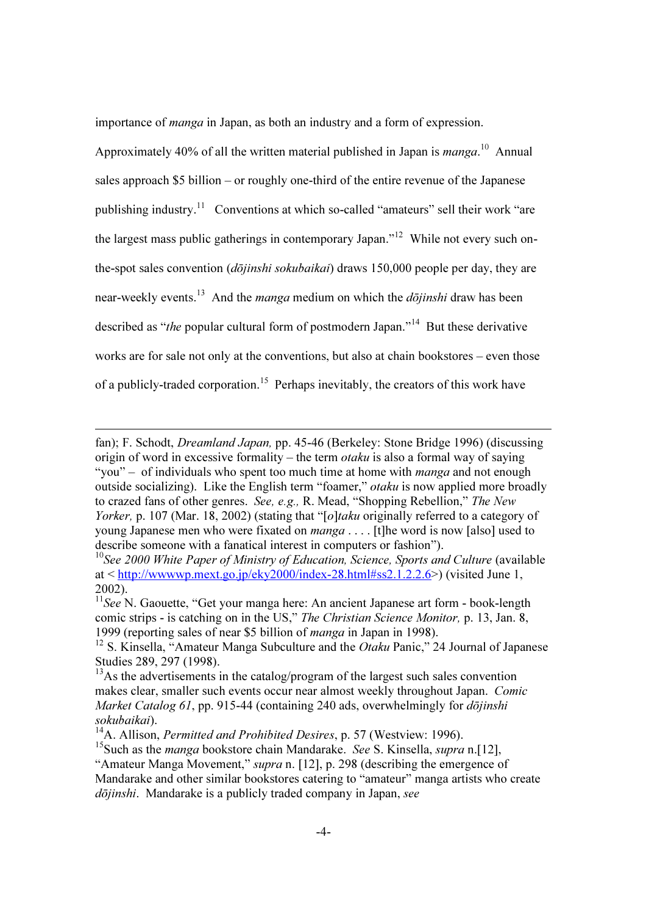importance of *manga* in Japan, as both an industry and a form of expression. Approximately 40% of all the written material published in Japan is *manga*.[10] Annual sales approach $5 billion – or roughly one-third of the entire revenue of the Japanese publishing industry.[11] Conventions at which so-called "amateurs" sell their work "are the largest mass public gatherings in contemporary Japan."[12] While not every such on-the-spot sales convention (*dōjinshi sokubaikai*) draws 150,000 people per day, they are near-weekly events.[13] And the *manga* medium on which the *dōjinshi* draw has been described as "*the* popular cultural form of postmodern Japan."[14] But these derivative works are for sale not only at the conventions, but also at chain bookstores – even those of a publicly-traded corporation.[15] Perhaps inevitably, the creators of this work have

---

fan); F. Schodt, *Dreamland Japan,* pp. 45-46 (Berkeley: Stone Bridge 1996) (discussing origin of word in excessive formality – the term *otaku* is also a formal way of saying "you" – of individuals who spent too much time at home with *manga* and not enough outside socializing). Like the English term "foamer," *otaku* is now applied more broadly to crazed fans of other genres. *See, e.g.,* R. Mead, "Shopping Rebellion," *The New Yorker,* p. 107 (Mar. 18, 2002) (stating that "[*o*]*taku* originally referred to a category of young Japanese men who were fixated on *manga* . . . . [t]he word is now [also] used to describe someone with a fanatical interest in computers or fashion").

[10]*See 2000 White Paper of Ministry of Education, Science, Sports and Culture* (available at < http://wwwwp.mext.go.jp/eky2000/index-28.html#ss2.1.2.2.6>) (visited June 1, 2002).

[11]*See* N. Gaouette, "Get your manga here: An ancient Japanese art form - book-length comic strips - is catching on in the US," *The Christian Science Monitor,* p. 13, Jan. 8, 1999 (reporting sales of near $5 billion of *manga* in Japan in 1998).

[12] S. Kinsella, "Amateur Manga Subculture and the *Otaku* Panic," 24 Journal of Japanese Studies 289, 297 (1998).

[13]As the advertisements in the catalog/program of the largest such sales convention makes clear, smaller such events occur near almost weekly throughout Japan. *Comic Market Catalog 61*, pp. 915-44 (containing 240 ads, overwhelmingly for *dōjinshi sokubaikai*).

[14]A. Allison, *Permitted and Prohibited Desires*, p. 57 (Westview: 1996).

[15]Such as the *manga* bookstore chain Mandarake. *See* S. Kinsella, *supra* n.[12], "Amateur Manga Movement," *supra* n. [12], p. 298 (describing the emergence of Mandarake and other similar bookstores catering to "amateur" manga artists who create *dōjinshi*. Mandarake is a publicly traded company in Japan, *see*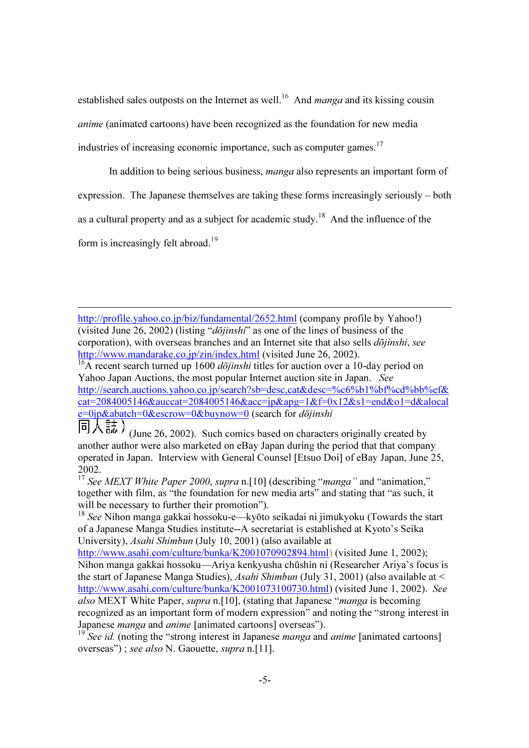established sales outposts on the Internet as well.[16] And *manga* and its kissing cousin *anime* (animated cartoons) have been recognized as the foundation for new media industries of increasing economic importance, such as computer games.[17]

In addition to being serious business, *manga* also represents an important form of expression. The Japanese themselves are taking these forms increasingly seriously – both as a cultural property and as a subject for academic study.[18] And the influence of the form is increasingly felt abroad.[19]

---

http://profile.yahoo.co.jp/biz/fundamental/2652.html (company profile by Yahoo!) (visited June 26, 2002) (listing "*dōjinshi*" as one of the lines of business of the corporation), with overseas branches and an Internet site that also sells *dōjinshi*, *see* http://www.mandarake.co.jp/zin/index.html (visited June 26, 2002).

[16] A recent search turned up 1600 *dōjinshi* titles for auction over a 10-day period on Yahoo Japan Auctions, the most popular Internet auction site in Japan. *See* http://search.auctions.yahoo.co.jp/search?sb=desc,cat&desc=%c6%b1%bf%cd%bb%ef&cat=2084005146&auccat=2084005146&acc=jp&apg=1&f=0x12&s1=end&o1=d&alocale=0jp&abatch=0&escrow=0&buynow=0 (search for *dōjinshi* 同人誌) (June 26, 2002). Such comics based on characters originally created by another author were also marketed on eBay Japan during the period that that company operated in Japan. Interview with General Counsel [Etsuo Doi] of eBay Japan, June 25, 2002.

[17] *See MEXT White Paper 2000*, *supra* n.[10] (describing "*manga*" and "animation," together with film, as "the foundation for new media arts" and stating that "as such, it will be necessary to further their promotion").

[18] *See* Nihon manga gakkai hossoku-e—kyōto seikadai ni jimukyoku (Towards the start of a Japanese Manga Studies institute--A secretariat is established at Kyoto's Seika University), *Asahi Shimbun* (July 10, 2001) (also available at http://www.asahi.com/culture/bunka/K2001070902894.html) (visited June 1, 2002); Nihon manga gakkai hossoku—Ariya kenkyusha chūshin ni (Researcher Ariya's focus is the start of Japanese Manga Studies), *Asahi Shimbun* (July 31, 2001) (also available at < http://www.asahi.com/culture/bunka/K2001073100730.html) (visited June 1, 2002). *See also* MEXT White Paper, *supra* n.[10], (stating that Japanese "*manga* is becoming recognized as an important form of modern expression" and noting the "strong interest in Japanese *manga* and *anime* [animated cartoons] overseas").

[19] *See id.* (noting the "strong interest in Japanese *manga* and *anime* [animated cartoons] overseas") ; *see also* N. Gaouette, *supra* n.[11].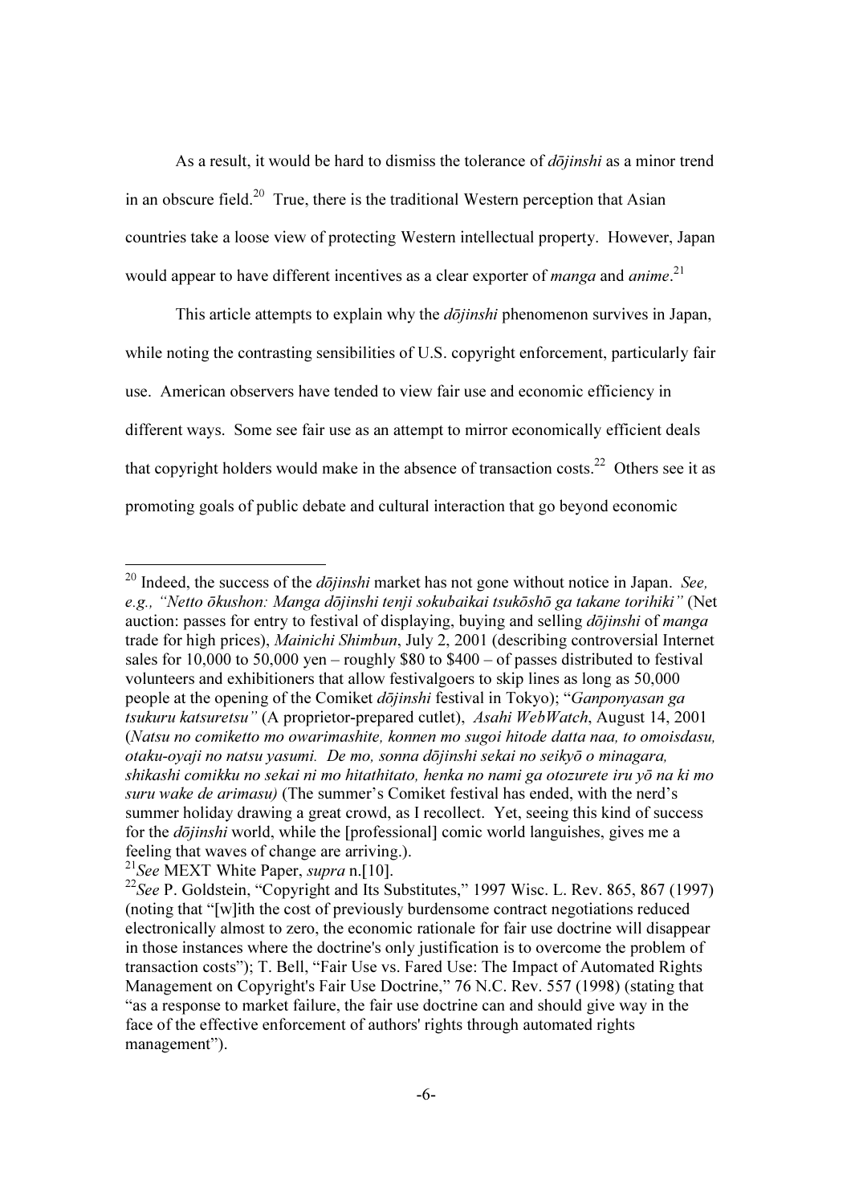As a result, it would be hard to dismiss the tolerance of *dōjinshi* as a minor trend in an obscure field.[20] True, there is the traditional Western perception that Asian countries take a loose view of protecting Western intellectual property. However, Japan would appear to have different incentives as a clear exporter of *manga* and *anime*.[21]

This article attempts to explain why the *dōjinshi* phenomenon survives in Japan, while noting the contrasting sensibilities of U.S. copyright enforcement, particularly fair use. American observers have tended to view fair use and economic efficiency in different ways. Some see fair use as an attempt to mirror economically efficient deals that copyright holders would make in the absence of transaction costs.[22] Others see it as promoting goals of public debate and cultural interaction that go beyond economic

---

[20] Indeed, the success of the *dōjinshi* market has not gone without notice in Japan. *See, e.g., "Netto ōkushon: Manga dōjinshi tenji sokubaikai tsukōshō ga takane torihiki"* (Net auction: passes for entry to festival of displaying, buying and selling *dōjinshi* of *manga* trade for high prices), *Mainichi Shimbun*, July 2, 2001 (describing controversial Internet sales for 10,000 to 50,000 yen – roughly \$80 to \$400 – of passes distributed to festival volunteers and exhibitioners that allow festivalgoers to skip lines as long as 50,000 people at the opening of the Comiket *dōjinshi* festival in Tokyo); "*Ganponyasan ga tsukuru katsuretsu"* (A proprietor-prepared cutlet), *Asahi WebWatch*, August 14, 2001 (*Natsu no comiketto mo owarimashite, konnen mo sugoi hitode datta naa, to omoisdasu, otaku-oyaji no natsu yasumi. De mo, sonna dōjinshi sekai no seikyō o minagara, shikashi comikku no sekai ni mo hitathitato, henka no nami ga otozurete iru yō na ki mo suru wake de arimasu)* (The summer's Comiket festival has ended, with the nerd's summer holiday drawing a great crowd, as I recollect. Yet, seeing this kind of success for the *dōjinshi* world, while the [professional] comic world languishes, gives me a feeling that waves of change are arriving.).

[21] *See* MEXT White Paper, *supra* n.[10].

[22] *See* P. Goldstein, "Copyright and Its Substitutes," 1997 Wisc. L. Rev. 865, 867 (1997) (noting that "[w]ith the cost of previously burdensome contract negotiations reduced electronically almost to zero, the economic rationale for fair use doctrine will disappear in those instances where the doctrine's only justification is to overcome the problem of transaction costs"); T. Bell, "Fair Use vs. Fared Use: The Impact of Automated Rights Management on Copyright's Fair Use Doctrine," 76 N.C. Rev. 557 (1998) (stating that "as a response to market failure, the fair use doctrine can and should give way in the face of the effective enforcement of authors' rights through automated rights management").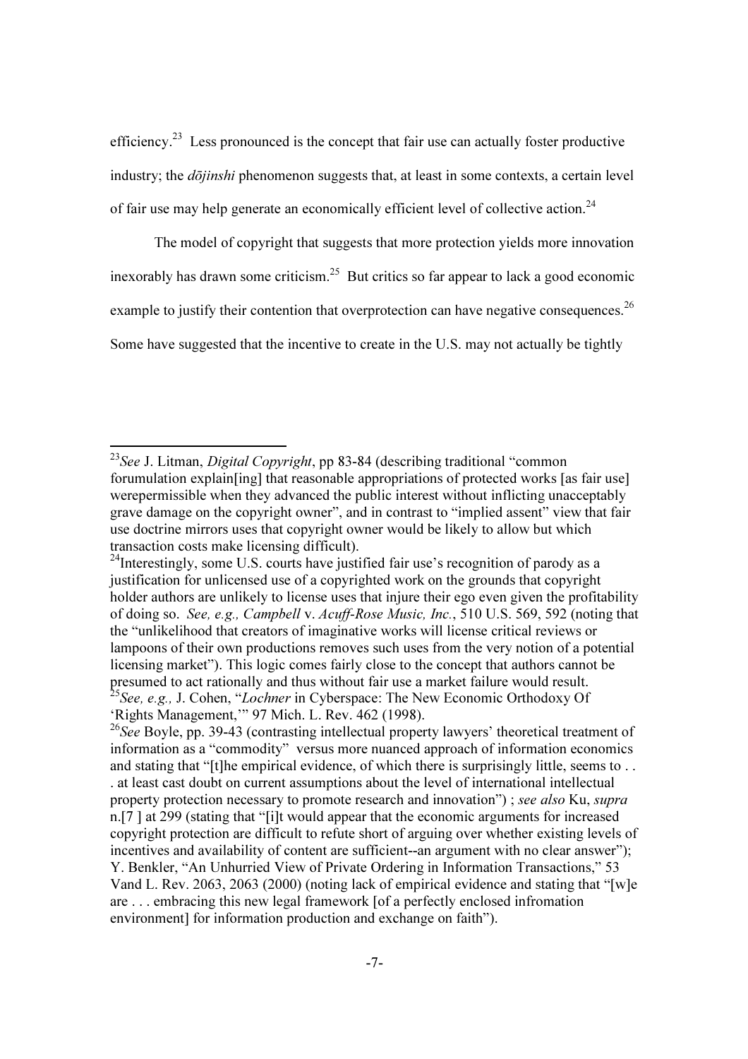efficiency.[23] Less pronounced is the concept that fair use can actually foster productive industry; the *dōjinshi* phenomenon suggests that, at least in some contexts, a certain level of fair use may help generate an economically efficient level of collective action.[24]

The model of copyright that suggests that more protection yields more innovation inexorably has drawn some criticism.[25] But critics so far appear to lack a good economic example to justify their contention that overprotection can have negative consequences.[26] Some have suggested that the incentive to create in the U.S. may not actually be tightly

---

[23] *See* J. Litman, *Digital Copyright*, pp 83-84 (describing traditional "common forumulation explain[ing] that reasonable appropriations of protected works [as fair use] werepermissible when they advanced the public interest without inflicting unacceptably grave damage on the copyright owner", and in contrast to "implied assent" view that fair use doctrine mirrors uses that copyright owner would be likely to allow but which transaction costs make licensing difficult).

[24] Interestingly, some U.S. courts have justified fair use's recognition of parody as a justification for unlicensed use of a copyrighted work on the grounds that copyright holder authors are unlikely to license uses that injure their ego even given the profitability of doing so. *See, e.g., Campbell* v. *Acuff-Rose Music, Inc.*, 510 U.S. 569, 592 (noting that the "unlikelihood that creators of imaginative works will license critical reviews or lampoons of their own productions removes such uses from the very notion of a potential licensing market"). This logic comes fairly close to the concept that authors cannot be presumed to act rationally and thus without fair use a market failure would result.

[25] *See, e.g.,* J. Cohen, "*Lochner* in Cyberspace: The New Economic Orthodoxy Of 'Rights Management,'" 97 Mich. L. Rev. 462 (1998).

[26] *See* Boyle, pp. 39-43 (contrasting intellectual property lawyers' theoretical treatment of information as a "commodity" versus more nuanced approach of information economics and stating that "[t]he empirical evidence, of which there is surprisingly little, seems to . . . at least cast doubt on current assumptions about the level of international intellectual property protection necessary to promote research and innovation") ; *see also* Ku, *supra* n.[7 ] at 299 (stating that "[i]t would appear that the economic arguments for increased copyright protection are difficult to refute short of arguing over whether existing levels of incentives and availability of content are sufficient--an argument with no clear answer"); Y. Benkler, "An Unhurried View of Private Ordering in Information Transactions," 53 Vand L. Rev. 2063, 2063 (2000) (noting lack of empirical evidence and stating that "[w]e are . . . embracing this new legal framework [of a perfectly enclosed infromation environment] for information production and exchange on faith").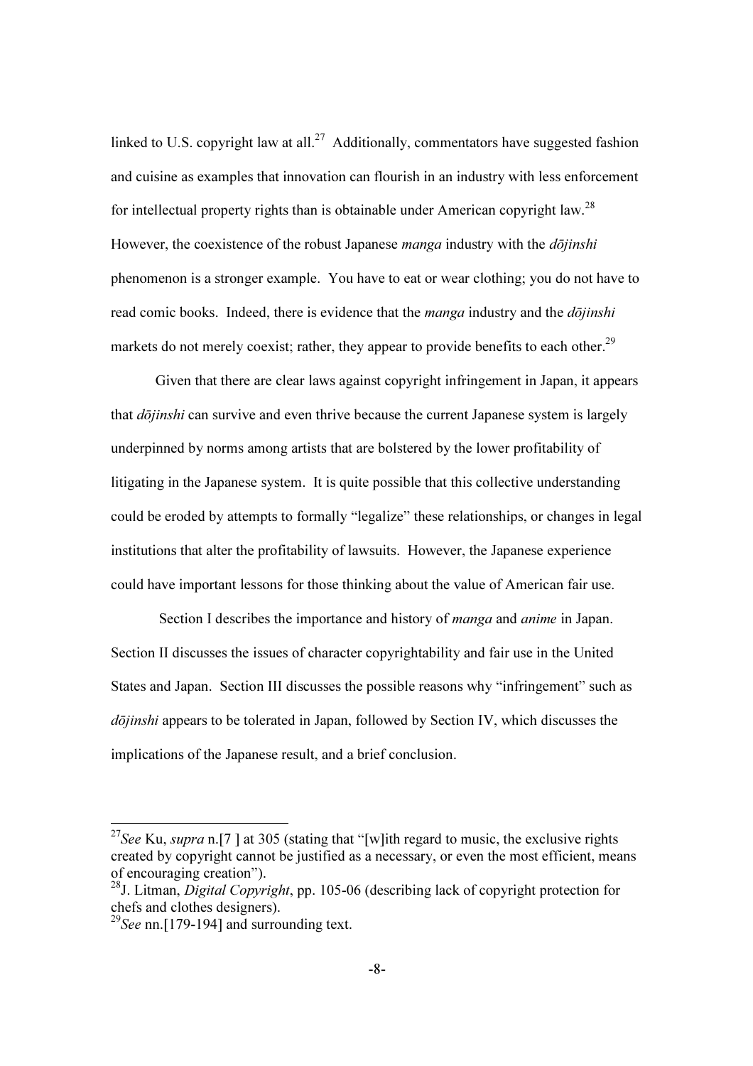linked to U.S. copyright law at all.[27] Additionally, commentators have suggested fashion and cuisine as examples that innovation can flourish in an industry with less enforcement for intellectual property rights than is obtainable under American copyright law.[28] However, the coexistence of the robust Japanese *manga* industry with the *dōjinshi* phenomenon is a stronger example. You have to eat or wear clothing; you do not have to read comic books. Indeed, there is evidence that the *manga* industry and the *dōjinshi* markets do not merely coexist; rather, they appear to provide benefits to each other.[29]

Given that there are clear laws against copyright infringement in Japan, it appears that *dōjinshi* can survive and even thrive because the current Japanese system is largely underpinned by norms among artists that are bolstered by the lower profitability of litigating in the Japanese system. It is quite possible that this collective understanding could be eroded by attempts to formally "legalize" these relationships, or changes in legal institutions that alter the profitability of lawsuits. However, the Japanese experience could have important lessons for those thinking about the value of American fair use.

Section I describes the importance and history of *manga* and *anime* in Japan. Section II discusses the issues of character copyrightability and fair use in the United States and Japan. Section III discusses the possible reasons why "infringement" such as *dōjinshi* appears to be tolerated in Japan, followed by Section IV, which discusses the implications of the Japanese result, and a brief conclusion.

---

[27] *See* Ku, *supra* n.[7 ] at 305 (stating that "[w]ith regard to music, the exclusive rights created by copyright cannot be justified as a necessary, or even the most efficient, means of encouraging creation").

[28] J. Litman, *Digital Copyright*, pp. 105-06 (describing lack of copyright protection for chefs and clothes designers).

[29] *See* nn.[179-194] and surrounding text.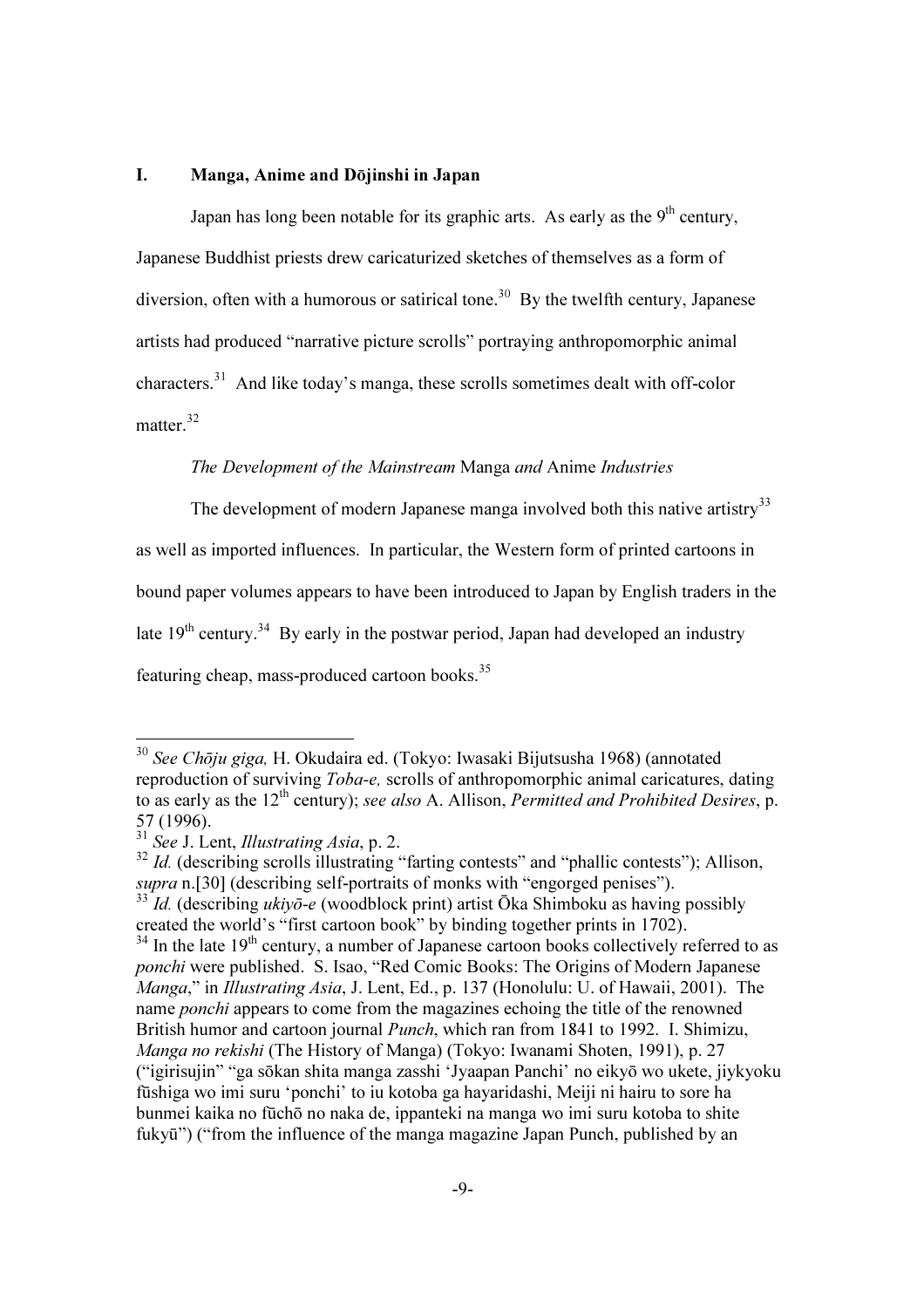## I. Manga, Anime and Dōjinshi in Japan

Japan has long been notable for its graphic arts. As early as the 9th century, Japanese Buddhist priests drew caricaturized sketches of themselves as a form of diversion, often with a humorous or satirical tone.[30] By the twelfth century, Japanese artists had produced "narrative picture scrolls" portraying anthropomorphic animal characters.[31] And like today's manga, these scrolls sometimes dealt with off-color matter.[32]

### *The Development of the Mainstream* Manga *and* Anime *Industries*

The development of modern Japanese manga involved both this native artistry[33] as well as imported influences. In particular, the Western form of printed cartoons in bound paper volumes appears to have been introduced to Japan by English traders in the late 19th century.[34] By early in the postwar period, Japan had developed an industry featuring cheap, mass-produced cartoon books.[35]

---

[30] *See Chōju giga,* H. Okudaira ed. (Tokyo: Iwasaki Bijutsusha 1968) (annotated reproduction of surviving *Toba-e,* scrolls of anthropomorphic animal caricatures, dating to as early as the 12th century); *see also* A. Allison, *Permitted and Prohibited Desires*, p. 57 (1996).

[31] *See* J. Lent, *Illustrating Asia*, p. 2.

[32] *Id.* (describing scrolls illustrating "farting contests" and "phallic contests"); Allison, *supra* n.[30] (describing self-portraits of monks with "engorged penises").

[33] *Id.* (describing *ukiyō-e* (woodblock print) artist Ōka Shimboku as having possibly created the world's "first cartoon book" by binding together prints in 1702).

[34] In the late 19th century, a number of Japanese cartoon books collectively referred to as *ponchi* were published. S. Isao, "Red Comic Books: The Origins of Modern Japanese *Manga*," in *Illustrating Asia*, J. Lent, Ed., p. 137 (Honolulu: U. of Hawaii, 2001). The name *ponchi* appears to come from the magazines echoing the title of the renowned British humor and cartoon journal *Punch*, which ran from 1841 to 1992. I. Shimizu, *Manga no rekishi* (The History of Manga) (Tokyo: Iwanami Shoten, 1991), p. 27 ("igirisujin" "ga sōkan shita manga zasshi 'Jyaapan Panchi' no eikyō wo ukete, jiykyoku fūshiga wo imi suru 'ponchi' to iu kotoba ga hayaridashi, Meiji ni hairu to sore ha bunmei kaika no fūchō no naka de, ippanteki na manga wo imi suru kotoba to shite fukyū") ("from the influence of the manga magazine Japan Punch, published by an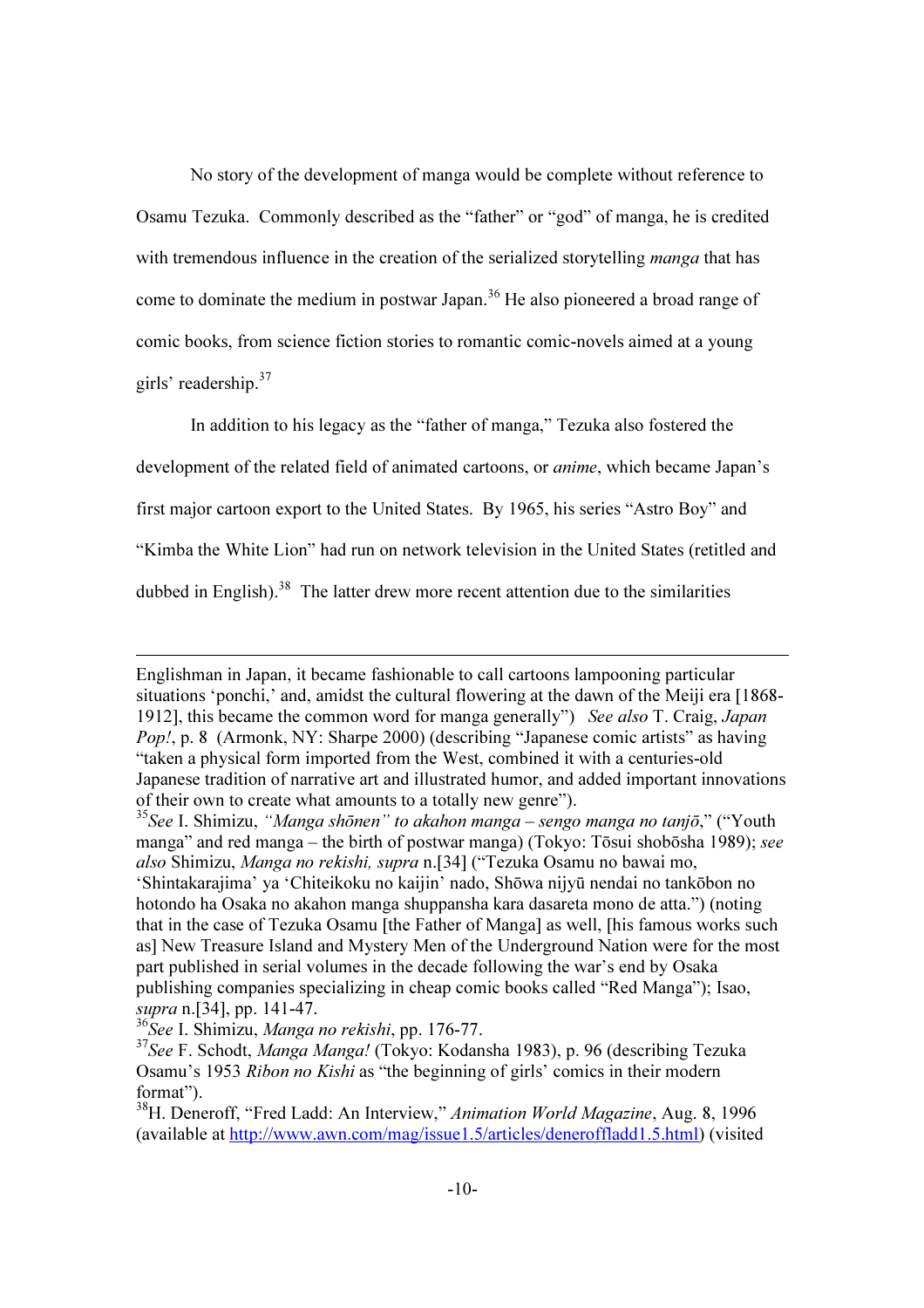No story of the development of manga would be complete without reference to Osamu Tezuka. Commonly described as the "father" or "god" of manga, he is credited with tremendous influence in the creation of the serialized storytelling *manga* that has come to dominate the medium in postwar Japan.[36] He also pioneered a broad range of comic books, from science fiction stories to romantic comic-novels aimed at a young girls' readership.[37]

In addition to his legacy as the "father of manga," Tezuka also fostered the development of the related field of animated cartoons, or *anime*, which became Japan's first major cartoon export to the United States. By 1965, his series "Astro Boy" and "Kimba the White Lion" had run on network television in the United States (retitled and dubbed in English).[38] The latter drew more recent attention due to the similarities

---

Englishman in Japan, it became fashionable to call cartoons lampooning particular situations 'ponchi,' and, amidst the cultural flowering at the dawn of the Meiji era [1868-1912], this became the common word for manga generally") *See also* T. Craig, *Japan Pop!*, p. 8 (Armonk, NY: Sharpe 2000) (describing "Japanese comic artists" as having "taken a physical form imported from the West, combined it with a centuries-old Japanese tradition of narrative art and illustrated humor, and added important innovations of their own to create what amounts to a totally new genre").

[35] *See* I. Shimizu, *"Manga shōnen" to akahon manga – sengo manga no tanjō*," ("Youth manga" and red manga – the birth of postwar manga) (Tokyo: Tōsui shobōsha 1989); *see also* Shimizu, *Manga no rekishi, supra* n.[34] ("Tezuka Osamu no bawai mo, 'Shintakarajima' ya 'Chiteikoku no kaijin' nado, Shōwa nijyū nendai no tankōbon no hotondo ha Osaka no akahon manga shuppansha kara dasareta mono de atta.") (noting that in the case of Tezuka Osamu [the Father of Manga] as well, [his famous works such as] New Treasure Island and Mystery Men of the Underground Nation were for the most part published in serial volumes in the decade following the war's end by Osaka publishing companies specializing in cheap comic books called "Red Manga"); Isao, *supra* n.[34], pp. 141-47.

[36] *See* I. Shimizu, *Manga no rekishi*, pp. 176-77.

[37] *See* F. Schodt, *Manga Manga!* (Tokyo: Kodansha 1983), p. 96 (describing Tezuka Osamu's 1953 *Ribon no Kishi* as "the beginning of girls' comics in their modern format").

[38] H. Deneroff, "Fred Ladd: An Interview," *Animation World Magazine*, Aug. 8, 1996 (available at http://www.awn.com/mag/issue1.5/articles/deneroffladd1.5.html) (visited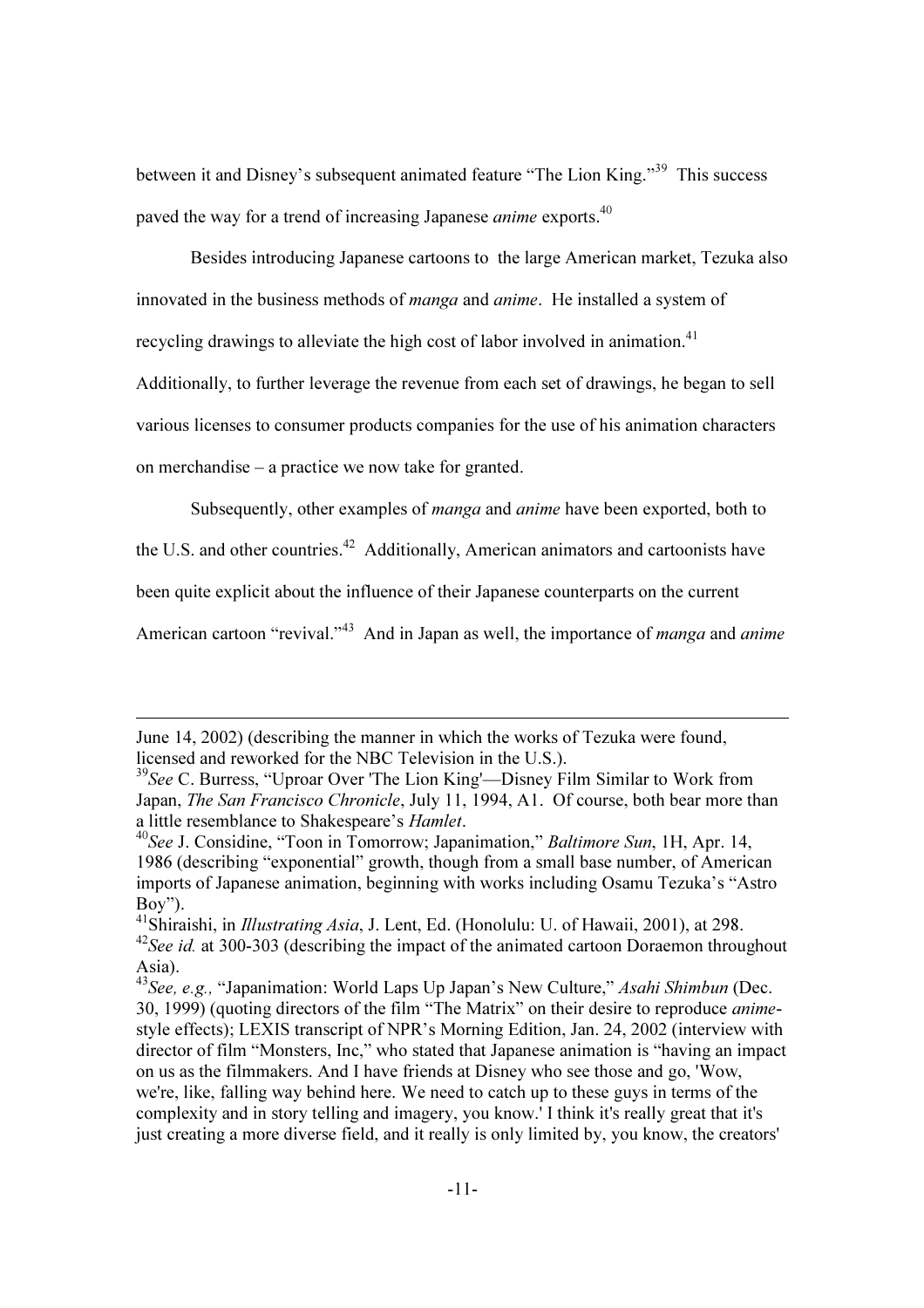between it and Disney's subsequent animated feature "The Lion King."[39] This success paved the way for a trend of increasing Japanese *anime* exports.[40]

Besides introducing Japanese cartoons to the large American market, Tezuka also innovated in the business methods of *manga* and *anime*. He installed a system of recycling drawings to alleviate the high cost of labor involved in animation.[41] Additionally, to further leverage the revenue from each set of drawings, he began to sell various licenses to consumer products companies for the use of his animation characters on merchandise – a practice we now take for granted.

Subsequently, other examples of *manga* and *anime* have been exported, both to the U.S. and other countries.[42] Additionally, American animators and cartoonists have been quite explicit about the influence of their Japanese counterparts on the current American cartoon "revival."[43] And in Japan as well, the importance of *manga* and *anime*

---

June 14, 2002) (describing the manner in which the works of Tezuka were found, licensed and reworked for the NBC Television in the U.S.).

[39]*See* C. Burress, "Uproar Over 'The Lion King'—Disney Film Similar to Work from Japan, *The San Francisco Chronicle*, July 11, 1994, A1. Of course, both bear more than a little resemblance to Shakespeare's *Hamlet*.

[40]*See* J. Considine, "Toon in Tomorrow; Japanimation," *Baltimore Sun*, 1H, Apr. 14, 1986 (describing "exponential" growth, though from a small base number, of American imports of Japanese animation, beginning with works including Osamu Tezuka's "Astro Boy").

[41]Shiraishi, in *Illustrating Asia*, J. Lent, Ed. (Honolulu: U. of Hawaii, 2001), at 298.

[42]*See id.* at 300-303 (describing the impact of the animated cartoon Doraemon throughout Asia).

[43]*See, e.g.,* "Japanimation: World Laps Up Japan's New Culture," *Asahi Shimbun* (Dec. 30, 1999) (quoting directors of the film "The Matrix" on their desire to reproduce *anime*-style effects); LEXIS transcript of NPR's Morning Edition, Jan. 24, 2002 (interview with director of film "Monsters, Inc," who stated that Japanese animation is "having an impact on us as the filmmakers. And I have friends at Disney who see those and go, 'Wow, we're, like, falling way behind here. We need to catch up to these guys in terms of the complexity and in story telling and imagery, you know.' I think it's really great that it's just creating a more diverse field, and it really is only limited by, you know, the creators'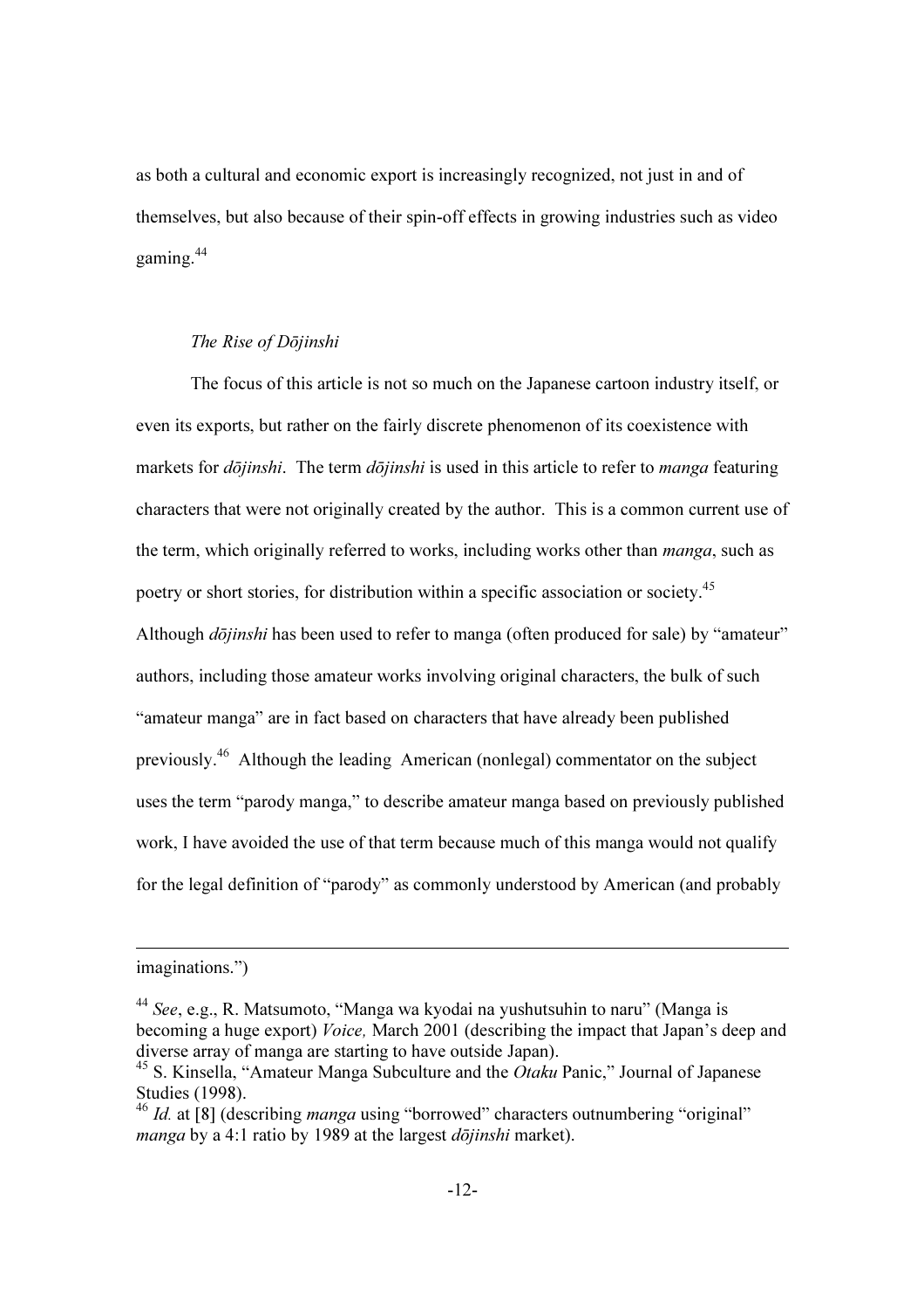as both a cultural and economic export is increasingly recognized, not just in and of themselves, but also because of their spin-off effects in growing industries such as video gaming.[44]

### *The Rise of Dōjinshi*

The focus of this article is not so much on the Japanese cartoon industry itself, or even its exports, but rather on the fairly discrete phenomenon of its coexistence with markets for *dōjinshi*. The term *dōjinshi* is used in this article to refer to *manga* featuring characters that were not originally created by the author. This is a common current use of the term, which originally referred to works, including works other than *manga*, such as poetry or short stories, for distribution within a specific association or society.[45] Although *dōjinshi* has been used to refer to manga (often produced for sale) by "amateur" authors, including those amateur works involving original characters, the bulk of such "amateur manga" are in fact based on characters that have already been published previously.[46] Although the leading American (nonlegal) commentator on the subject uses the term "parody manga," to describe amateur manga based on previously published work, I have avoided the use of that term because much of this manga would not qualify for the legal definition of "parody" as commonly understood by American (and probably

---

imaginations.")

[44] *See*, e.g., R. Matsumoto, "Manga wa kyodai na yushutsuhin to naru" (Manga is becoming a huge export) *Voice,* March 2001 (describing the impact that Japan's deep and diverse array of manga are starting to have outside Japan).

[45] S. Kinsella, "Amateur Manga Subculture and the *Otaku* Panic," Journal of Japanese Studies (1998).

[46] *Id.* at [8] (describing *manga* using "borrowed" characters outnumbering "original" *manga* by a 4:1 ratio by 1989 at the largest *dōjinshi* market).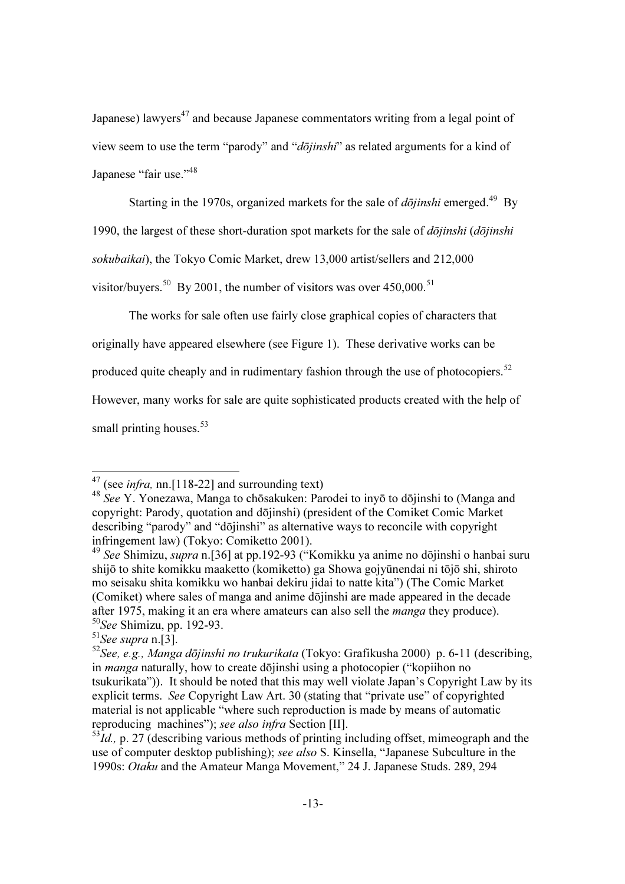Japanese) lawyers[47] and because Japanese commentators writing from a legal point of view seem to use the term "parody" and "*dōjinshi*" as related arguments for a kind of Japanese "fair use."[48]

Starting in the 1970s, organized markets for the sale of *dōjinshi* emerged.[49] By 1990, the largest of these short-duration spot markets for the sale of *dōjinshi* (*dōjinshi sokubaikai*), the Tokyo Comic Market, drew 13,000 artist/sellers and 212,000 visitor/buyers.[50] By 2001, the number of visitors was over 450,000.[51]

The works for sale often use fairly close graphical copies of characters that originally have appeared elsewhere (see Figure 1). These derivative works can be produced quite cheaply and in rudimentary fashion through the use of photocopiers.[52] However, many works for sale are quite sophisticated products created with the help of small printing houses.[53]

---

[47] (see *infra,* nn.[118-22] and surrounding text)

[48] *See* Y. Yonezawa, Manga to chōsakuken: Parodei to inyō to dōjinshi to (Manga and copyright: Parody, quotation and dōjinshi) (president of the Comiket Comic Market describing "parody" and "dōjinshi" as alternative ways to reconcile with copyright infringement law) (Tokyo: Comiketto 2001).

[49] *See* Shimizu, *supra* n.[36] at pp.192-93 ("Komikku ya anime no dōjinshi o hanbai suru shijō to shite komikku maaketto (komiketto) ga Showa gojyūnendai ni tōjō shi, shiroto mo seisaku shita komikku wo hanbai dekiru jidai to natte kita") (The Comic Market (Comiket) where sales of manga and anime dōjinshi are made appeared in the decade after 1975, making it an era where amateurs can also sell the *manga* they produce).

[50] *See* Shimizu, pp. 192-93.

[51] *See supra* n.[3].

[52] *See, e.g., Manga dōjinshi no trukurikata* (Tokyo: Grafikusha 2000) p. 6-11 (describing, in *manga* naturally, how to create dōjinshi using a photocopier ("kopiihon no tsukurikata")). It should be noted that this may well violate Japan's Copyright Law by its explicit terms. *See* Copyright Law Art. 30 (stating that "private use" of copyrighted material is not applicable "where such reproduction is made by means of automatic reproducing machines"); *see also infra* Section [II].

[53] *Id.,* p. 27 (describing various methods of printing including offset, mimeograph and the use of computer desktop publishing); *see also* S. Kinsella, "Japanese Subculture in the 1990s: *Otaku* and the Amateur Manga Movement," 24 J. Japanese Studs. 289, 294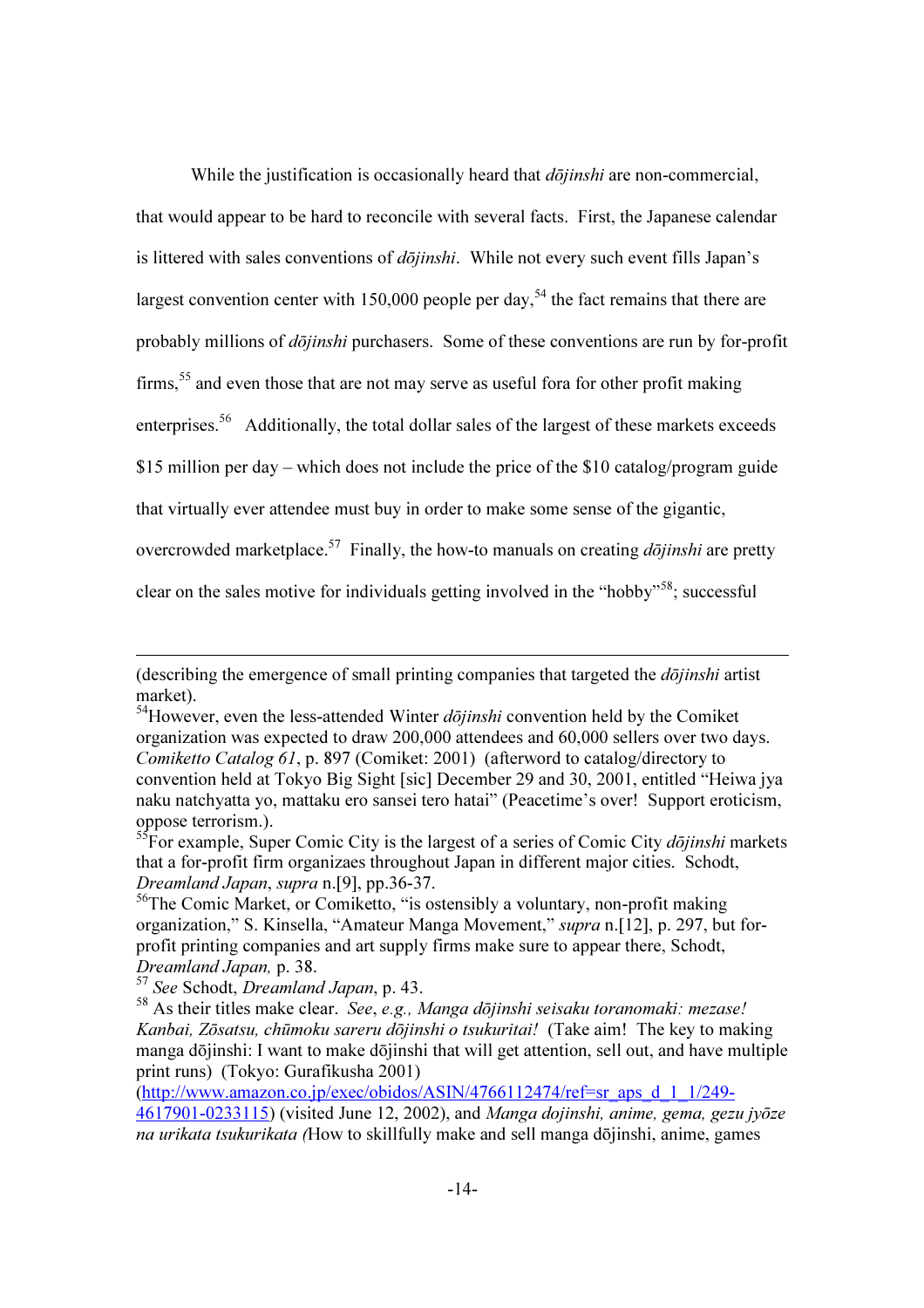While the justification is occasionally heard that *dōjinshi* are non-commercial, that would appear to be hard to reconcile with several facts. First, the Japanese calendar is littered with sales conventions of *dōjinshi*. While not every such event fills Japan's largest convention center with 150,000 people per day,[54] the fact remains that there are probably millions of *dōjinshi* purchasers. Some of these conventions are run by for-profit firms,[55] and even those that are not may serve as useful fora for other profit making enterprises.[56] Additionally, the total dollar sales of the largest of these markets exceeds $15 million per day – which does not include the price of the $10 catalog/program guide that virtually ever attendee must buy in order to make some sense of the gigantic, overcrowded marketplace.[57] Finally, the how-to manuals on creating *dōjinshi* are pretty clear on the sales motive for individuals getting involved in the "hobby"[58]; successful

---

(describing the emergence of small printing companies that targeted the *dōjinshi* artist market).

[54]However, even the less-attended Winter *dōjinshi* convention held by the Comiket organization was expected to draw 200,000 attendees and 60,000 sellers over two days. *Comiketto Catalog 61*, p. 897 (Comiket: 2001) (afterword to catalog/directory to convention held at Tokyo Big Sight [sic] December 29 and 30, 2001, entitled "Heiwa jya naku natchyatta yo, mattaku ero sansei tero hatai" (Peacetime's over! Support eroticism, oppose terrorism.).

[55]For example, Super Comic City is the largest of a series of Comic City *dōjinshi* markets that a for-profit firm organizaes throughout Japan in different major cities. Schodt, *Dreamland Japan*, *supra* n.[9], pp.36-37.

[56]The Comic Market, or Comiketto, "is ostensibly a voluntary, non-profit making organization," S. Kinsella, "Amateur Manga Movement," *supra* n.[12], p. 297, but for-profit printing companies and art supply firms make sure to appear there, Schodt, *Dreamland Japan,* p. 38.

[57] *See* Schodt, *Dreamland Japan*, p. 43.

[58] As their titles make clear. *See*, *e.g., Manga dōjinshi seisaku toranomaki: mezase! Kanbai, Zōsatsu, chūmoku sareru dōjinshi o tsukuritai!* (Take aim! The key to making manga dōjinshi: I want to make dōjinshi that will get attention, sell out, and have multiple print runs) (Tokyo: Gurafikusha 2001) (http://www.amazon.co.jp/exec/obidos/ASIN/4766112474/ref=sr_aps_d_1_1/249-4617901-0233115) (visited June 12, 2002), and *Manga dojinshi, anime, gema, gezu jyōze na urikata tsukurikata (*How to skillfully make and sell manga dōjinshi, anime, games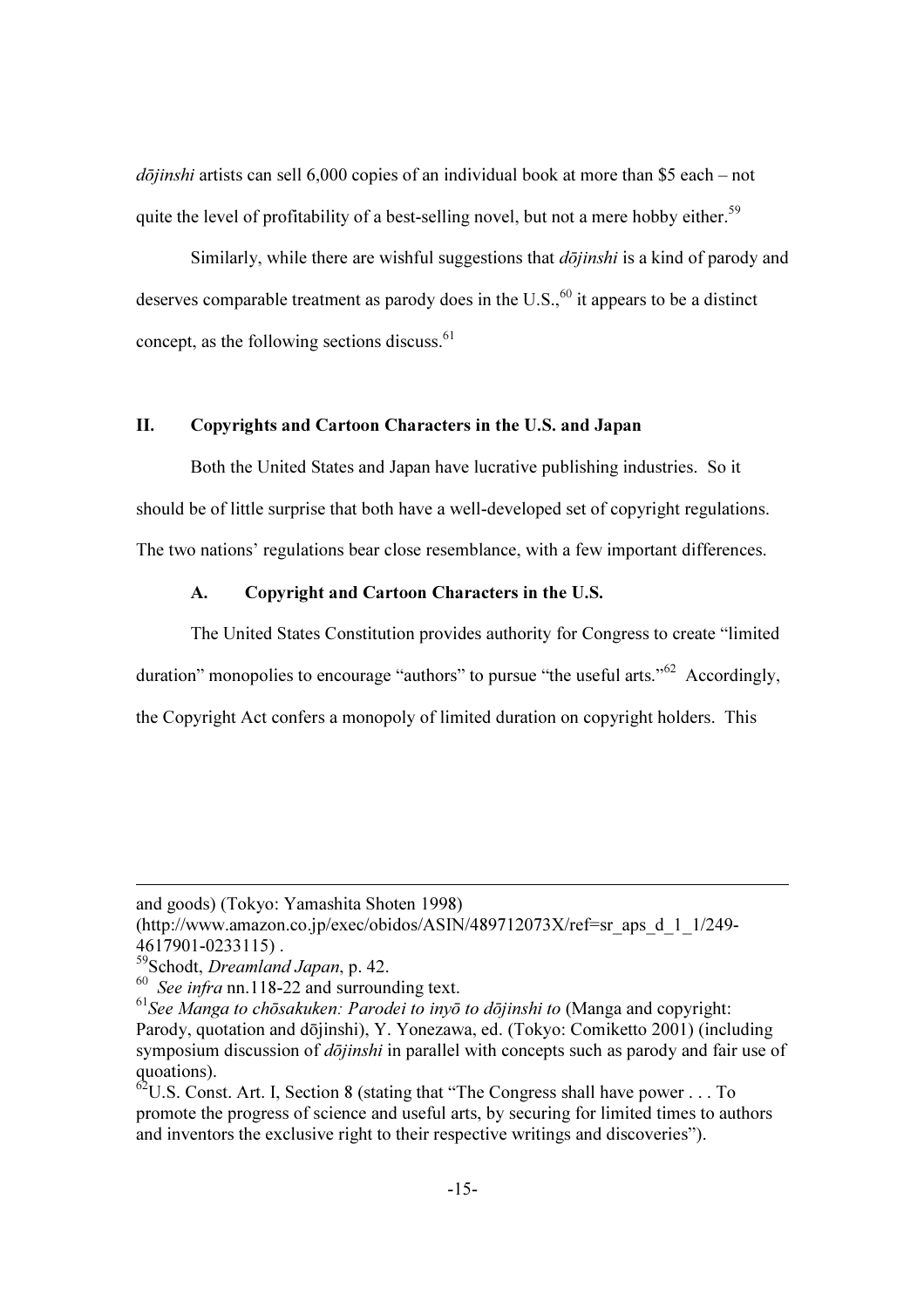*dōjinshi* artists can sell 6,000 copies of an individual book at more than $5 each – not quite the level of profitability of a best-selling novel, but not a mere hobby either.[59]

Similarly, while there are wishful suggestions that *dōjinshi* is a kind of parody and deserves comparable treatment as parody does in the U.S.,[60] it appears to be a distinct concept, as the following sections discuss.[61]

## II. Copyrights and Cartoon Characters in the U.S. and Japan

Both the United States and Japan have lucrative publishing industries. So it should be of little surprise that both have a well-developed set of copyright regulations. The two nations' regulations bear close resemblance, with a few important differences.

### A. Copyright and Cartoon Characters in the U.S.

The United States Constitution provides authority for Congress to create "limited duration" monopolies to encourage "authors" to pursue "the useful arts."[62] Accordingly, the Copyright Act confers a monopoly of limited duration on copyright holders. This

---

and goods) (Tokyo: Yamashita Shoten 1998) (http://www.amazon.co.jp/exec/obidos/ASIN/489712073X/ref=sr_aps_d_1_1/249-4617901-0233115) .

[59] Schodt, *Dreamland Japan*, p. 42.

[60] *See infra* nn.118-22 and surrounding text.

[61] *See Manga to chōsakuken: Parodei to inyō to dōjinshi to* (Manga and copyright: Parody, quotation and dōjinshi), Y. Yonezawa, ed. (Tokyo: Comiketto 2001) (including symposium discussion of *dōjinshi* in parallel with concepts such as parody and fair use of quoations).

[62] U.S. Const. Art. I, Section 8 (stating that "The Congress shall have power . . . To promote the progress of science and useful arts, by securing for limited times to authors and inventors the exclusive right to their respective writings and discoveries").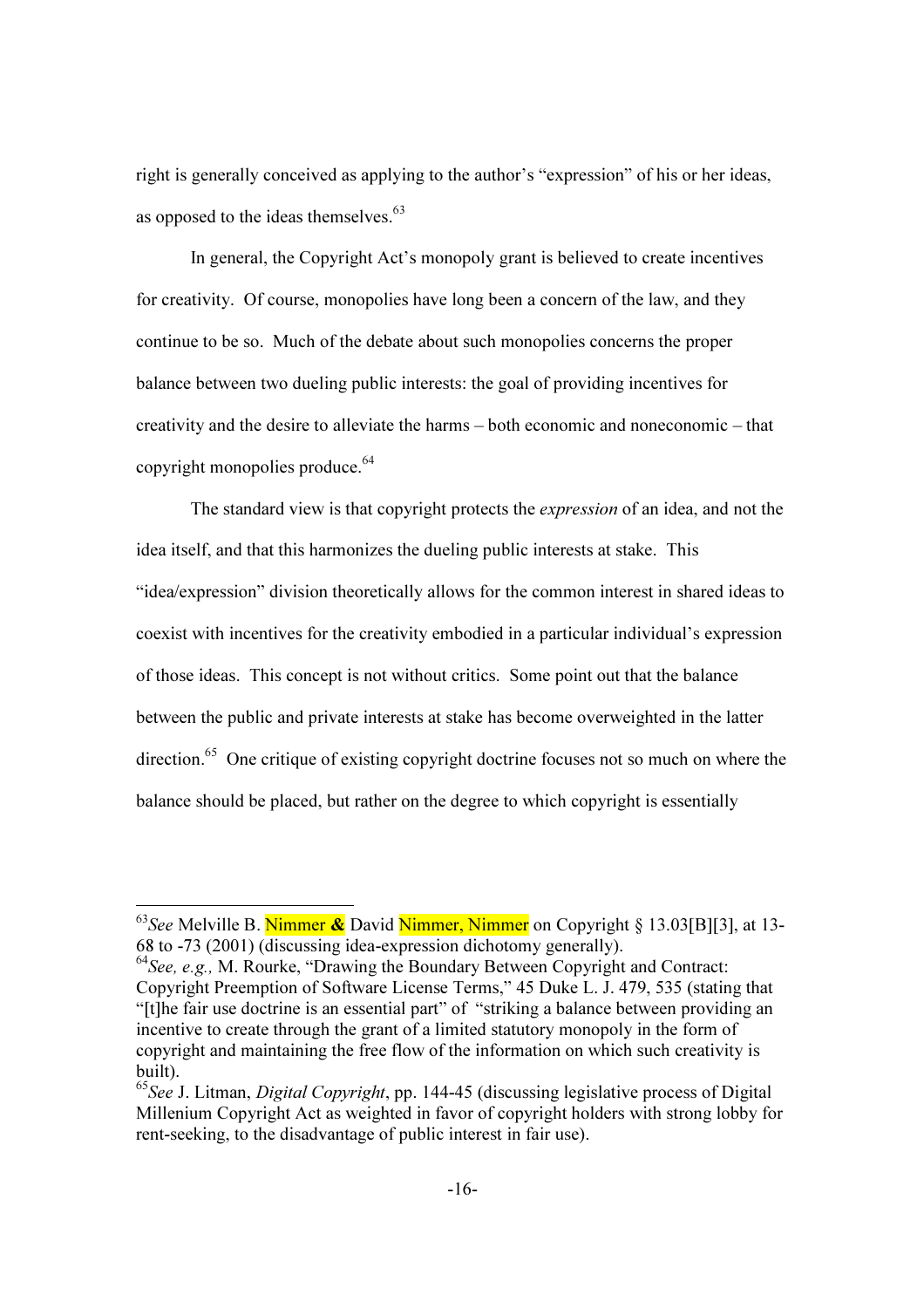right is generally conceived as applying to the author's "expression" of his or her ideas, as opposed to the ideas themselves.[63]

In general, the Copyright Act's monopoly grant is believed to create incentives for creativity. Of course, monopolies have long been a concern of the law, and they continue to be so. Much of the debate about such monopolies concerns the proper balance between two dueling public interests: the goal of providing incentives for creativity and the desire to alleviate the harms – both economic and noneconomic – that copyright monopolies produce.[64]

The standard view is that copyright protects the *expression* of an idea, and not the idea itself, and that this harmonizes the dueling public interests at stake. This "idea/expression" division theoretically allows for the common interest in shared ideas to coexist with incentives for the creativity embodied in a particular individual's expression of those ideas. This concept is not without critics. Some point out that the balance between the public and private interests at stake has become overweighted in the latter direction.[65] One critique of existing copyright doctrine focuses not so much on where the balance should be placed, but rather on the degree to which copyright is essentially

---

[63] *See* Melville B. Nimmer **&** David Nimmer, Nimmer on Copyright § 13.03[B][3], at 13-68 to -73 (2001) (discussing idea-expression dichotomy generally).

[64] *See, e.g.,* M. Rourke, "Drawing the Boundary Between Copyright and Contract: Copyright Preemption of Software License Terms," 45 Duke L. J. 479, 535 (stating that "[t]he fair use doctrine is an essential part" of "striking a balance between providing an incentive to create through the grant of a limited statutory monopoly in the form of copyright and maintaining the free flow of the information on which such creativity is built).

[65] *See* J. Litman, *Digital Copyright*, pp. 144-45 (discussing legislative process of Digital Millenium Copyright Act as weighted in favor of copyright holders with strong lobby for rent-seeking, to the disadvantage of public interest in fair use).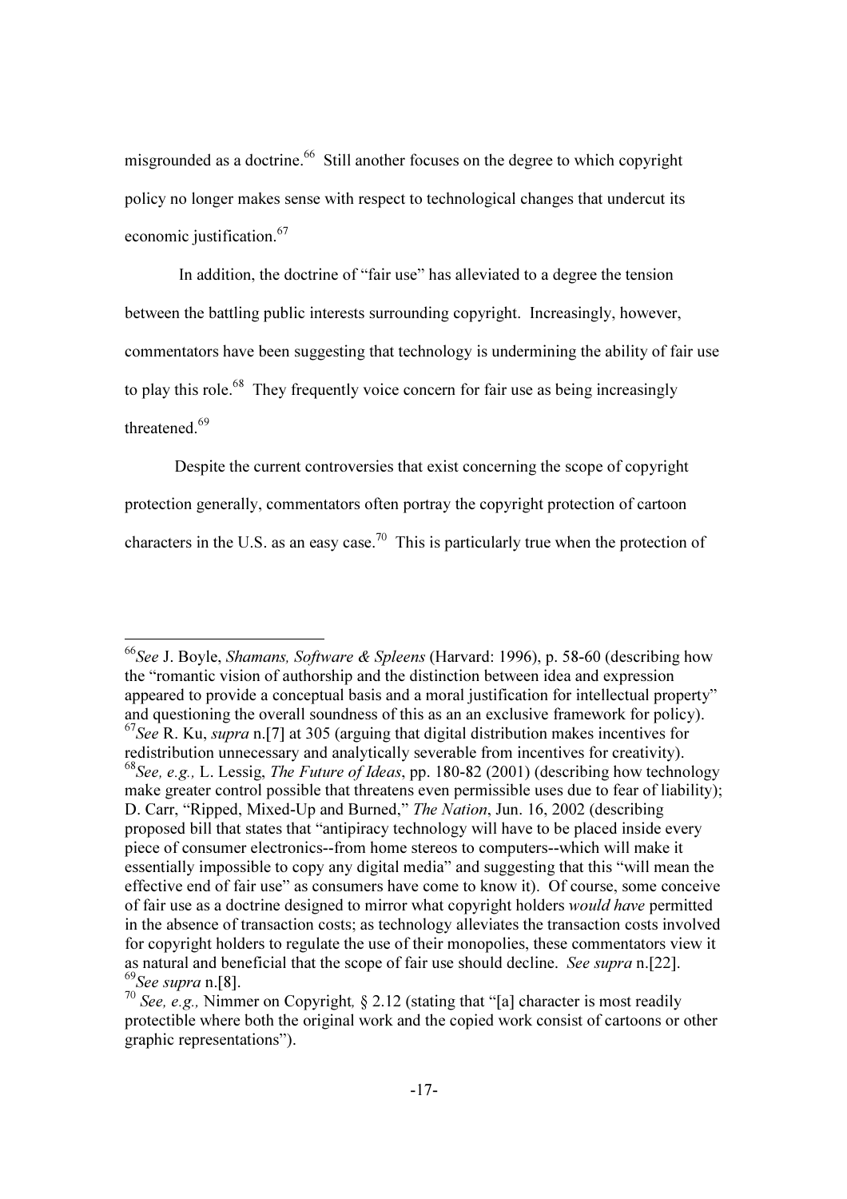misgrounded as a doctrine.[66] Still another focuses on the degree to which copyright policy no longer makes sense with respect to technological changes that undercut its economic justification.[67]

In addition, the doctrine of "fair use" has alleviated to a degree the tension between the battling public interests surrounding copyright. Increasingly, however, commentators have been suggesting that technology is undermining the ability of fair use to play this role.[68] They frequently voice concern for fair use as being increasingly threatened.[69]

Despite the current controversies that exist concerning the scope of copyright protection generally, commentators often portray the copyright protection of cartoon characters in the U.S. as an easy case.[70] This is particularly true when the protection of

---

[66] *See* J. Boyle, *Shamans, Software & Spleens* (Harvard: 1996), p. 58-60 (describing how the "romantic vision of authorship and the distinction between idea and expression appeared to provide a conceptual basis and a moral justification for intellectual property" and questioning the overall soundness of this as an an exclusive framework for policy).

[67] *See* R. Ku, *supra* n.[7] at 305 (arguing that digital distribution makes incentives for redistribution unnecessary and analytically severable from incentives for creativity).

[68] *See, e.g.,* L. Lessig, *The Future of Ideas*, pp. 180-82 (2001) (describing how technology make greater control possible that threatens even permissible uses due to fear of liability); D. Carr, "Ripped, Mixed-Up and Burned," *The Nation*, Jun. 16, 2002 (describing proposed bill that states that "antipiracy technology will have to be placed inside every piece of consumer electronics--from home stereos to computers--which will make it essentially impossible to copy any digital media" and suggesting that this "will mean the effective end of fair use" as consumers have come to know it). Of course, some conceive of fair use as a doctrine designed to mirror what copyright holders *would have* permitted in the absence of transaction costs; as technology alleviates the transaction costs involved for copyright holders to regulate the use of their monopolies, these commentators view it as natural and beneficial that the scope of fair use should decline. *See supra* n.[22].

[69] *See supra* n.[8].

[70] *See, e.g.,* Nimmer on Copyright, § 2.12 (stating that "[a] character is most readily protectible where both the original work and the copied work consist of cartoons or other graphic representations").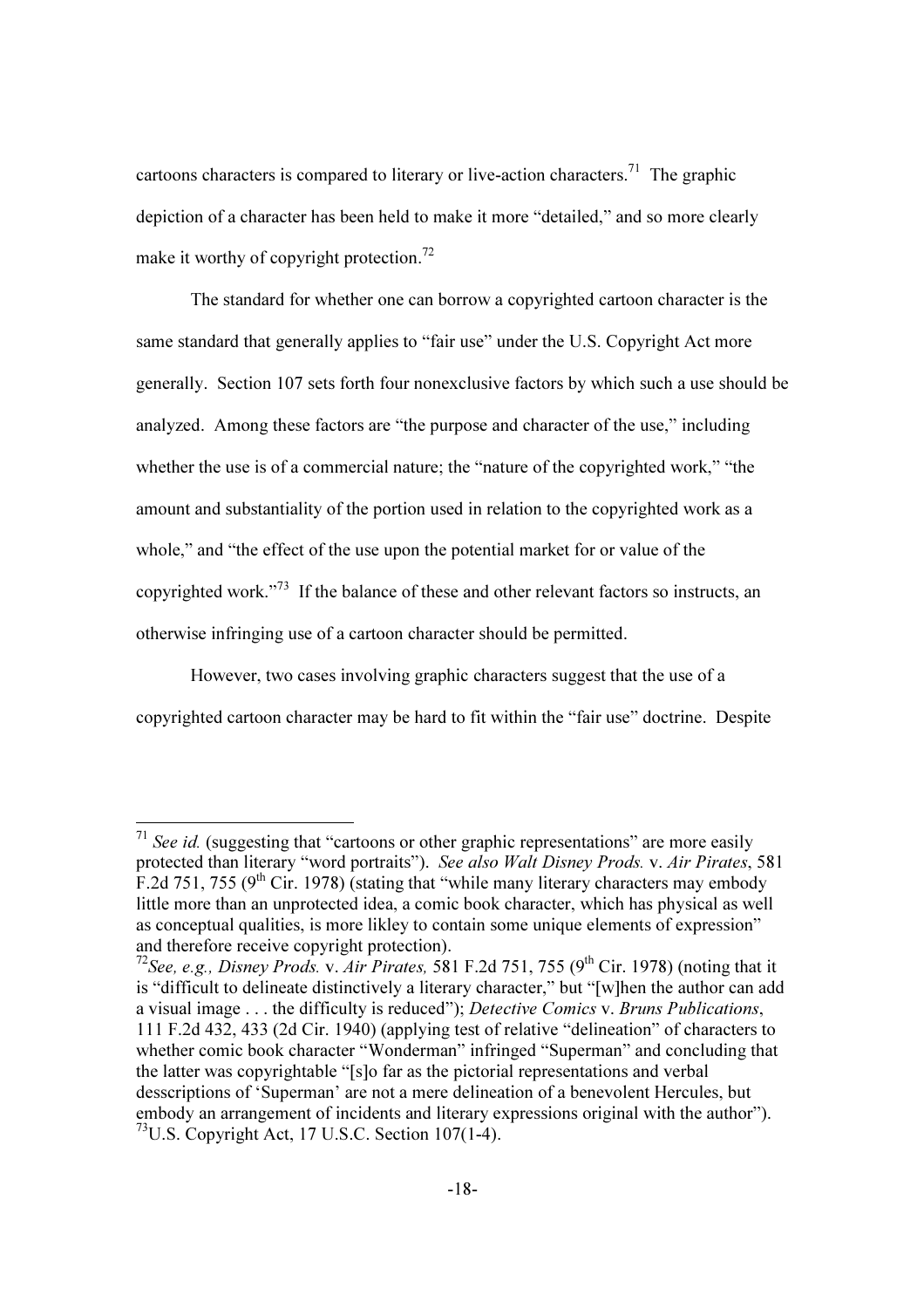cartoons characters is compared to literary or live-action characters.[71] The graphic depiction of a character has been held to make it more "detailed," and so more clearly make it worthy of copyright protection.[72]

The standard for whether one can borrow a copyrighted cartoon character is the same standard that generally applies to "fair use" under the U.S. Copyright Act more generally. Section 107 sets forth four nonexclusive factors by which such a use should be analyzed. Among these factors are "the purpose and character of the use," including whether the use is of a commercial nature; the "nature of the copyrighted work," "the amount and substantiality of the portion used in relation to the copyrighted work as a whole," and "the effect of the use upon the potential market for or value of the copyrighted work."[73] If the balance of these and other relevant factors so instructs, an otherwise infringing use of a cartoon character should be permitted.

However, two cases involving graphic characters suggest that the use of a copyrighted cartoon character may be hard to fit within the "fair use" doctrine. Despite

---

[71] *See id.* (suggesting that "cartoons or other graphic representations" are more easily protected than literary "word portraits"). *See also Walt Disney Prods.* v. *Air Pirates*, 581 F.2d 751, 755 (9th Cir. 1978) (stating that "while many literary characters may embody little more than an unprotected idea, a comic book character, which has physical as well as conceptual qualities, is more likley to contain some unique elements of expression" and therefore receive copyright protection).

[72] *See, e.g., Disney Prods.* v. *Air Pirates,* 581 F.2d 751, 755 (9th Cir. 1978) (noting that it is "difficult to delineate distinctively a literary character," but "[w]hen the author can add a visual image . . . the difficulty is reduced"); *Detective Comics* v. *Bruns Publications*, 111 F.2d 432, 433 (2d Cir. 1940) (applying test of relative "delineation" of characters to whether comic book character "Wonderman" infringed "Superman" and concluding that the latter was copyrightable "[s]o far as the pictorial representations and verbal desscriptions of 'Superman' are not a mere delineation of a benevolent Hercules, but embody an arrangement of incidents and literary expressions original with the author").

[73] U.S. Copyright Act, 17 U.S.C. Section 107(1-4).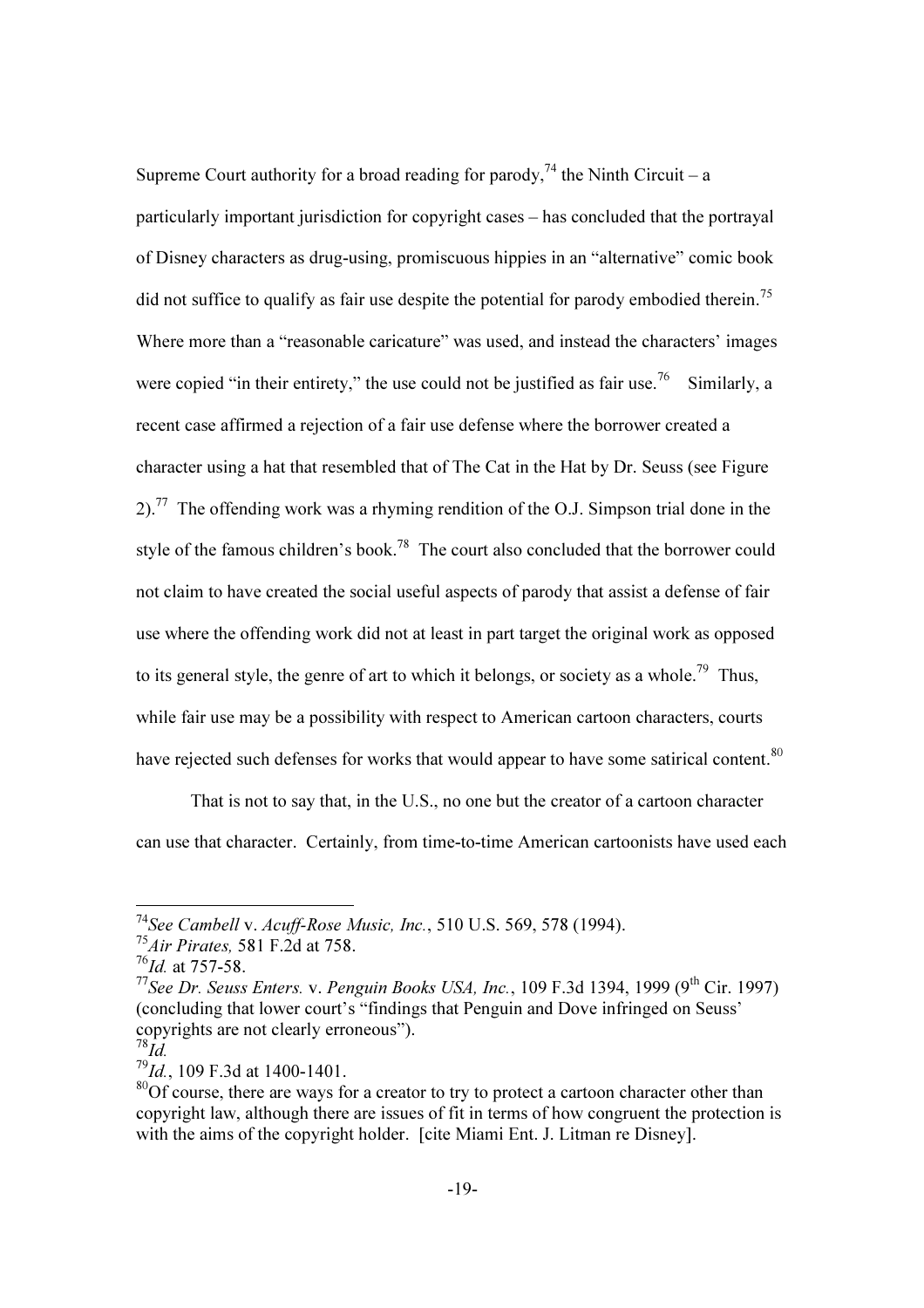Supreme Court authority for a broad reading for parody,[74] the Ninth Circuit – a particularly important jurisdiction for copyright cases – has concluded that the portrayal of Disney characters as drug-using, promiscuous hippies in an "alternative" comic book did not suffice to qualify as fair use despite the potential for parody embodied therein.[75] Where more than a "reasonable caricature" was used, and instead the characters' images were copied "in their entirety," the use could not be justified as fair use.[76] Similarly, a recent case affirmed a rejection of a fair use defense where the borrower created a character using a hat that resembled that of The Cat in the Hat by Dr. Seuss (see Figure 2).[77] The offending work was a rhyming rendition of the O.J. Simpson trial done in the style of the famous children's book.[78] The court also concluded that the borrower could not claim to have created the social useful aspects of parody that assist a defense of fair use where the offending work did not at least in part target the original work as opposed to its general style, the genre of art to which it belongs, or society as a whole.[79] Thus, while fair use may be a possibility with respect to American cartoon characters, courts have rejected such defenses for works that would appear to have some satirical content.[80]

That is not to say that, in the U.S., no one but the creator of a cartoon character can use that character. Certainly, from time-to-time American cartoonists have used each

---

[74]*See Cambell* v. *Acuff-Rose Music, Inc.*, 510 U.S. 569, 578 (1994).

[75]*Air Pirates,* 581 F.2d at 758.

[76]*Id.* at 757-58.

[77]*See Dr. Seuss Enters.* v. *Penguin Books USA, Inc.*, 109 F.3d 1394, 1999 (9th Cir. 1997) (concluding that lower court's "findings that Penguin and Dove infringed on Seuss' copyrights are not clearly erroneous").

[78]*Id.*

[79]*Id.*, 109 F.3d at 1400-1401.

[80]Of course, there are ways for a creator to try to protect a cartoon character other than copyright law, although there are issues of fit in terms of how congruent the protection is with the aims of the copyright holder. [cite Miami Ent. J. Litman re Disney].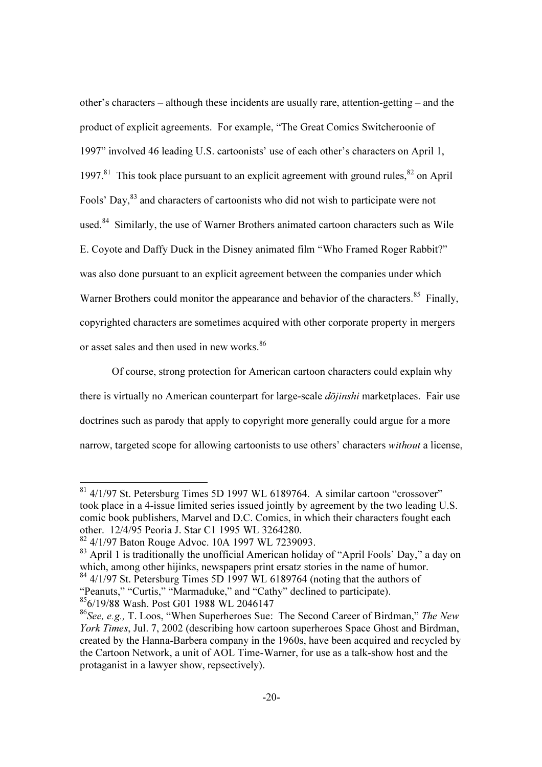other's characters – although these incidents are usually rare, attention-getting – and the product of explicit agreements. For example, "The Great Comics Switcheroonie of 1997" involved 46 leading U.S. cartoonists' use of each other's characters on April 1, 1997.[81] This took place pursuant to an explicit agreement with ground rules,[82] on April Fools' Day,[83] and characters of cartoonists who did not wish to participate were not used.[84] Similarly, the use of Warner Brothers animated cartoon characters such as Wile E. Coyote and Daffy Duck in the Disney animated film "Who Framed Roger Rabbit?" was also done pursuant to an explicit agreement between the companies under which Warner Brothers could monitor the appearance and behavior of the characters.[85] Finally, copyrighted characters are sometimes acquired with other corporate property in mergers or asset sales and then used in new works.[86]

Of course, strong protection for American cartoon characters could explain why there is virtually no American counterpart for large-scale *dōjinshi* marketplaces. Fair use doctrines such as parody that apply to copyright more generally could argue for a more narrow, targeted scope for allowing cartoonists to use others' characters *without* a license,

---

[81] 4/1/97 St. Petersburg Times 5D 1997 WL 6189764. A similar cartoon "crossover" took place in a 4-issue limited series issued jointly by agreement by the two leading U.S. comic book publishers, Marvel and D.C. Comics, in which their characters fought each other. 12/4/95 Peoria J. Star C1 1995 WL 3264280.

[82] 4/1/97 Baton Rouge Advoc. 10A 1997 WL 7239093.

[83] April 1 is traditionally the unofficial American holiday of "April Fools' Day," a day on which, among other hijinks, newspapers print ersatz stories in the name of humor.

[84] 4/1/97 St. Petersburg Times 5D 1997 WL 6189764 (noting that the authors of "Peanuts," "Curtis," "Marmaduke," and "Cathy" declined to participate).

[85] 6/19/88 Wash. Post G01 1988 WL 2046147

[86] *See, e.g.,* T. Loos, "When Superheroes Sue: The Second Career of Birdman," *The New York Times*, Jul. 7, 2002 (describing how cartoon superheroes Space Ghost and Birdman, created by the Hanna-Barbera company in the 1960s, have been acquired and recycled by the Cartoon Network, a unit of AOL Time-Warner, for use as a talk-show host and the protaganist in a lawyer show, repsectively).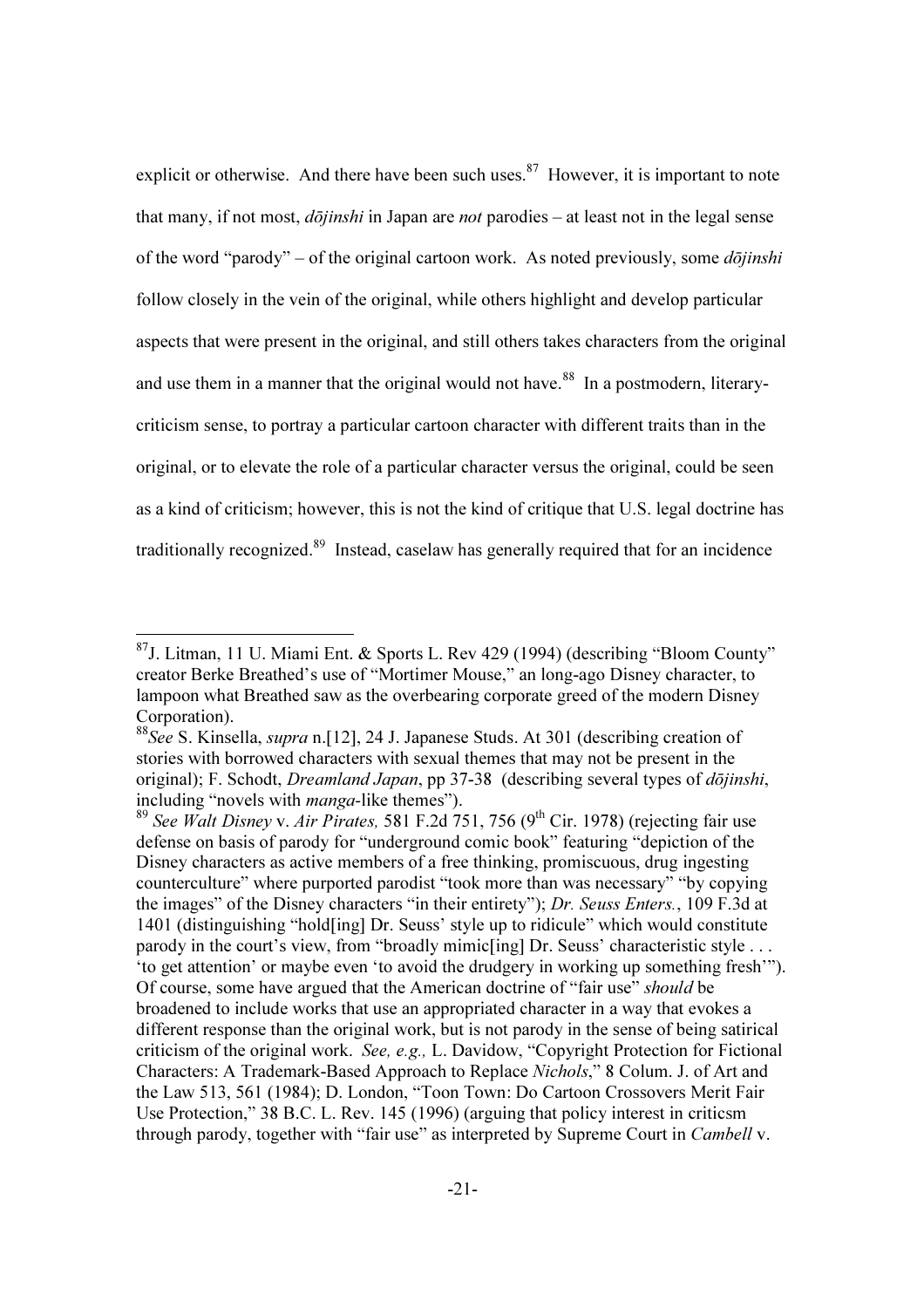explicit or otherwise. And there have been such uses.[87] However, it is important to note that many, if not most, *dōjinshi* in Japan are *not* parodies – at least not in the legal sense of the word "parody" – of the original cartoon work. As noted previously, some *dōjinshi* follow closely in the vein of the original, while others highlight and develop particular aspects that were present in the original, and still others takes characters from the original and use them in a manner that the original would not have.[88] In a postmodern, literary-criticism sense, to portray a particular cartoon character with different traits than in the original, or to elevate the role of a particular character versus the original, could be seen as a kind of criticism; however, this is not the kind of critique that U.S. legal doctrine has traditionally recognized.[89] Instead, caselaw has generally required that for an incidence

---

[87] J. Litman, 11 U. Miami Ent. & Sports L. Rev 429 (1994) (describing "Bloom County" creator Berke Breathed's use of "Mortimer Mouse," an long-ago Disney character, to lampoon what Breathed saw as the overbearing corporate greed of the modern Disney Corporation).

[88] *See* S. Kinsella, *supra* n.[12], 24 J. Japanese Studs. At 301 (describing creation of stories with borrowed characters with sexual themes that may not be present in the original); F. Schodt, *Dreamland Japan*, pp 37-38 (describing several types of *dōjinshi*, including "novels with *manga*-like themes").

[89] *See Walt Disney* v. *Air Pirates,* 581 F.2d 751, 756 (9th Cir. 1978) (rejecting fair use defense on basis of parody for "underground comic book" featuring "depiction of the Disney characters as active members of a free thinking, promiscuous, drug ingesting counterculture" where purported parodist "took more than was necessary" "by copying the images" of the Disney characters "in their entirety"); *Dr. Seuss Enters.*, 109 F.3d at 1401 (distinguishing "hold[ing] Dr. Seuss' style up to ridicule" which would constitute parody in the court's view, from "broadly mimic[ing] Dr. Seuss' characteristic style . . . 'to get attention' or maybe even 'to avoid the drudgery in working up something fresh'"). Of course, some have argued that the American doctrine of "fair use" *should* be broadened to include works that use an appropriated character in a way that evokes a different response than the original work, but is not parody in the sense of being satirical criticism of the original work. *See, e.g.,* L. Davidow, "Copyright Protection for Fictional Characters: A Trademark-Based Approach to Replace *Nichols*," 8 Colum. J. of Art and the Law 513, 561 (1984); D. London, "Toon Town: Do Cartoon Crossovers Merit Fair Use Protection," 38 B.C. L. Rev. 145 (1996) (arguing that policy interest in criticsm through parody, together with "fair use" as interpreted by Supreme Court in *Cambell* v.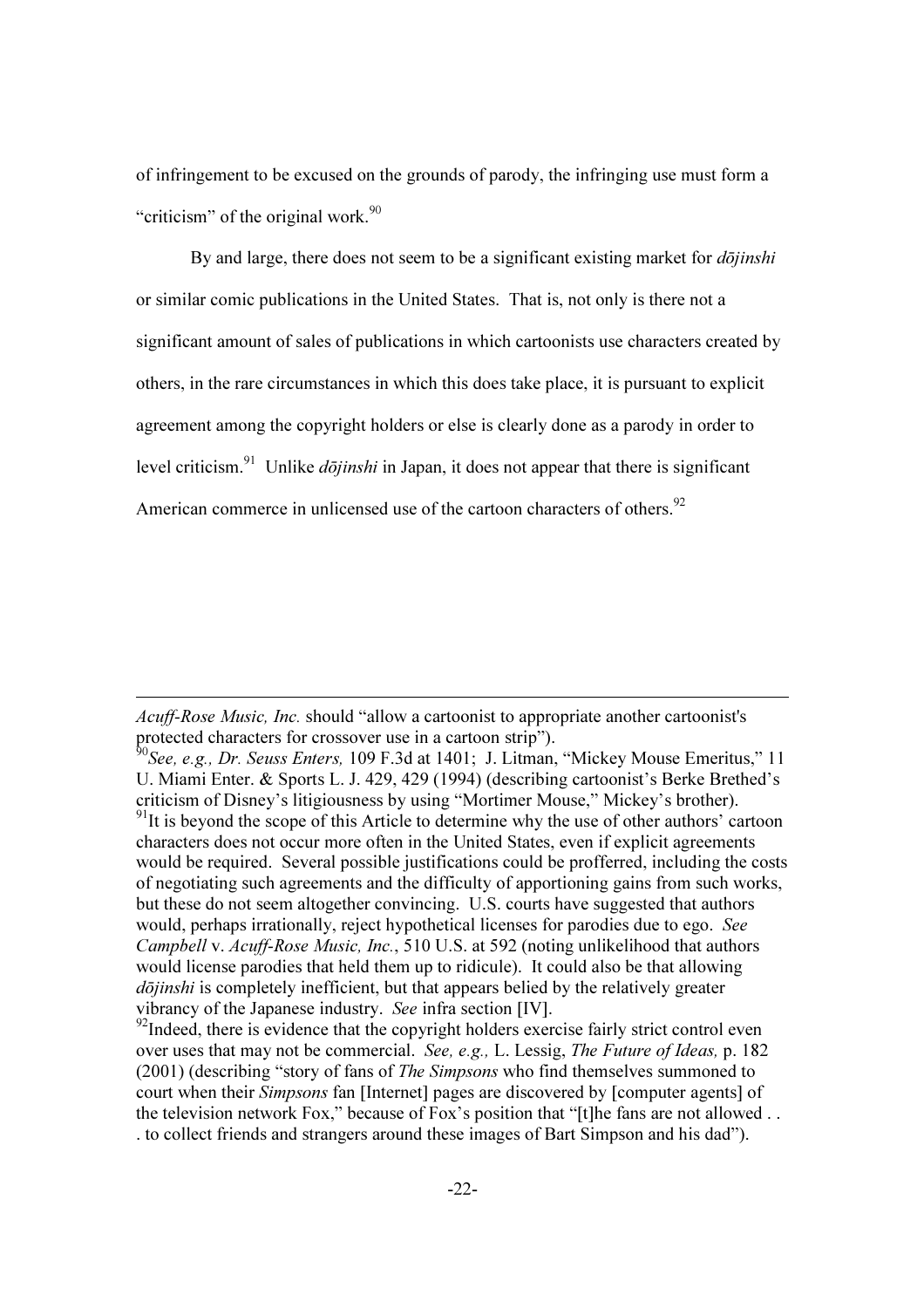of infringement to be excused on the grounds of parody, the infringing use must form a "criticism" of the original work.[90]

By and large, there does not seem to be a significant existing market for *dōjinshi* or similar comic publications in the United States. That is, not only is there not a significant amount of sales of publications in which cartoonists use characters created by others, in the rare circumstances in which this does take place, it is pursuant to explicit agreement among the copyright holders or else is clearly done as a parody in order to level criticism.[91] Unlike *dōjinshi* in Japan, it does not appear that there is significant American commerce in unlicensed use of the cartoon characters of others.[92]

---

*Acuff-Rose Music, Inc.* should "allow a cartoonist to appropriate another cartoonist's protected characters for crossover use in a cartoon strip").

[90]*See, e.g., Dr. Seuss Enters,* 109 F.3d at 1401; J. Litman, "Mickey Mouse Emeritus," 11 U. Miami Enter. & Sports L. J. 429, 429 (1994) (describing cartoonist's Berke Brethed's criticism of Disney's litigiousness by using "Mortimer Mouse," Mickey's brother).

[91]It is beyond the scope of this Article to determine why the use of other authors' cartoon characters does not occur more often in the United States, even if explicit agreements would be required. Several possible justifications could be profferred, including the costs of negotiating such agreements and the difficulty of apportioning gains from such works, but these do not seem altogether convincing. U.S. courts have suggested that authors would, perhaps irrationally, reject hypothetical licenses for parodies due to ego. *See Campbell* v. *Acuff-Rose Music, Inc.*, 510 U.S. at 592 (noting unlikelihood that authors would license parodies that held them up to ridicule). It could also be that allowing *dōjinshi* is completely inefficient, but that appears belied by the relatively greater vibrancy of the Japanese industry. *See* infra section [IV].

[92]Indeed, there is evidence that the copyright holders exercise fairly strict control even over uses that may not be commercial. *See, e.g.,* L. Lessig, *The Future of Ideas,* p. 182 (2001) (describing "story of fans of *The Simpsons* who find themselves summoned to court when their *Simpsons* fan [Internet] pages are discovered by [computer agents] of the television network Fox," because of Fox's position that "[t]he fans are not allowed . . . to collect friends and strangers around these images of Bart Simpson and his dad").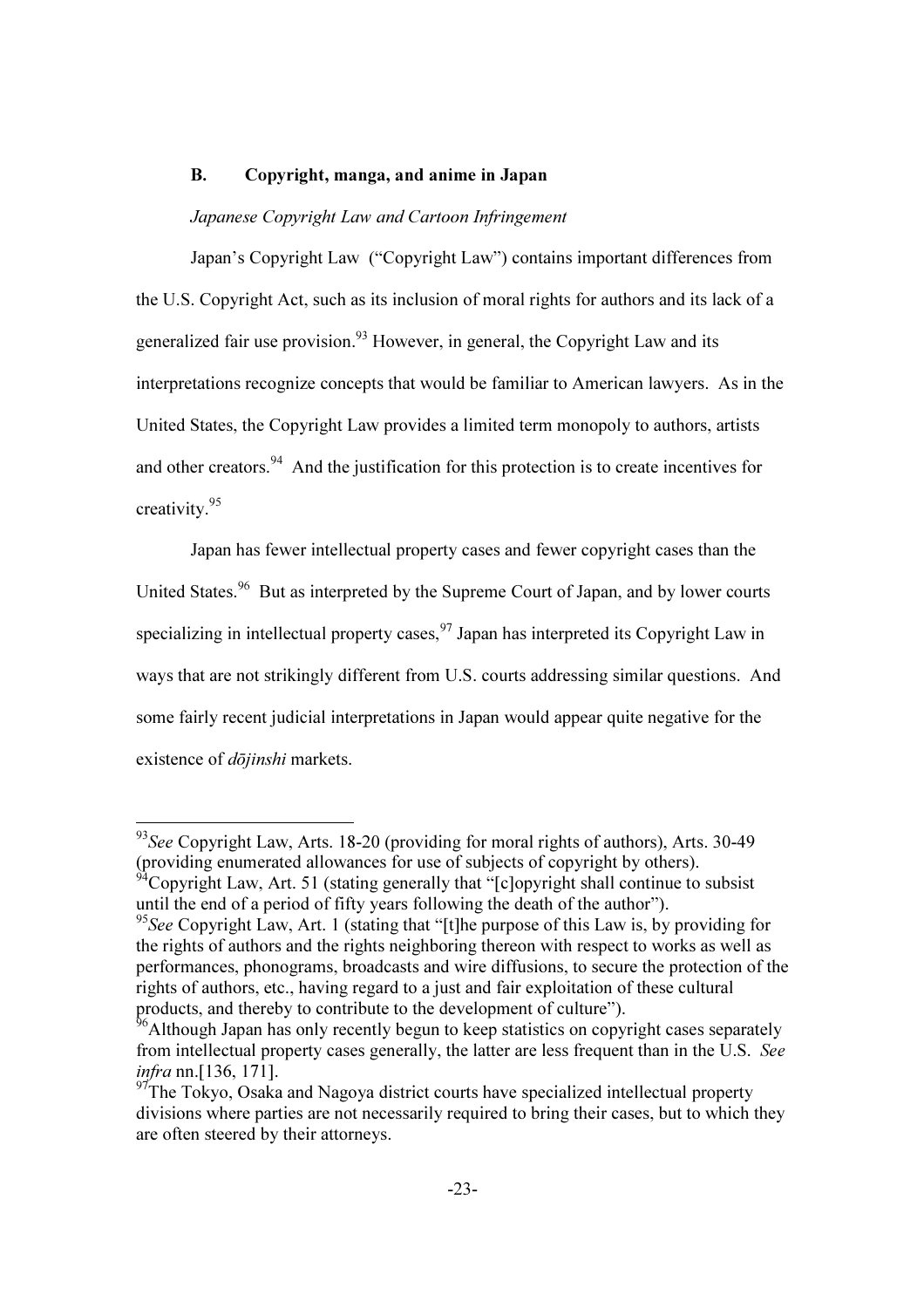### B. Copyright, manga, and anime in Japan

*Japanese Copyright Law and Cartoon Infringement*

Japan's Copyright Law ("Copyright Law") contains important differences from the U.S. Copyright Act, such as its inclusion of moral rights for authors and its lack of a generalized fair use provision.[93] However, in general, the Copyright Law and its interpretations recognize concepts that would be familiar to American lawyers. As in the United States, the Copyright Law provides a limited term monopoly to authors, artists and other creators.[94] And the justification for this protection is to create incentives for creativity.[95]

Japan has fewer intellectual property cases and fewer copyright cases than the United States.[96] But as interpreted by the Supreme Court of Japan, and by lower courts specializing in intellectual property cases,[97] Japan has interpreted its Copyright Law in ways that are not strikingly different from U.S. courts addressing similar questions. And some fairly recent judicial interpretations in Japan would appear quite negative for the existence of *dōjinshi* markets.

---

[93] *See* Copyright Law, Arts. 18-20 (providing for moral rights of authors), Arts. 30-49 (providing enumerated allowances for use of subjects of copyright by others).

[94] Copyright Law, Art. 51 (stating generally that "[c]opyright shall continue to subsist until the end of a period of fifty years following the death of the author").

[95] *See* Copyright Law, Art. 1 (stating that "[t]he purpose of this Law is, by providing for the rights of authors and the rights neighboring thereon with respect to works as well as performances, phonograms, broadcasts and wire diffusions, to secure the protection of the rights of authors, etc., having regard to a just and fair exploitation of these cultural products, and thereby to contribute to the development of culture").

[96] Although Japan has only recently begun to keep statistics on copyright cases separately from intellectual property cases generally, the latter are less frequent than in the U.S. *See infra* nn.[136, 171].

[97] The Tokyo, Osaka and Nagoya district courts have specialized intellectual property divisions where parties are not necessarily required to bring their cases, but to which they are often steered by their attorneys.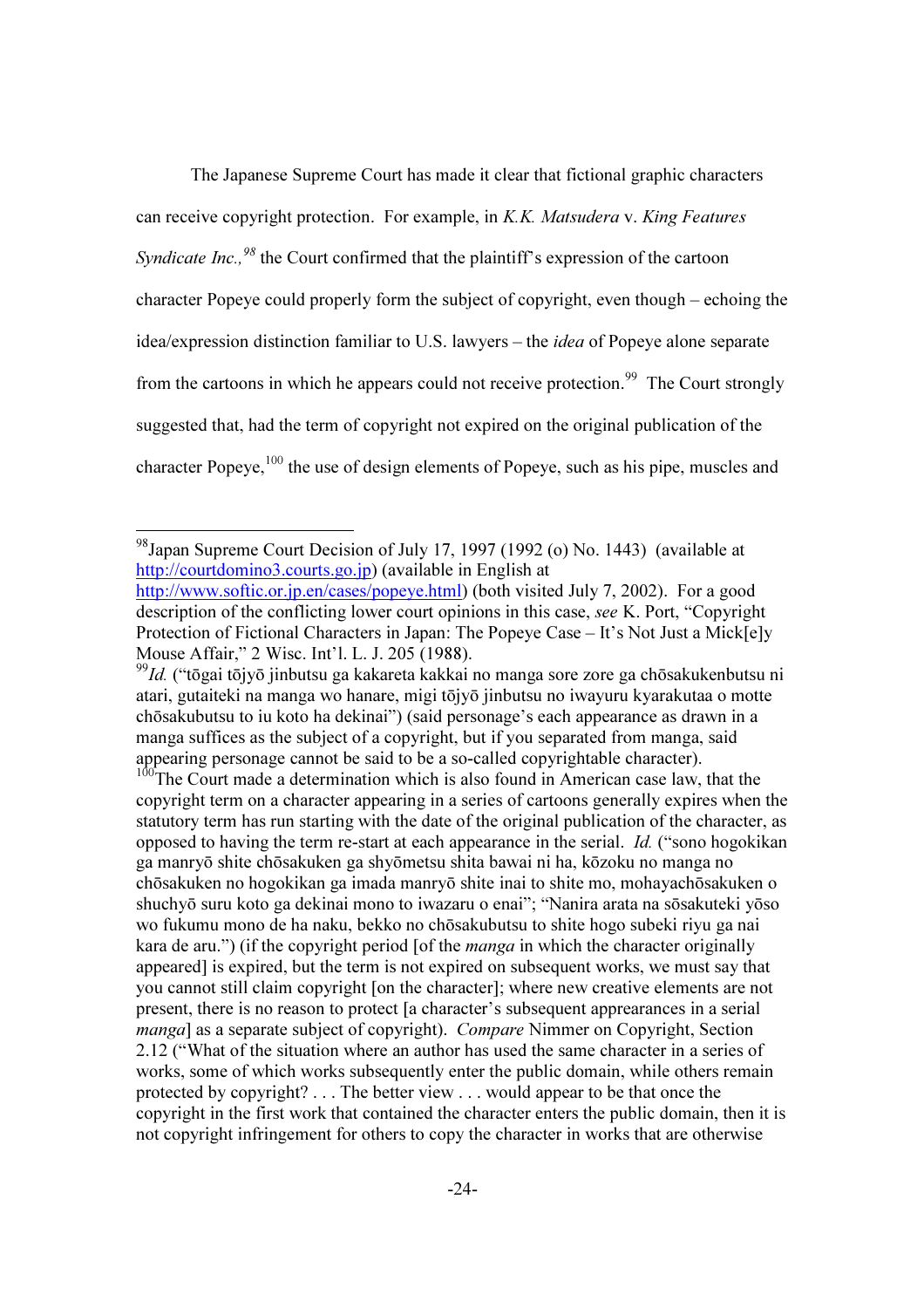The Japanese Supreme Court has made it clear that fictional graphic characters can receive copyright protection. For example, in *K.K. Matsudera* v. *King Features Syndicate Inc.,*[98] the Court confirmed that the plaintiff's expression of the cartoon character Popeye could properly form the subject of copyright, even though – echoing the idea/expression distinction familiar to U.S. lawyers – the *idea* of Popeye alone separate from the cartoons in which he appears could not receive protection.[99] The Court strongly suggested that, had the term of copyright not expired on the original publication of the character Popeye,[100] the use of design elements of Popeye, such as his pipe, muscles and

---

[98] Japan Supreme Court Decision of July 17, 1997 (1992 (o) No. 1443) (available at http://courtdomino3.courts.go.jp) (available in English at http://www.softic.or.jp.en/cases/popeye.html) (both visited July 7, 2002). For a good description of the conflicting lower court opinions in this case, *see* K. Port, "Copyright Protection of Fictional Characters in Japan: The Popeye Case – It's Not Just a Mick[e]y Mouse Affair," 2 Wisc. Int'l. L. J. 205 (1988).

[99] *Id.* ("tōgai tōjyō jinbutsu ga kakareta kakkai no manga sore zore ga chōsakukenbutsu ni atari, gutaiteki na manga wo hanare, migi tōjyō jinbutsu no iwayuru kyarakutaa o motte chōsakubutsu to iu koto ha dekinai") (said personage's each appearance as drawn in a manga suffices as the subject of a copyright, but if you separated from manga, said appearing personage cannot be said to be a so-called copyrightable character).

[100] The Court made a determination which is also found in American case law, that the copyright term on a character appearing in a series of cartoons generally expires when the statutory term has run starting with the date of the original publication of the character, as opposed to having the term re-start at each appearance in the serial. *Id.* ("sono hogokikan ga manryō shite chōsakuken ga shyōmetsu shita bawai ni ha, kōzoku no manga no chōsakuken no hogokikan ga imada manryō shite inai to shite mo, mohayachōsakuken o shuchyō suru koto ga dekinai mono to iwazaru o enai"; "Nanira arata na sōsakuteki yōso wo fukumu mono de ha naku, bekko no chōsakubutsu to shite hogo subeki riyu ga nai kara de aru.") (if the copyright period [of the *manga* in which the character originally appeared] is expired, but the term is not expired on subsequent works, we must say that you cannot still claim copyright [on the character]; where new creative elements are not present, there is no reason to protect [a character's subsequent appearances in a serial *manga*] as a separate subject of copyright). *Compare* Nimmer on Copyright, Section 2.12 ("What of the situation where an author has used the same character in a series of works, some of which works subsequently enter the public domain, while others remain protected by copyright? . . . The better view . . . would appear to be that once the copyright in the first work that contained the character enters the public domain, then it is not copyright infringement for others to copy the character in works that are otherwise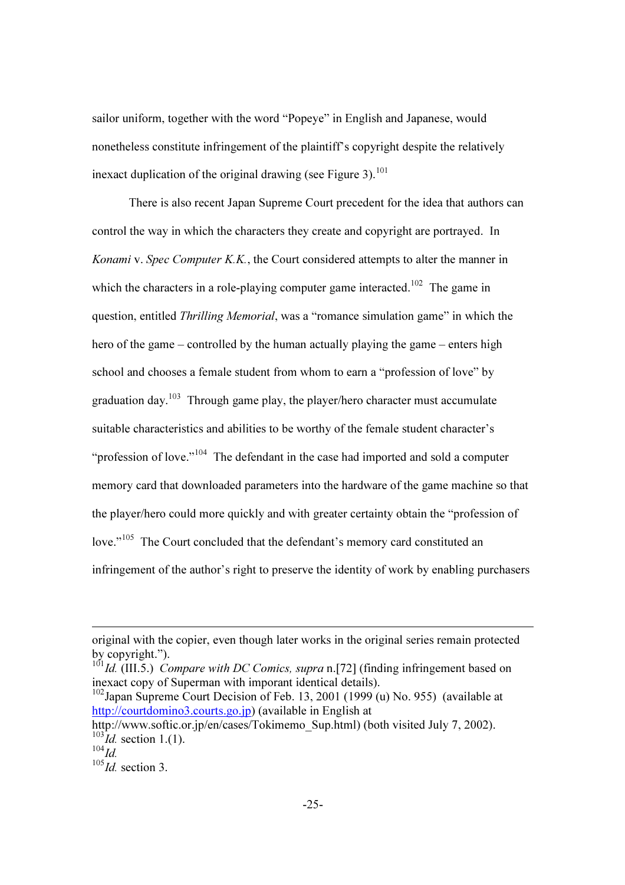sailor uniform, together with the word "Popeye" in English and Japanese, would nonetheless constitute infringement of the plaintiff's copyright despite the relatively inexact duplication of the original drawing (see Figure 3).[101]

There is also recent Japan Supreme Court precedent for the idea that authors can control the way in which the characters they create and copyright are portrayed. In *Konami* v. *Spec Computer K.K.*, the Court considered attempts to alter the manner in which the characters in a role-playing computer game interacted.[102] The game in question, entitled *Thrilling Memorial*, was a "romance simulation game" in which the hero of the game – controlled by the human actually playing the game – enters high school and chooses a female student from whom to earn a "profession of love" by graduation day.[103] Through game play, the player/hero character must accumulate suitable characteristics and abilities to be worthy of the female student character's "profession of love."[104] The defendant in the case had imported and sold a computer memory card that downloaded parameters into the hardware of the game machine so that the player/hero could more quickly and with greater certainty obtain the "profession of love."[105] The Court concluded that the defendant's memory card constituted an infringement of the author's right to preserve the identity of work by enabling purchasers

---

original with the copier, even though later works in the original series remain protected by copyright.").

[101] *Id.* (III.5.) *Compare with DC Comics, supra* n.[72] (finding infringement based on inexact copy of Superman with imporant identical details).

[102] Japan Supreme Court Decision of Feb. 13, 2001 (1999 (u) No. 955) (available at http://courtdomino3.courts.go.jp) (available in English at http://www.softic.or.jp/en/cases/Tokimemo_Sup.html) (both visited July 7, 2002).

[103] *Id.* section 1.(1).

[104] *Id.*

[105] *Id.* section 3.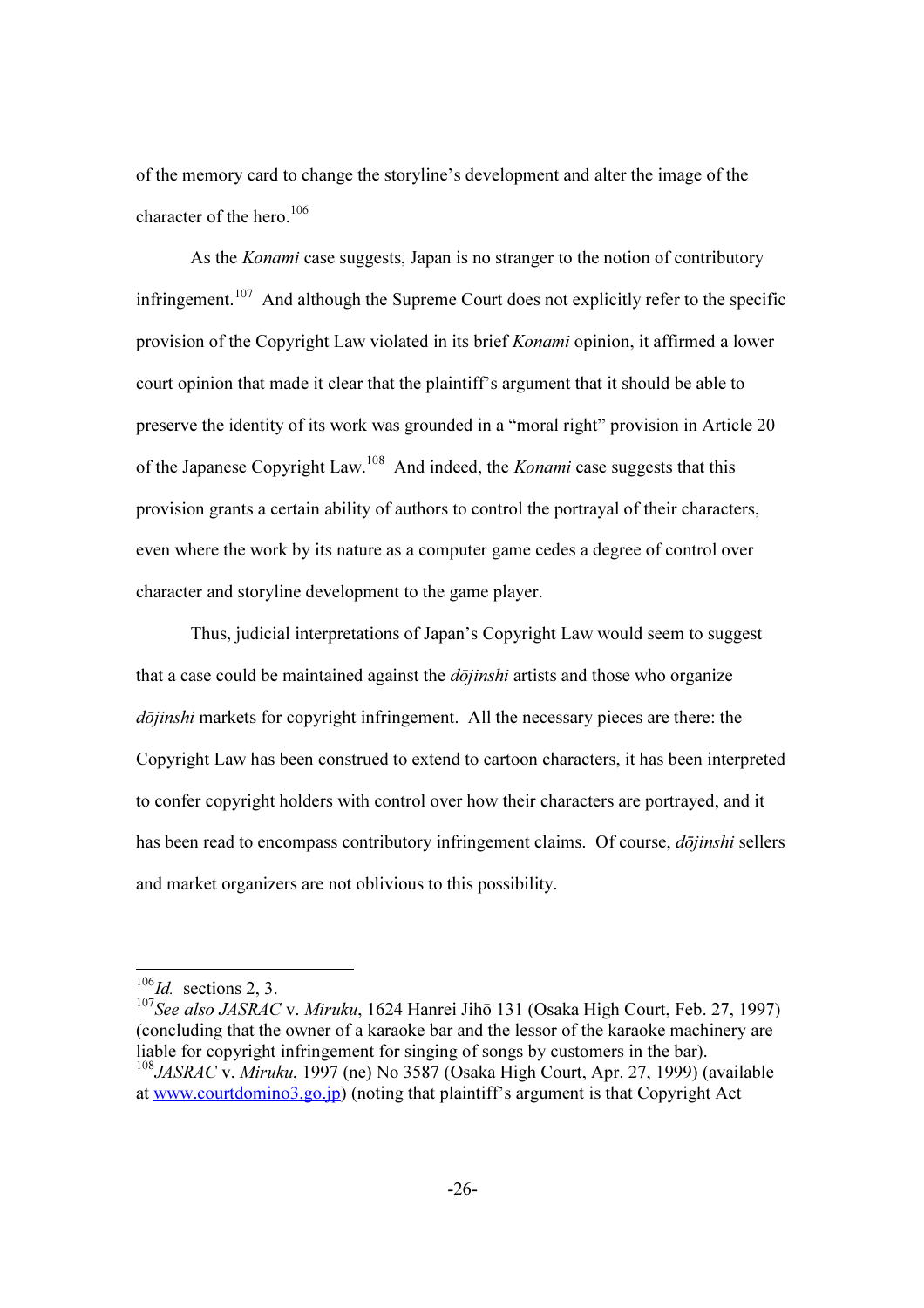of the memory card to change the storyline's development and alter the image of the character of the hero.[106]

As the *Konami* case suggests, Japan is no stranger to the notion of contributory infringement.[107] And although the Supreme Court does not explicitly refer to the specific provision of the Copyright Law violated in its brief *Konami* opinion, it affirmed a lower court opinion that made it clear that the plaintiff's argument that it should be able to preserve the identity of its work was grounded in a "moral right" provision in Article 20 of the Japanese Copyright Law.[108] And indeed, the *Konami* case suggests that this provision grants a certain ability of authors to control the portrayal of their characters, even where the work by its nature as a computer game cedes a degree of control over character and storyline development to the game player.

Thus, judicial interpretations of Japan's Copyright Law would seem to suggest that a case could be maintained against the *dōjinshi* artists and those who organize *dōjinshi* markets for copyright infringement. All the necessary pieces are there: the Copyright Law has been construed to extend to cartoon characters, it has been interpreted to confer copyright holders with control over how their characters are portrayed, and it has been read to encompass contributory infringement claims. Of course, *dōjinshi* sellers and market organizers are not oblivious to this possibility.

---

[106] *Id.* sections 2, 3.

[107] *See also JASRAC* v. *Miruku*, 1624 Hanrei Jihō 131 (Osaka High Court, Feb. 27, 1997) (concluding that the owner of a karaoke bar and the lessor of the karaoke machinery are liable for copyright infringement for singing of songs by customers in the bar).

[108] *JASRAC* v. *Miruku*, 1997 (ne) No 3587 (Osaka High Court, Apr. 27, 1999) (available at [www.courtdomino3.go.jp](http://www.courtdomino3.go.jp)) (noting that plaintiff's argument is that Copyright Act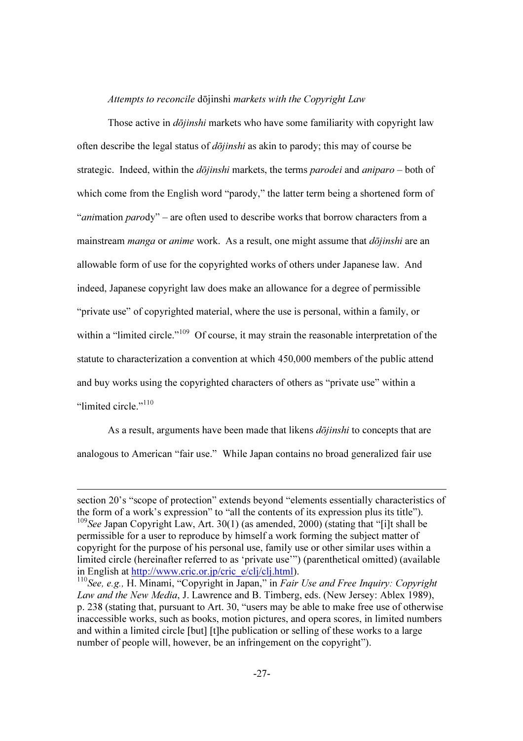*Attempts to reconcile* dōjinshi *markets with the Copyright Law*

Those active in *dōjinshi* markets who have some familiarity with copyright law often describe the legal status of *dōjinshi* as akin to parody; this may of course be strategic. Indeed, within the *dōjinshi* markets, the terms *parodei* and *aniparo* – both of which come from the English word "parody," the latter term being a shortened form of "*ani*mation *paro*dy" – are often used to describe works that borrow characters from a mainstream *manga* or *anime* work. As a result, one might assume that *dōjinshi* are an allowable form of use for the copyrighted works of others under Japanese law. And indeed, Japanese copyright law does make an allowance for a degree of permissible "private use" of copyrighted material, where the use is personal, within a family, or within a "limited circle."[109] Of course, it may strain the reasonable interpretation of the statute to characterization a convention at which 450,000 members of the public attend and buy works using the copyrighted characters of others as "private use" within a "limited circle."[110]

As a result, arguments have been made that likens *dōjinshi* to concepts that are analogous to American "fair use." While Japan contains no broad generalized fair use

---

section 20's "scope of protection" extends beyond "elements essentially characteristics of the form of a work's expression" to "all the contents of its expression plus its title").

[109] *See* Japan Copyright Law, Art. 30(1) (as amended, 2000) (stating that "[i]t shall be permissible for a user to reproduce by himself a work forming the subject matter of copyright for the purpose of his personal use, family use or other similar uses within a limited circle (hereinafter referred to as 'private use'") (parenthetical omitted) (available in English at http://www.cric.or.jp/cric_e/clj/clj.html).

[110] *See, e.g.,* H. Minami, "Copyright in Japan," in *Fair Use and Free Inquiry: Copyright Law and the New Media*, J. Lawrence and B. Timberg, eds. (New Jersey: Ablex 1989), p. 238 (stating that, pursuant to Art. 30, "users may be able to make free use of otherwise inaccessible works, such as books, motion pictures, and opera scores, in limited numbers and within a limited circle [but] [t]he publication or selling of these works to a large number of people will, however, be an infringement on the copyright").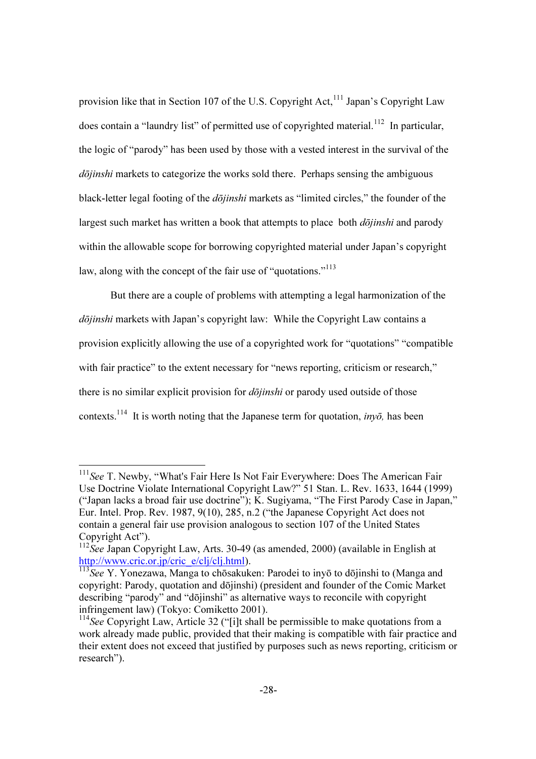provision like that in Section 107 of the U.S. Copyright Act,[111] Japan's Copyright Law does contain a "laundry list" of permitted use of copyrighted material.[112] In particular, the logic of "parody" has been used by those with a vested interest in the survival of the *dōjinshi* markets to categorize the works sold there. Perhaps sensing the ambiguous black-letter legal footing of the *dōjinshi* markets as "limited circles," the founder of the largest such market has written a book that attempts to place both *dōjinshi* and parody within the allowable scope for borrowing copyrighted material under Japan's copyright law, along with the concept of the fair use of "quotations."[113]

But there are a couple of problems with attempting a legal harmonization of the *dōjinshi* markets with Japan's copyright law: While the Copyright Law contains a provision explicitly allowing the use of a copyrighted work for "quotations" "compatible with fair practice" to the extent necessary for "news reporting, criticism or research," there is no similar explicit provision for *dōjinshi* or parody used outside of those contexts.[114] It is worth noting that the Japanese term for quotation, *inyō,* has been

---

[111] *See* T. Newby, "What's Fair Here Is Not Fair Everywhere: Does The American Fair Use Doctrine Violate International Copyright Law?" 51 Stan. L. Rev. 1633, 1644 (1999) ("Japan lacks a broad fair use doctrine"); K. Sugiyama, "The First Parody Case in Japan," Eur. Intel. Prop. Rev. 1987, 9(10), 285, n.2 ("the Japanese Copyright Act does not contain a general fair use provision analogous to section 107 of the United States Copyright Act").

[112] *See* Japan Copyright Law, Arts. 30-49 (as amended, 2000) (available in English at http://www.cric.or.jp/cric_e/clj/clj.html).

[113] *See* Y. Yonezawa, Manga to chōsakuken: Parodei to inyō to dōjinshi to (Manga and copyright: Parody, quotation and dōjinshi) (president and founder of the Comic Market describing "parody" and "dōjinshi" as alternative ways to reconcile with copyright infringement law) (Tokyo: Comiketto 2001).

[114] *See* Copyright Law, Article 32 ("[i]t shall be permissible to make quotations from a work already made public, provided that their making is compatible with fair practice and their extent does not exceed that justified by purposes such as news reporting, criticism or research").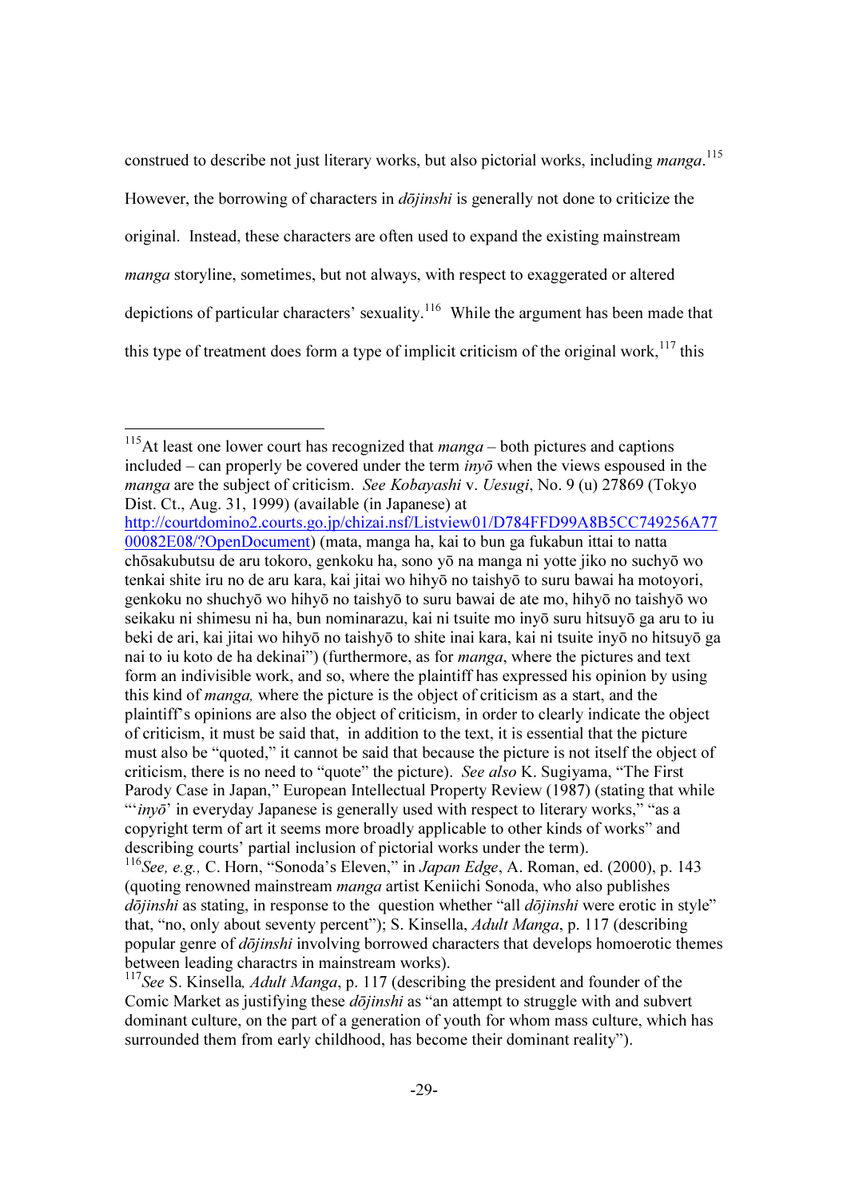construed to describe not just literary works, but also pictorial works, including *manga*.[115] However, the borrowing of characters in *dōjinshi* is generally not done to criticize the original. Instead, these characters are often used to expand the existing mainstream *manga* storyline, sometimes, but not always, with respect to exaggerated or altered depictions of particular characters' sexuality.[116] While the argument has been made that this type of treatment does form a type of implicit criticism of the original work,[117] this

---

[115] At least one lower court has recognized that *manga* – both pictures and captions included – can properly be covered under the term *inyō* when the views espoused in the *manga* are the subject of criticism. *See Kobayashi* v. *Uesugi*, No. 9 (u) 27869 (Tokyo Dist. Ct., Aug. 31, 1999) (available (in Japanese) at http://courtdomino2.courts.go.jp/chizai.nsf/Listview01/D784FFD99A8B5CC749256A7700082E08/?OpenDocument) (mata, manga ha, kai to bun ga fukabun ittai to natta chōsakubutsu de aru tokoro, genkoku ha, sono yō na manga ni yotte jiko no suchyō wo tenkai shite iru no de aru kara, kai jitai wo hihyō no taishyō to suru bawai ha motoyori, genkoku no shuchyō wo hihyō no taishyō to suru bawai de ate mo, hihyō no taishyō wo seikaku ni shimesu ni ha, bun nominarazu, kai ni tsuite mo inyō suru hitsuyō ga aru to iu beki de ari, kai jitai wo hihyō no taishyō to shite inai kara, kai ni tsuite inyō no hitsuyō ga nai to iu koto de ha dekinai") (furthermore, as for *manga*, where the pictures and text form an indivisible work, and so, where the plaintiff has expressed his opinion by using this kind of *manga,* where the picture is the object of criticism as a start, and the plaintiff's opinions are also the object of criticism, in order to clearly indicate the object of criticism, it must be said that, in addition to the text, it is essential that the picture must also be "quoted," it cannot be said that because the picture is not itself the object of criticism, there is no need to "quote" the picture). *See also* K. Sugiyama, "The First Parody Case in Japan," European Intellectual Property Review (1987) (stating that while "'*inyō*' in everyday Japanese is generally used with respect to literary works," "as a copyright term of art it seems more broadly applicable to other kinds of works" and describing courts' partial inclusion of pictorial works under the term).

[116] *See, e.g.,* C. Horn, "Sonoda's Eleven," in *Japan Edge*, A. Roman, ed. (2000), p. 143 (quoting renowned mainstream *manga* artist Keniichi Sonoda, who also publishes *dōjinshi* as stating, in response to the question whether "all *dōjinshi* were erotic in style" that, "no, only about seventy percent"); S. Kinsella, *Adult Manga*, p. 117 (describing popular genre of *dōjinshi* involving borrowed characters that develops homoerotic themes between leading charactrs in mainstream works).

[117] *See* S. Kinsella*, Adult Manga*, p. 117 (describing the president and founder of the Comic Market as justifying these *dōjinshi* as "an attempt to struggle with and subvert dominant culture, on the part of a generation of youth for whom mass culture, which has surrounded them from early childhood, has become their dominant reality").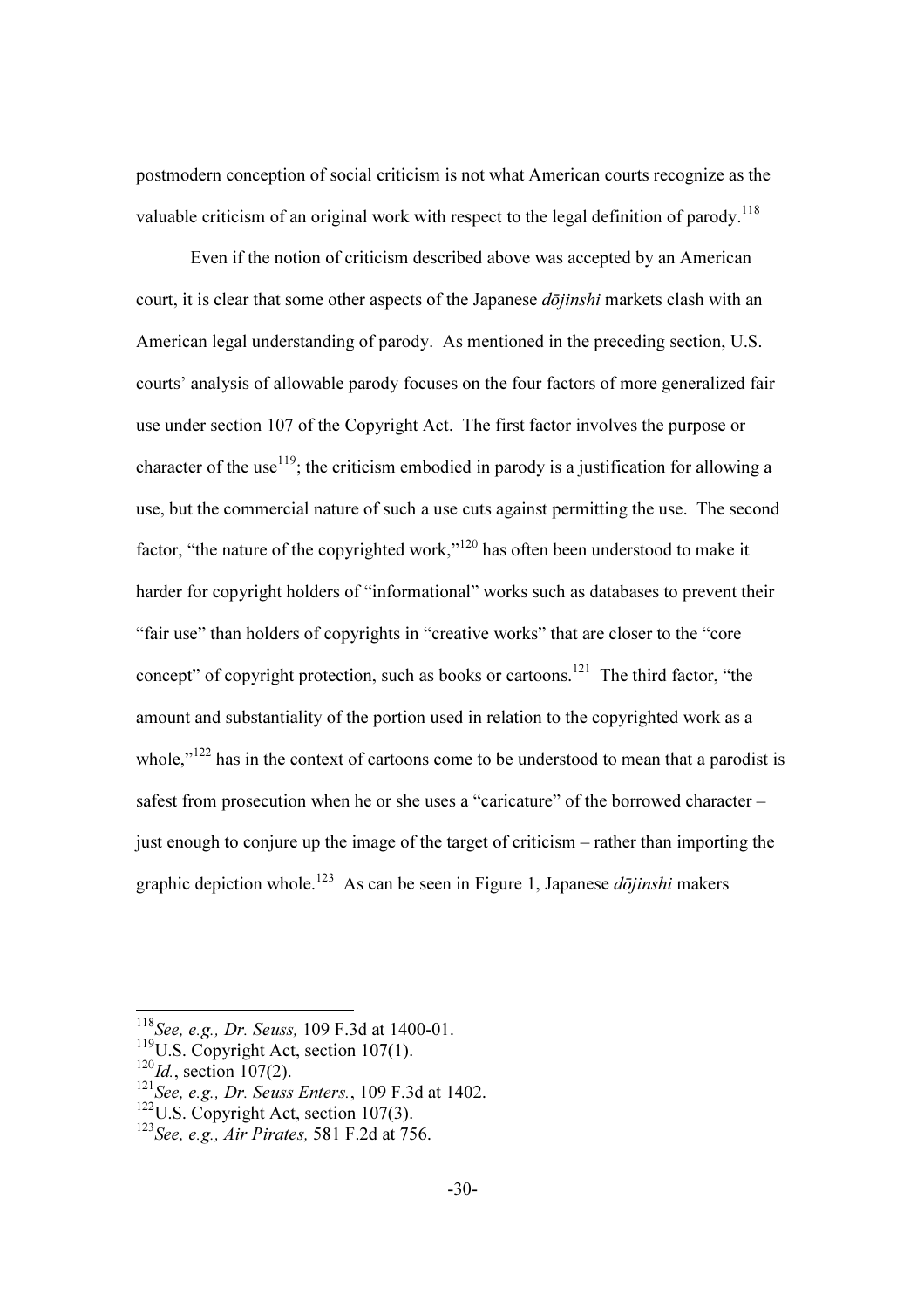postmodern conception of social criticism is not what American courts recognize as the valuable criticism of an original work with respect to the legal definition of parody.[118]

Even if the notion of criticism described above was accepted by an American court, it is clear that some other aspects of the Japanese *dōjinshi* markets clash with an American legal understanding of parody. As mentioned in the preceding section, U.S. courts' analysis of allowable parody focuses on the four factors of more generalized fair use under section 107 of the Copyright Act. The first factor involves the purpose or character of the use[119]; the criticism embodied in parody is a justification for allowing a use, but the commercial nature of such a use cuts against permitting the use. The second factor, "the nature of the copyrighted work,"[120] has often been understood to make it harder for copyright holders of "informational" works such as databases to prevent their "fair use" than holders of copyrights in "creative works" that are closer to the "core concept" of copyright protection, such as books or cartoons.[121] The third factor, "the amount and substantiality of the portion used in relation to the copyrighted work as a whole,"[122] has in the context of cartoons come to be understood to mean that a parodist is safest from prosecution when he or she uses a "caricature" of the borrowed character – just enough to conjure up the image of the target of criticism – rather than importing the graphic depiction whole.[123] As can be seen in Figure 1, Japanese *dōjinshi* makers

---

[118] *See, e.g., Dr. Seuss,* 109 F.3d at 1400-01.

[119] U.S. Copyright Act, section 107(1).

[120] *Id.*, section 107(2).

[121] *See, e.g., Dr. Seuss Enters.*, 109 F.3d at 1402.

[122] U.S. Copyright Act, section 107(3).

[123] *See, e.g., Air Pirates,* 581 F.2d at 756.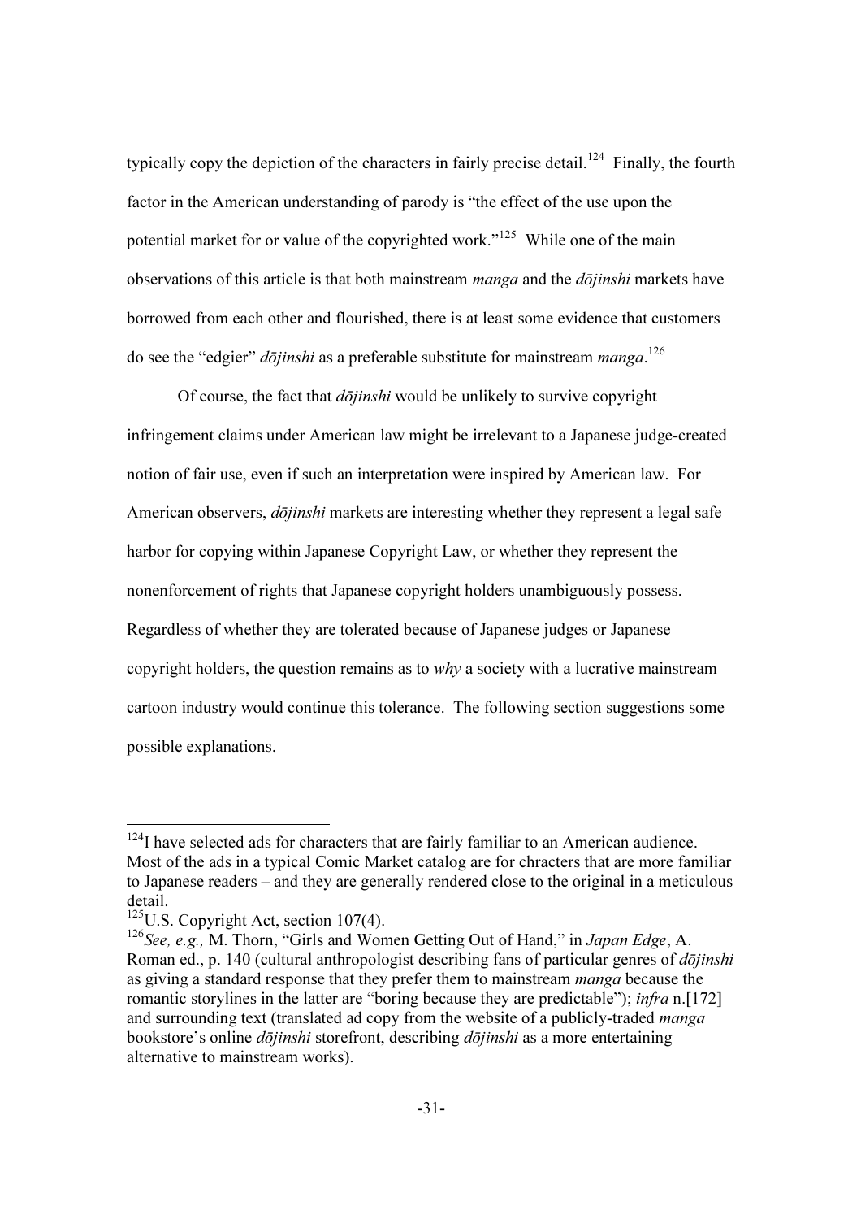typically copy the depiction of the characters in fairly precise detail.[124] Finally, the fourth factor in the American understanding of parody is "the effect of the use upon the potential market for or value of the copyrighted work."[125] While one of the main observations of this article is that both mainstream *manga* and the *dōjinshi* markets have borrowed from each other and flourished, there is at least some evidence that customers do see the "edgier" *dōjinshi* as a preferable substitute for mainstream *manga*.[126]

Of course, the fact that *dōjinshi* would be unlikely to survive copyright infringement claims under American law might be irrelevant to a Japanese judge-created notion of fair use, even if such an interpretation were inspired by American law. For American observers, *dōjinshi* markets are interesting whether they represent a legal safe harbor for copying within Japanese Copyright Law, or whether they represent the nonenforcement of rights that Japanese copyright holders unambiguously possess. Regardless of whether they are tolerated because of Japanese judges or Japanese copyright holders, the question remains as to *why* a society with a lucrative mainstream cartoon industry would continue this tolerance. The following section suggestions some possible explanations.

---

[124] I have selected ads for characters that are fairly familiar to an American audience. Most of the ads in a typical Comic Market catalog are for chracters that are more familiar to Japanese readers – and they are generally rendered close to the original in a meticulous detail.

[125] U.S. Copyright Act, section 107(4).

[126] *See, e.g.,* M. Thorn, "Girls and Women Getting Out of Hand," in *Japan Edge*, A. Roman ed., p. 140 (cultural anthropologist describing fans of particular genres of *dōjinshi* as giving a standard response that they prefer them to mainstream *manga* because the romantic storylines in the latter are "boring because they are predictable"); *infra* n.[172] and surrounding text (translated ad copy from the website of a publicly-traded *manga* bookstore's online *dōjinshi* storefront, describing *dōjinshi* as a more entertaining alternative to mainstream works).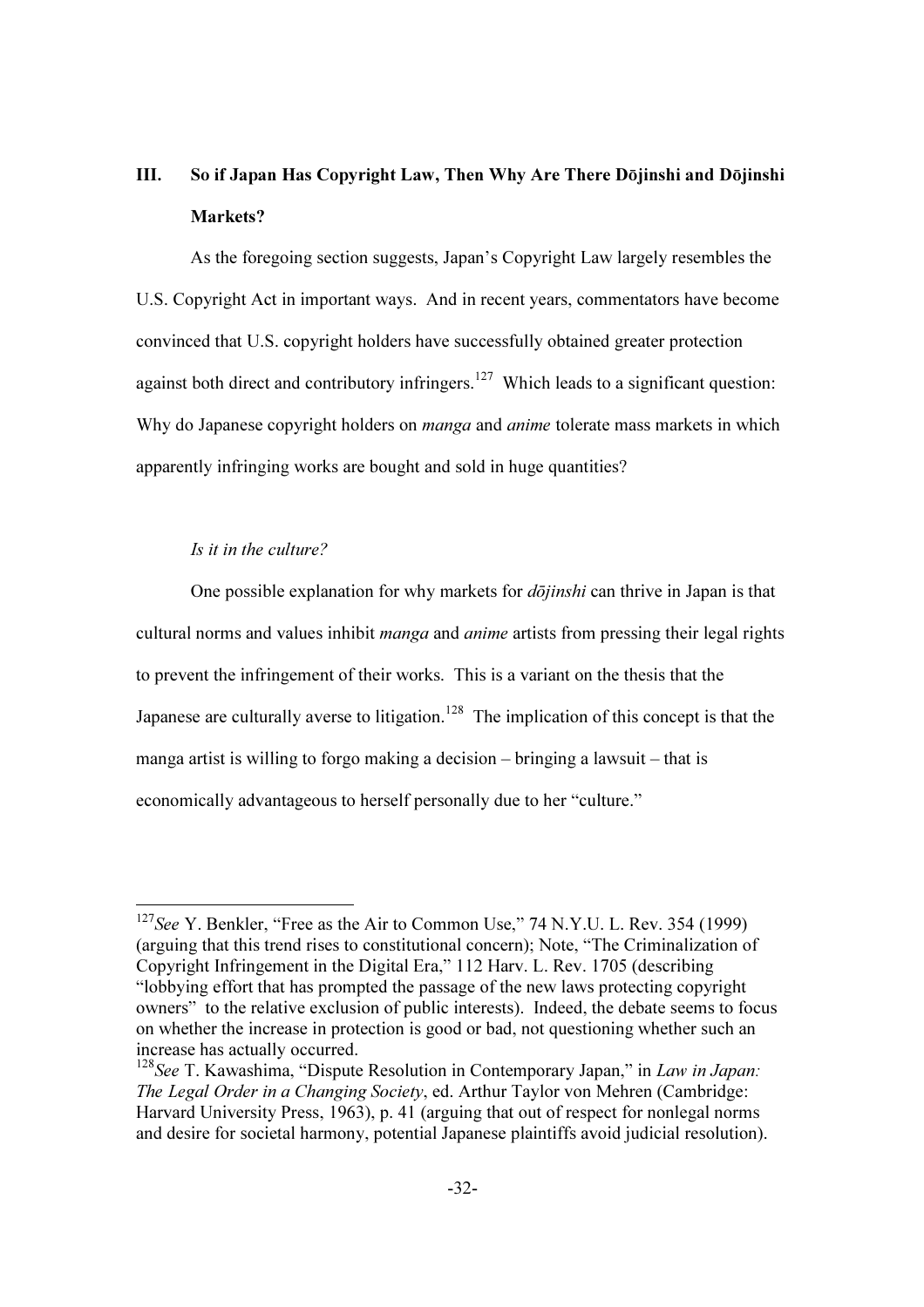## III. So if Japan Has Copyright Law, Then Why Are There Dōjinshi and Dōjinshi Markets?

As the foregoing section suggests, Japan's Copyright Law largely resembles the U.S. Copyright Act in important ways. And in recent years, commentators have become convinced that U.S. copyright holders have successfully obtained greater protection against both direct and contributory infringers.[127] Which leads to a significant question: Why do Japanese copyright holders on *manga* and *anime* tolerate mass markets in which apparently infringing works are bought and sold in huge quantities?

*Is it in the culture?*

One possible explanation for why markets for *dōjinshi* can thrive in Japan is that cultural norms and values inhibit *manga* and *anime* artists from pressing their legal rights to prevent the infringement of their works. This is a variant on the thesis that the Japanese are culturally averse to litigation.[128] The implication of this concept is that the manga artist is willing to forgo making a decision – bringing a lawsuit – that is economically advantageous to herself personally due to her "culture."

---

[127] *See* Y. Benkler, "Free as the Air to Common Use," 74 N.Y.U. L. Rev. 354 (1999) (arguing that this trend rises to constitutional concern); Note, "The Criminalization of Copyright Infringement in the Digital Era," 112 Harv. L. Rev. 1705 (describing "lobbying effort that has prompted the passage of the new laws protecting copyright owners" to the relative exclusion of public interests). Indeed, the debate seems to focus on whether the increase in protection is good or bad, not questioning whether such an increase has actually occurred.

[128] *See* T. Kawashima, "Dispute Resolution in Contemporary Japan," in *Law in Japan: The Legal Order in a Changing Society*, ed. Arthur Taylor von Mehren (Cambridge: Harvard University Press, 1963), p. 41 (arguing that out of respect for nonlegal norms and desire for societal harmony, potential Japanese plaintiffs avoid judicial resolution).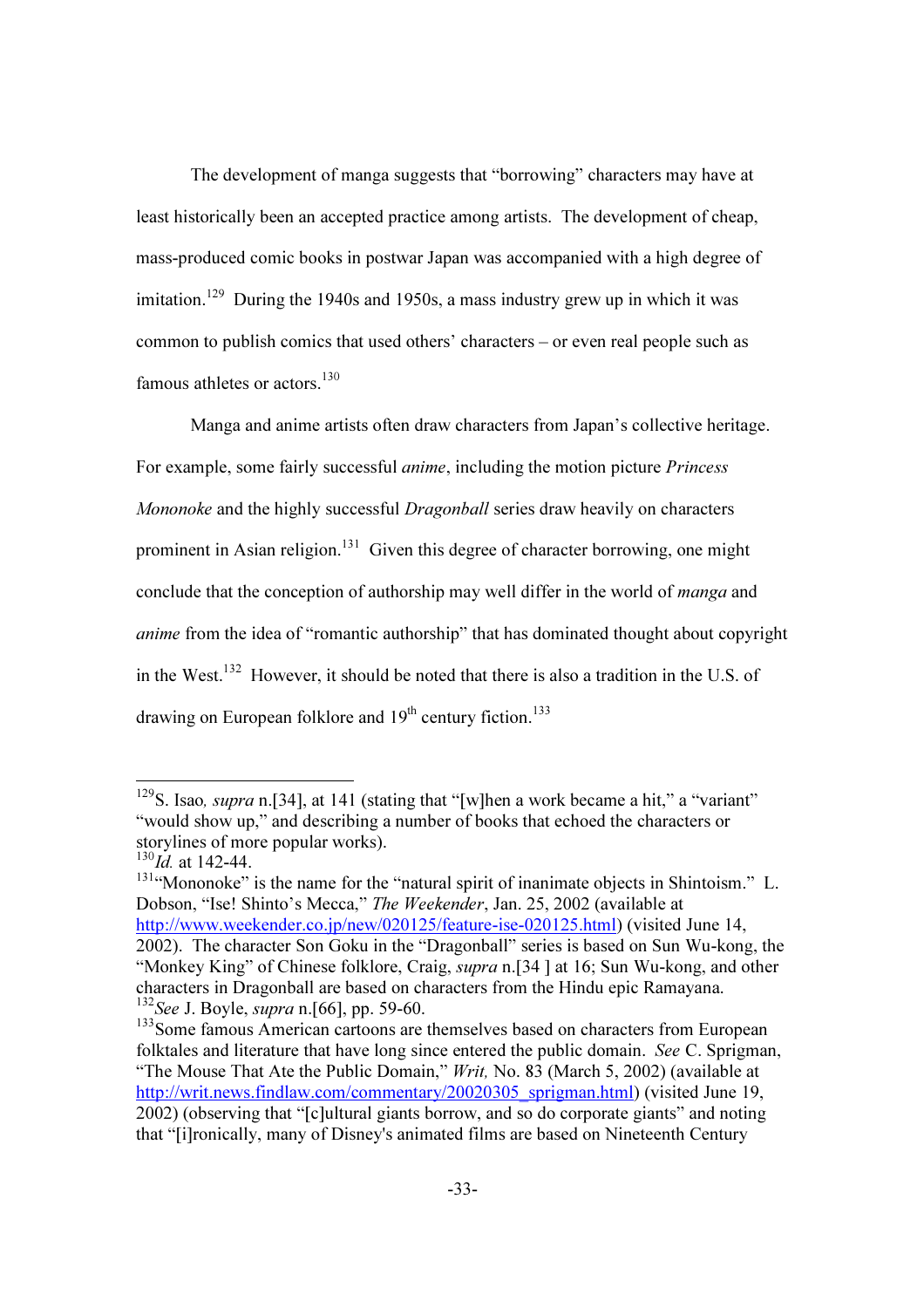The development of manga suggests that "borrowing" characters may have at least historically been an accepted practice among artists. The development of cheap, mass-produced comic books in postwar Japan was accompanied with a high degree of imitation.[129] During the 1940s and 1950s, a mass industry grew up in which it was common to publish comics that used others' characters – or even real people such as famous athletes or actors.[130]

Manga and anime artists often draw characters from Japan's collective heritage. For example, some fairly successful *anime*, including the motion picture *Princess Mononoke* and the highly successful *Dragonball* series draw heavily on characters prominent in Asian religion.[131] Given this degree of character borrowing, one might conclude that the conception of authorship may well differ in the world of *manga* and *anime* from the idea of "romantic authorship" that has dominated thought about copyright in the West.[132] However, it should be noted that there is also a tradition in the U.S. of drawing on European folklore and 19th century fiction.[133]

---

[129] S. Isao*, supra* n.[34], at 141 (stating that "[w]hen a work became a hit," a "variant" "would show up," and describing a number of books that echoed the characters or storylines of more popular works).

[130] *Id.* at 142-44.

[131] "Mononoke" is the name for the "natural spirit of inanimate objects in Shintoism." L. Dobson, "Ise! Shinto's Mecca," *The Weekender*, Jan. 25, 2002 (available at http://www.weekender.co.jp/new/020125/feature-ise-020125.html) (visited June 14, 2002). The character Son Goku in the "Dragonball" series is based on Sun Wu-kong, the "Monkey King" of Chinese folklore, Craig, *supra* n.[34 ] at 16; Sun Wu-kong, and other characters in Dragonball are based on characters from the Hindu epic Ramayana.

[132] *See* J. Boyle, *supra* n.[66], pp. 59-60.

[133] Some famous American cartoons are themselves based on characters from European folktales and literature that have long since entered the public domain. *See* C. Sprigman, "The Mouse That Ate the Public Domain," *Writ,* No. 83 (March 5, 2002) (available at http://writ.news.findlaw.com/commentary/20020305_sprigman.html) (visited June 19, 2002) (observing that "[c]ultural giants borrow, and so do corporate giants" and noting that "[i]ronically, many of Disney's animated films are based on Nineteenth Century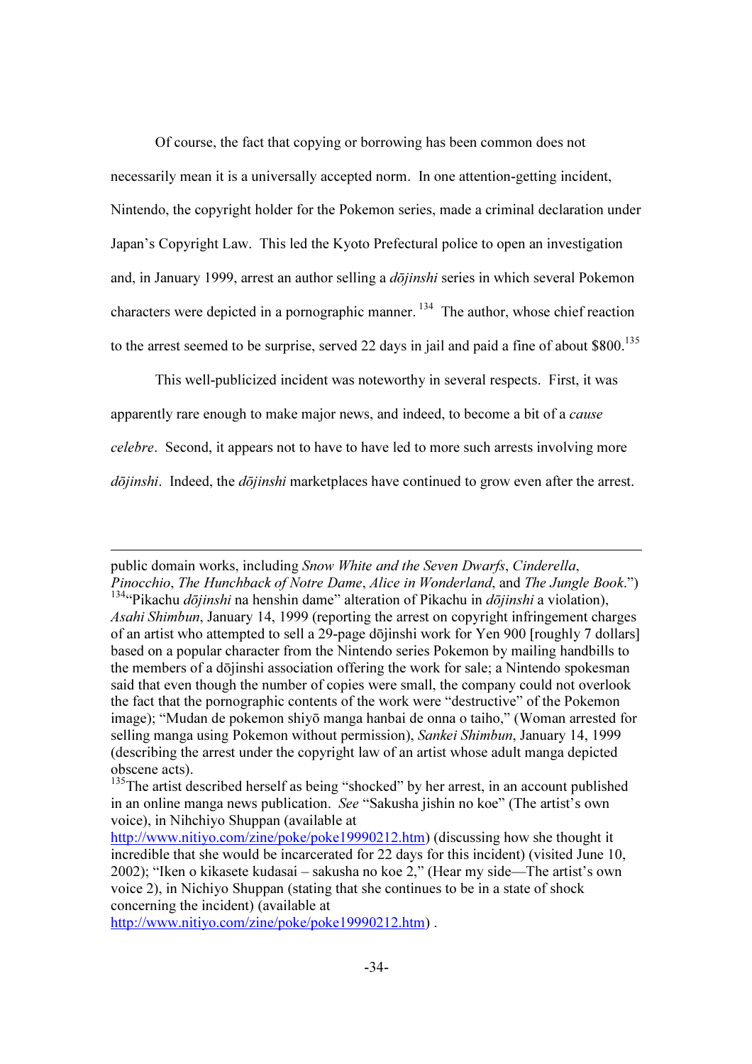Of course, the fact that copying or borrowing has been common does not necessarily mean it is a universally accepted norm. In one attention-getting incident, Nintendo, the copyright holder for the Pokemon series, made a criminal declaration under Japan's Copyright Law. This led the Kyoto Prefectural police to open an investigation and, in January 1999, arrest an author selling a *dōjinshi* series in which several Pokemon characters were depicted in a pornographic manner. [134] The author, whose chief reaction to the arrest seemed to be surprise, served 22 days in jail and paid a fine of about $800.[135]

This well-publicized incident was noteworthy in several respects. First, it was apparently rare enough to make major news, and indeed, to become a bit of a *cause celebre*. Second, it appears not to have to have led to more such arrests involving more *dōjinshi*. Indeed, the *dōjinshi* marketplaces have continued to grow even after the arrest.

---

public domain works, including *Snow White and the Seven Dwarfs*, *Cinderella*, *Pinocchio*, *The Hunchback of Notre Dame*, *Alice in Wonderland*, and *The Jungle Book*.")

[134] "Pikachu *dōjinshi* na henshin dame" alteration of Pikachu in *dōjinshi* a violation), *Asahi Shimbun*, January 14, 1999 (reporting the arrest on copyright infringement charges of an artist who attempted to sell a 29-page dōjinshi work for Yen 900 [roughly 7 dollars] based on a popular character from the Nintendo series Pokemon by mailing handbills to the members of a dōjinshi association offering the work for sale; a Nintendo spokesman said that even though the number of copies were small, the company could not overlook the fact that the pornographic contents of the work were "destructive" of the Pokemon image); "Mudan de pokemon shiyō manga hanbai de onna o taiho," (Woman arrested for selling manga using Pokemon without permission), *Sankei Shimbun*, January 14, 1999 (describing the arrest under the copyright law of an artist whose adult manga depicted obscene acts).

[135] The artist described herself as being "shocked" by her arrest, in an account published in an online manga news publication. *See* "Sakusha jishin no koe" (The artist's own voice), in Nihchiyo Shuppan (available at http://www.nitiyo.com/zine/poke/poke19990212.htm) (discussing how she thought it incredible that she would be incarcerated for 22 days for this incident) (visited June 10, 2002); "Iken o kikasete kudasai – sakusha no koe 2," (Hear my side—The artist's own voice 2), in Nichiyo Shuppan (stating that she continues to be in a state of shock concerning the incident) (available at http://www.nitiyo.com/zine/poke/poke19990212.htm) .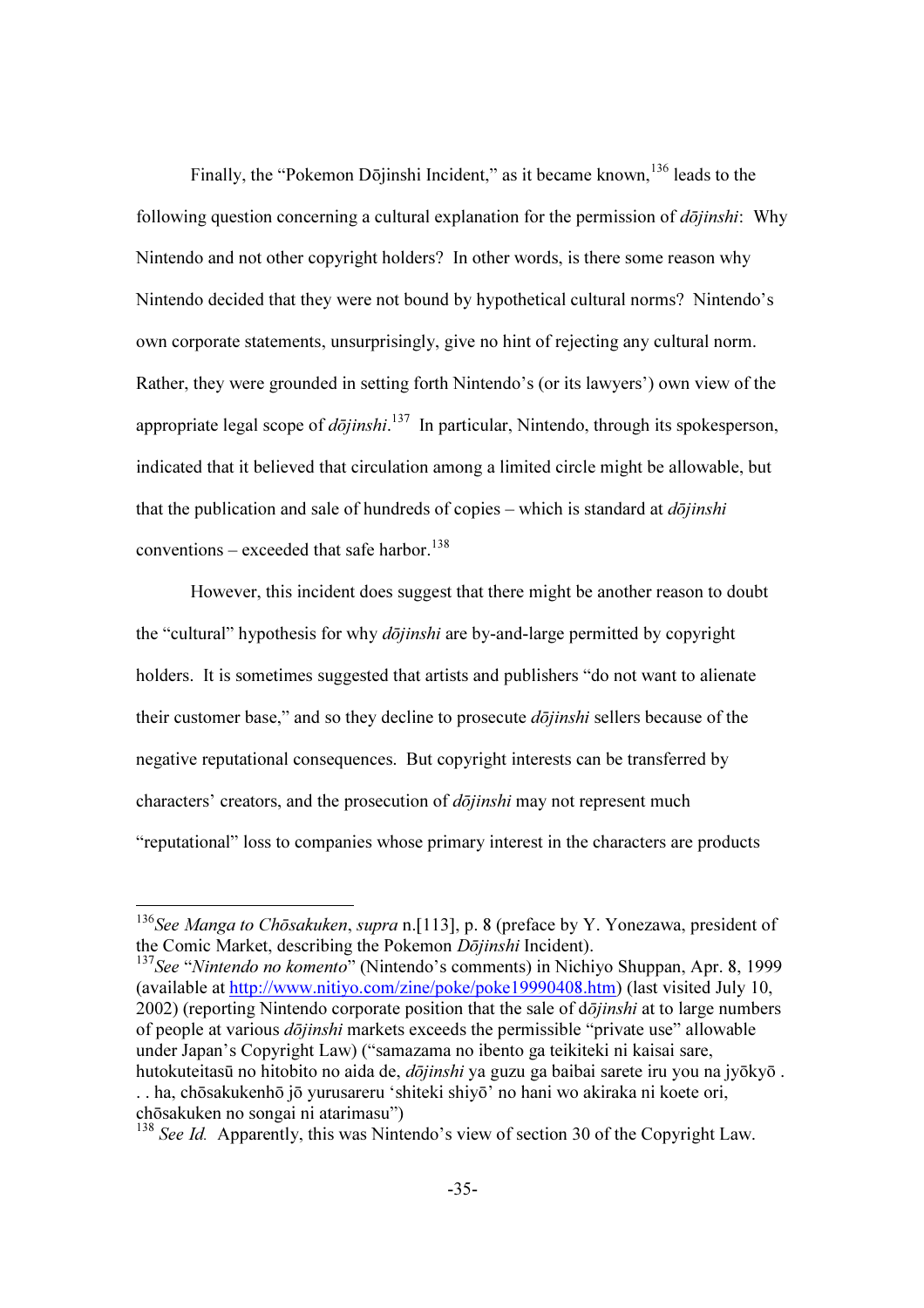Finally, the "Pokemon Dōjinshi Incident," as it became known,[136] leads to the following question concerning a cultural explanation for the permission of *dōjinshi*: Why Nintendo and not other copyright holders? In other words, is there some reason why Nintendo decided that they were not bound by hypothetical cultural norms? Nintendo's own corporate statements, unsurprisingly, give no hint of rejecting any cultural norm. Rather, they were grounded in setting forth Nintendo's (or its lawyers') own view of the appropriate legal scope of *dōjinshi*.[137] In particular, Nintendo, through its spokesperson, indicated that it believed that circulation among a limited circle might be allowable, but that the publication and sale of hundreds of copies – which is standard at *dōjinshi* conventions – exceeded that safe harbor.[138]

However, this incident does suggest that there might be another reason to doubt the "cultural" hypothesis for why *dōjinshi* are by-and-large permitted by copyright holders. It is sometimes suggested that artists and publishers "do not want to alienate their customer base," and so they decline to prosecute *dōjinshi* sellers because of the negative reputational consequences. But copyright interests can be transferred by characters' creators, and the prosecution of *dōjinshi* may not represent much "reputational" loss to companies whose primary interest in the characters are products

---

[136] *See Manga to Chōsakuken*, *supra* n.[113], p. 8 (preface by Y. Yonezawa, president of the Comic Market, describing the Pokemon *Dōjinshi* Incident).

[137] *See* "*Nintendo no komento*" (Nintendo's comments) in Nichiyo Shuppan, Apr. 8, 1999 (available at http://www.nitiyo.com/zine/poke/poke19990408.htm) (last visited July 10, 2002) (reporting Nintendo corporate position that the sale of d*ōjinshi* at to large numbers of people at various *dōjinshi* markets exceeds the permissible "private use" allowable under Japan's Copyright Law) ("samazama no ibento ga teikiteki ni kaisai sare, hutokuteitasū no hitobito no aida de, *dōjinshi* ya guzu ga baibai sarete iru you na jyōkyō . . . ha, chōsakukenhō jō yurusareru 'shiteki shiyō' no hani wo akiraka ni koete ori, chōsakuken no songai ni atarimasu")

[138] *See Id.* Apparently, this was Nintendo's view of section 30 of the Copyright Law.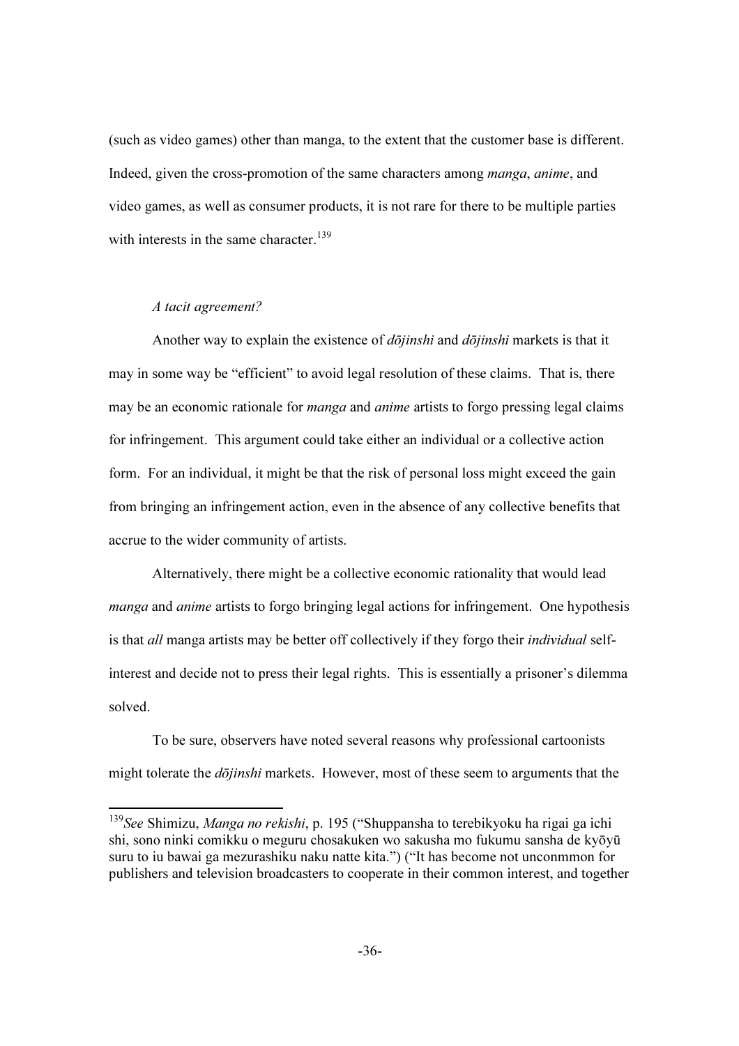(such as video games) other than manga, to the extent that the customer base is different. Indeed, given the cross-promotion of the same characters among *manga*, *anime*, and video games, as well as consumer products, it is not rare for there to be multiple parties with interests in the same character.[139]

*A tacit agreement?*

Another way to explain the existence of *dōjinshi* and *dōjinshi* markets is that it may in some way be "efficient" to avoid legal resolution of these claims. That is, there may be an economic rationale for *manga* and *anime* artists to forgo pressing legal claims for infringement. This argument could take either an individual or a collective action form. For an individual, it might be that the risk of personal loss might exceed the gain from bringing an infringement action, even in the absence of any collective benefits that accrue to the wider community of artists.

Alternatively, there might be a collective economic rationality that would lead *manga* and *anime* artists to forgo bringing legal actions for infringement. One hypothesis is that *all* manga artists may be better off collectively if they forgo their *individual* self-interest and decide not to press their legal rights. This is essentially a prisoner's dilemma solved.

To be sure, observers have noted several reasons why professional cartoonists might tolerate the *dōjinshi* markets. However, most of these seem to arguments that the

[139] *See* Shimizu, *Manga no rekishi*, p. 195 ("Shuppansha to terebikyoku ha rigai ga ichi shi, sono ninki comikku o meguru chosakuken wo sakusha mo fukumu sansha de kyōyū suru to iu bawai ga mezurashiku naku natte kita.") ("It has become not unconmmon for publishers and television broadcasters to cooperate in their common interest, and together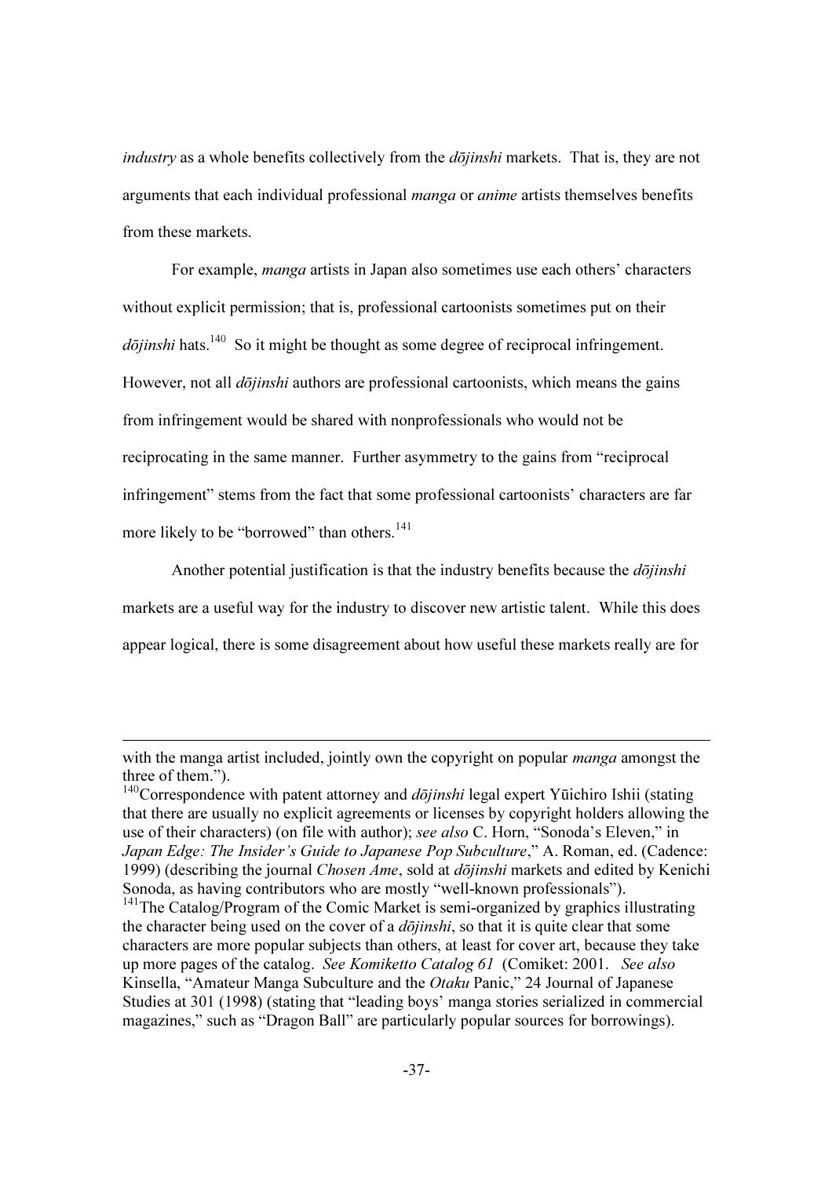*industry* as a whole benefits collectively from the *dōjinshi* markets. That is, they are not arguments that each individual professional *manga* or *anime* artists themselves benefits from these markets.

For example, *manga* artists in Japan also sometimes use each others' characters without explicit permission; that is, professional cartoonists sometimes put on their *dōjinshi* hats.[140] So it might be thought as some degree of reciprocal infringement. However, not all *dōjinshi* authors are professional cartoonists, which means the gains from infringement would be shared with nonprofessionals who would not be reciprocating in the same manner. Further asymmetry to the gains from "reciprocal infringement" stems from the fact that some professional cartoonists' characters are far more likely to be "borrowed" than others.[141]

Another potential justification is that the industry benefits because the *dōjinshi* markets are a useful way for the industry to discover new artistic talent. While this does appear logical, there is some disagreement about how useful these markets really are for

---

with the manga artist included, jointly own the copyright on popular *manga* amongst the three of them.").

[140] Correspondence with patent attorney and *dōjinshi* legal expert Yūichiro Ishii (stating that there are usually no explicit agreements or licenses by copyright holders allowing the use of their characters) (on file with author); *see also* C. Horn, "Sonoda's Eleven," in *Japan Edge: The Insider's Guide to Japanese Pop Subculture*," A. Roman, ed. (Cadence: 1999) (describing the journal *Chosen Ame*, sold at *dōjinshi* markets and edited by Kenichi Sonoda, as having contributors who are mostly "well-known professionals").

[141] The Catalog/Program of the Comic Market is semi-organized by graphics illustrating the character being used on the cover of a *dōjinshi*, so that it is quite clear that some characters are more popular subjects than others, at least for cover art, because they take up more pages of the catalog. *See Komiketto Catalog 61* (Comiket: 2001. *See also* Kinsella, "Amateur Manga Subculture and the *Otaku* Panic," 24 Journal of Japanese Studies at 301 (1998) (stating that "leading boys' manga stories serialized in commercial magazines," such as "Dragon Ball" are particularly popular sources for borrowings).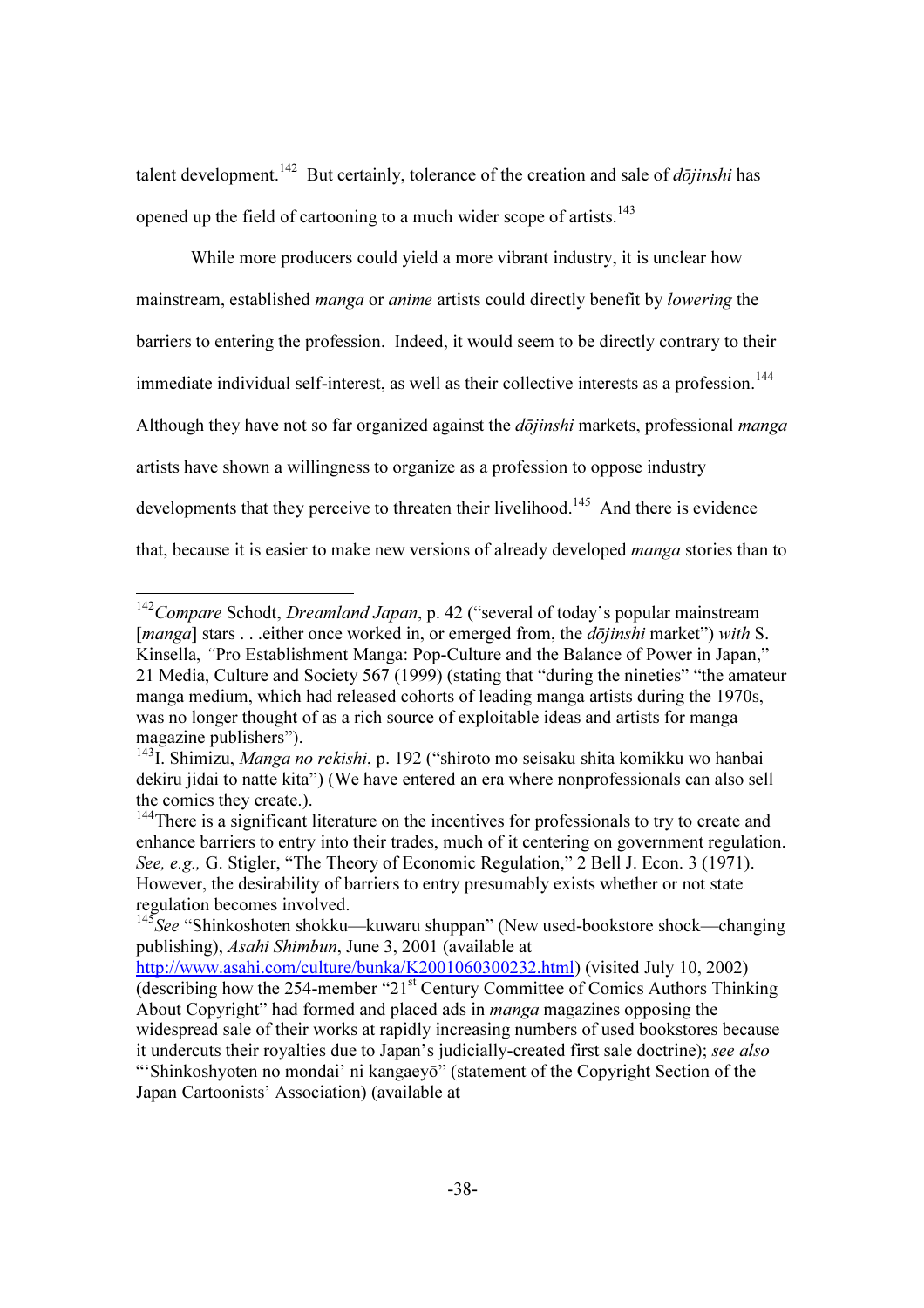talent development.[142] But certainly, tolerance of the creation and sale of *dōjinshi* has opened up the field of cartooning to a much wider scope of artists.[143]

While more producers could yield a more vibrant industry, it is unclear how mainstream, established *manga* or *anime* artists could directly benefit by *lowering* the barriers to entering the profession. Indeed, it would seem to be directly contrary to their immediate individual self-interest, as well as their collective interests as a profession.[144] Although they have not so far organized against the *dōjinshi* markets, professional *manga* artists have shown a willingness to organize as a profession to oppose industry developments that they perceive to threaten their livelihood.[145] And there is evidence that, because it is easier to make new versions of already developed *manga* stories than to

---

[142] *Compare* Schodt, *Dreamland Japan*, p. 42 ("several of today's popular mainstream [*manga*] stars . . .either once worked in, or emerged from, the *dōjinshi* market") *with* S. Kinsella, "Pro Establishment Manga: Pop-Culture and the Balance of Power in Japan," 21 Media, Culture and Society 567 (1999) (stating that "during the nineties" "the amateur manga medium, which had released cohorts of leading manga artists during the 1970s, was no longer thought of as a rich source of exploitable ideas and artists for manga magazine publishers").

[143] I. Shimizu, *Manga no rekishi*, p. 192 ("shiroto mo seisaku shita komikku wo hanbai dekiru jidai to natte kita") (We have entered an era where nonprofessionals can also sell the comics they create.).

[144] There is a significant literature on the incentives for professionals to try to create and enhance barriers to entry into their trades, much of it centering on government regulation. *See, e.g.,* G. Stigler, "The Theory of Economic Regulation," 2 Bell J. Econ. 3 (1971). However, the desirability of barriers to entry presumably exists whether or not state regulation becomes involved.

[145] *See* "Shinkoshoten shokku—kuwaru shuppan" (New used-bookstore shock—changing publishing), *Asahi Shimbun*, June 3, 2001 (available at http://www.asahi.com/culture/bunka/K2001060300232.html) (visited July 10, 2002) (describing how the 254-member "21st Century Committee of Comics Authors Thinking About Copyright" had formed and placed ads in *manga* magazines opposing the widespread sale of their works at rapidly increasing numbers of used bookstores because it undercuts their royalties due to Japan's judicially-created first sale doctrine); *see also* "'Shinkoshyoten no mondai' ni kangaeyō" (statement of the Copyright Section of the Japan Cartoonists' Association) (available at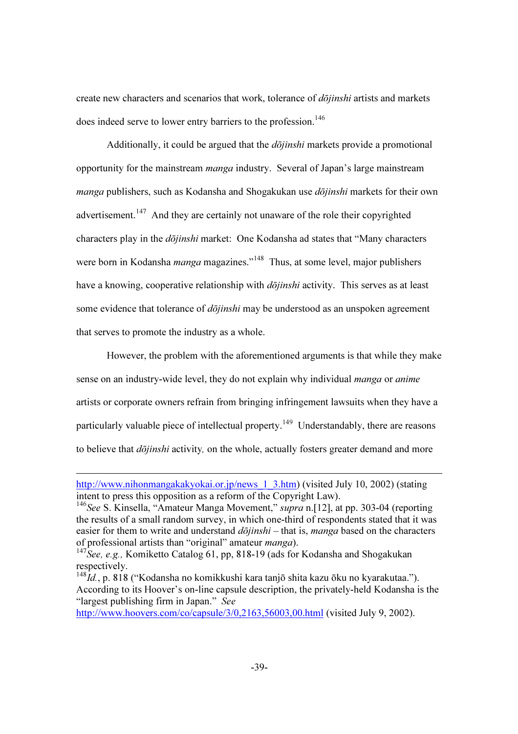create new characters and scenarios that work, tolerance of *dōjinshi* artists and markets does indeed serve to lower entry barriers to the profession.[146]

Additionally, it could be argued that the *dōjinshi* markets provide a promotional opportunity for the mainstream *manga* industry. Several of Japan's large mainstream *manga* publishers, such as Kodansha and Shogakukan use *dōjinshi* markets for their own advertisement.[147] And they are certainly not unaware of the role their copyrighted characters play in the *dōjinshi* market: One Kodansha ad states that "Many characters were born in Kodansha *manga* magazines."[148] Thus, at some level, major publishers have a knowing, cooperative relationship with *dōjinshi* activity. This serves as at least some evidence that tolerance of *dōjinshi* may be understood as an unspoken agreement that serves to promote the industry as a whole.

However, the problem with the aforementioned arguments is that while they make sense on an industry-wide level, they do not explain why individual *manga* or *anime* artists or corporate owners refrain from bringing infringement lawsuits when they have a particularly valuable piece of intellectual property.[149] Understandably, there are reasons to believe that *dōjinshi* activity*,* on the whole, actually fosters greater demand and more

---

http://www.nihonmangakakyokai.or.jp/news_1_3.htm) (visited July 10, 2002) (stating intent to press this opposition as a reform of the Copyright Law).

[146] *See* S. Kinsella, "Amateur Manga Movement," *supra* n.[12], at pp. 303-04 (reporting the results of a small random survey, in which one-third of respondents stated that it was easier for them to write and understand *dōjinshi* – that is, *manga* based on the characters of professional artists than "original" amateur *manga*).

[147] *See, e.g.,* Komiketto Catalog 61, pp, 818-19 (ads for Kodansha and Shogakukan respectively.

[148] *Id.*, p. 818 ("Kodansha no komikkushi kara tanjō shita kazu ōku no kyarakutaa."). According to its Hoover's on-line capsule description, the privately-held Kodansha is the "largest publishing firm in Japan." *See* http://www.hoovers.com/co/capsule/3/0,2163,56003,00.html (visited July 9, 2002).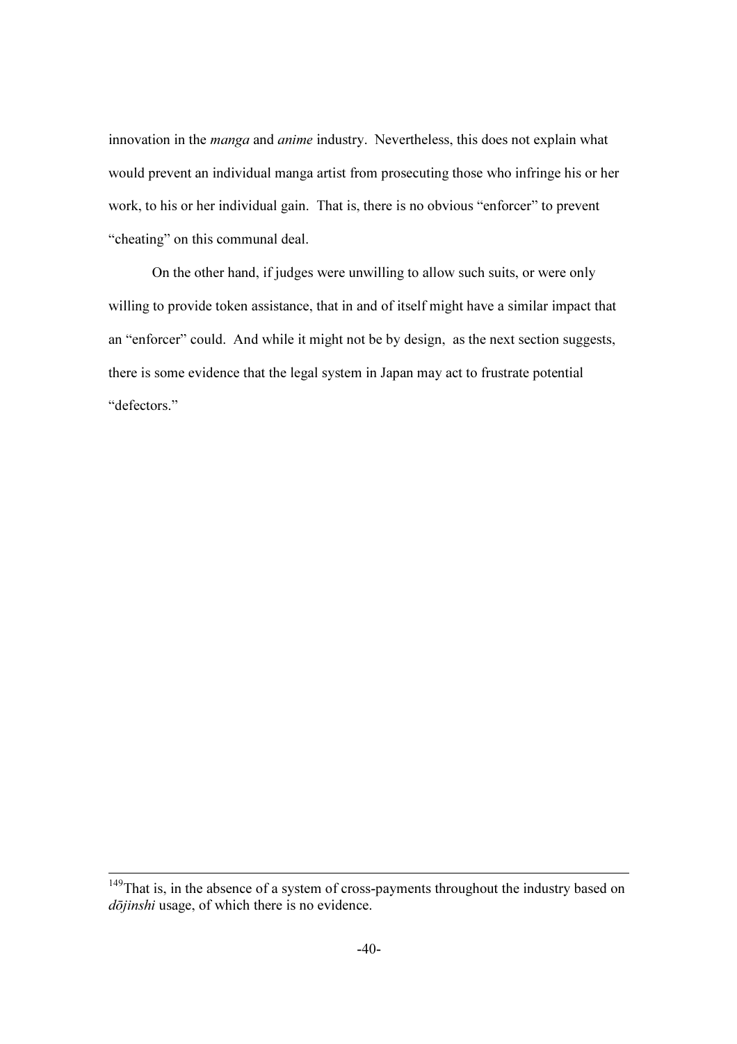innovation in the *manga* and *anime* industry. Nevertheless, this does not explain what would prevent an individual manga artist from prosecuting those who infringe his or her work, to his or her individual gain. That is, there is no obvious "enforcer" to prevent "cheating" on this communal deal.

On the other hand, if judges were unwilling to allow such suits, or were only willing to provide token assistance, that in and of itself might have a similar impact that an "enforcer" could. And while it might not be by design, as the next section suggests, there is some evidence that the legal system in Japan may act to frustrate potential "defectors."

---

[149]That is, in the absence of a system of cross-payments throughout the industry based on *dōjinshi* usage, of which there is no evidence.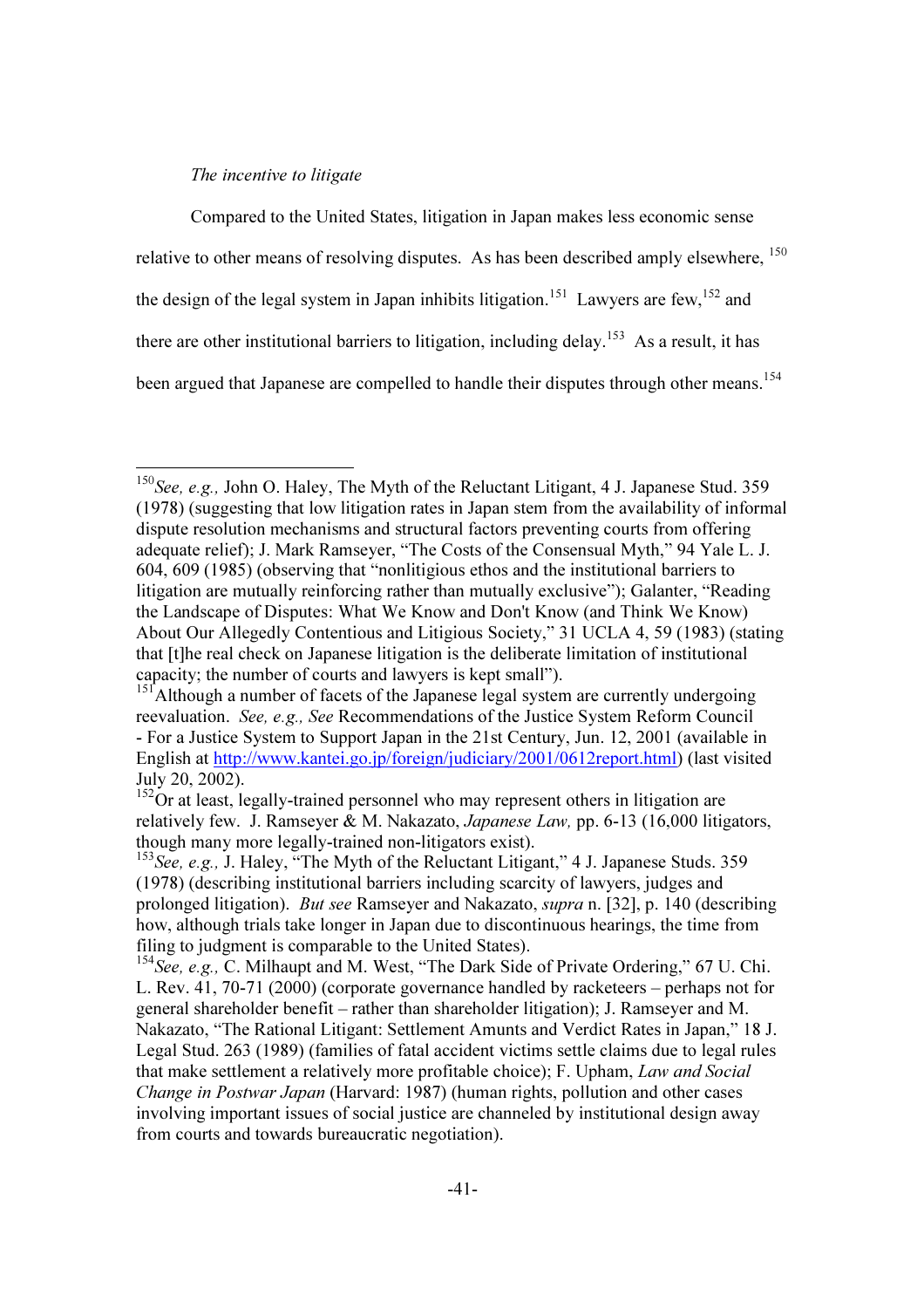*The incentive to litigate*

Compared to the United States, litigation in Japan makes less economic sense relative to other means of resolving disputes. As has been described amply elsewhere, [150] the design of the legal system in Japan inhibits litigation.[151] Lawyers are few,[152] and there are other institutional barriers to litigation, including delay.[153] As a result, it has been argued that Japanese are compelled to handle their disputes through other means.[154]

---

[150] *See, e.g.,* John O. Haley, The Myth of the Reluctant Litigant, 4 J. Japanese Stud. 359 (1978) (suggesting that low litigation rates in Japan stem from the availability of informal dispute resolution mechanisms and structural factors preventing courts from offering adequate relief); J. Mark Ramseyer, "The Costs of the Consensual Myth," 94 Yale L. J. 604, 609 (1985) (observing that "nonlitigious ethos and the institutional barriers to litigation are mutually reinforcing rather than mutually exclusive"); Galanter, "Reading the Landscape of Disputes: What We Know and Don't Know (and Think We Know) About Our Allegedly Contentious and Litigious Society," 31 UCLA 4, 59 (1983) (stating that [t]he real check on Japanese litigation is the deliberate limitation of institutional capacity; the number of courts and lawyers is kept small").

[151] Although a number of facets of the Japanese legal system are currently undergoing reevaluation. *See, e.g., See* Recommendations of the Justice System Reform Council - For a Justice System to Support Japan in the 21st Century, Jun. 12, 2001 (available in English at http://www.kantei.go.jp/foreign/judiciary/2001/0612report.html) (last visited July 20, 2002).

[152] Or at least, legally-trained personnel who may represent others in litigation are relatively few. J. Ramseyer & M. Nakazato, *Japanese Law,* pp. 6-13 (16,000 litigators, though many more legally-trained non-litigators exist).

[153] *See, e.g.,* J. Haley, "The Myth of the Reluctant Litigant," 4 J. Japanese Studs. 359 (1978) (describing institutional barriers including scarcity of lawyers, judges and prolonged litigation). *But see* Ramseyer and Nakazato, *supra* n. [32], p. 140 (describing how, although trials take longer in Japan due to discontinuous hearings, the time from filing to judgment is comparable to the United States).

[154] *See, e.g.,* C. Milhaupt and M. West, "The Dark Side of Private Ordering," 67 U. Chi. L. Rev. 41, 70-71 (2000) (corporate governance handled by racketeers – perhaps not for general shareholder benefit – rather than shareholder litigation); J. Ramseyer and M. Nakazato, "The Rational Litigant: Settlement Amunts and Verdict Rates in Japan," 18 J. Legal Stud. 263 (1989) (families of fatal accident victims settle claims due to legal rules that make settlement a relatively more profitable choice); F. Upham, *Law and Social Change in Postwar Japan* (Harvard: 1987) (human rights, pollution and other cases involving important issues of social justice are channeled by institutional design away from courts and towards bureaucratic negotiation).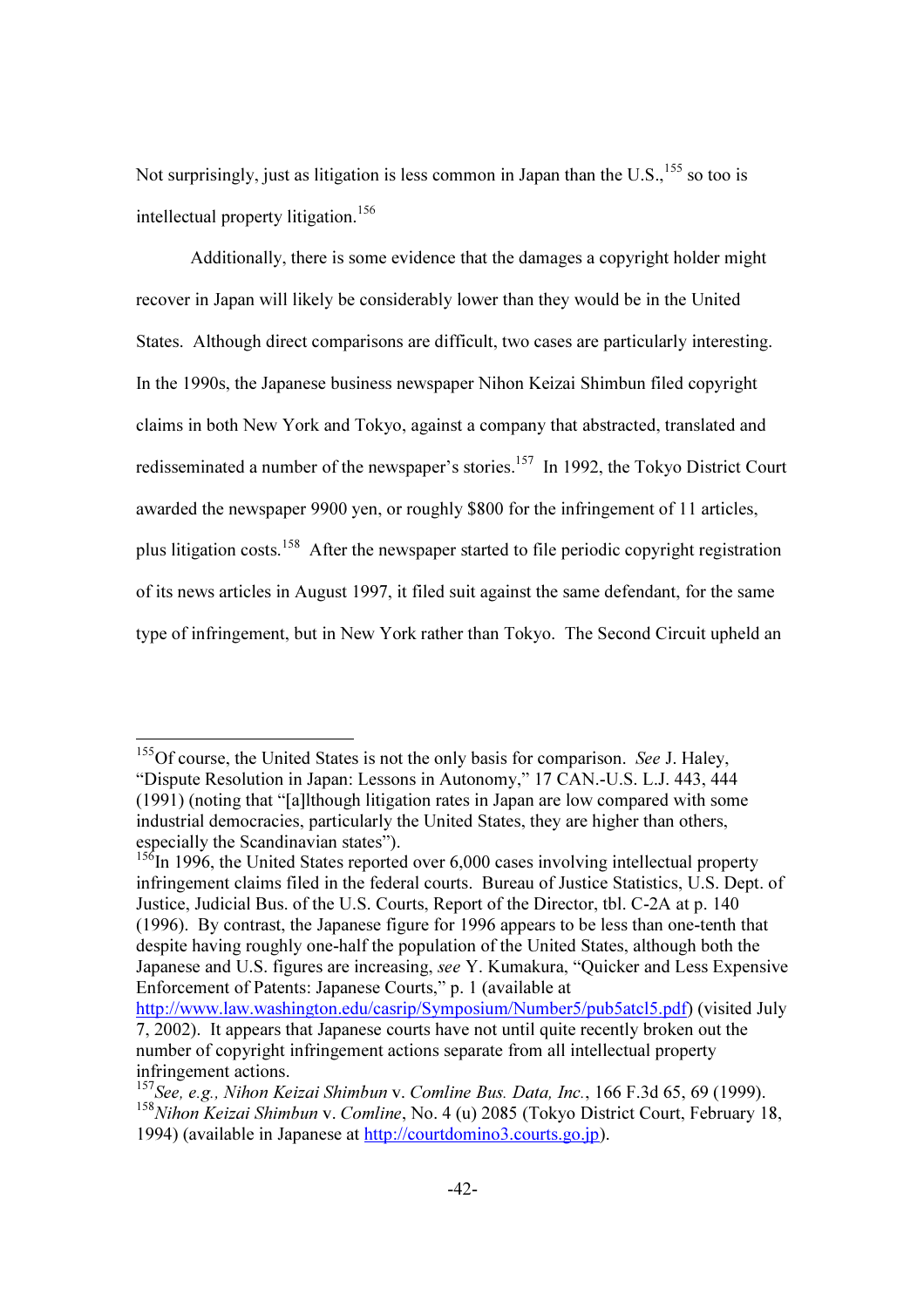Not surprisingly, just as litigation is less common in Japan than the U.S.,[155] so too is intellectual property litigation.[156]

Additionally, there is some evidence that the damages a copyright holder might recover in Japan will likely be considerably lower than they would be in the United States. Although direct comparisons are difficult, two cases are particularly interesting. In the 1990s, the Japanese business newspaper Nihon Keizai Shimbun filed copyright claims in both New York and Tokyo, against a company that abstracted, translated and redisseminated a number of the newspaper's stories.[157] In 1992, the Tokyo District Court awarded the newspaper 9900 yen, or roughly $800 for the infringement of 11 articles, plus litigation costs.[158] After the newspaper started to file periodic copyright registration of its news articles in August 1997, it filed suit against the same defendant, for the same type of infringement, but in New York rather than Tokyo. The Second Circuit upheld an

---

[155] Of course, the United States is not the only basis for comparison. *See* J. Haley, "Dispute Resolution in Japan: Lessons in Autonomy," 17 CAN.-U.S. L.J. 443, 444 (1991) (noting that "[a]lthough litigation rates in Japan are low compared with some industrial democracies, particularly the United States, they are higher than others, especially the Scandinavian states").

[156] In 1996, the United States reported over 6,000 cases involving intellectual property infringement claims filed in the federal courts. Bureau of Justice Statistics, U.S. Dept. of Justice, Judicial Bus. of the U.S. Courts, Report of the Director, tbl. C-2A at p. 140 (1996). By contrast, the Japanese figure for 1996 appears to be less than one-tenth that despite having roughly one-half the population of the United States, although both the Japanese and U.S. figures are increasing, *see* Y. Kumakura, "Quicker and Less Expensive Enforcement of Patents: Japanese Courts," p. 1 (available at http://www.law.washington.edu/casrip/Symposium/Number5/pub5atcl5.pdf) (visited July 7, 2002). It appears that Japanese courts have not until quite recently broken out the number of copyright infringement actions separate from all intellectual property infringement actions.

[157] *See, e.g., Nihon Keizai Shimbun* v. *Comline Bus. Data, Inc.*, 166 F.3d 65, 69 (1999).

[158] *Nihon Keizai Shimbun* v. *Comline*, No. 4 (u) 2085 (Tokyo District Court, February 18, 1994) (available in Japanese at http://courtdomino3.courts.go.jp).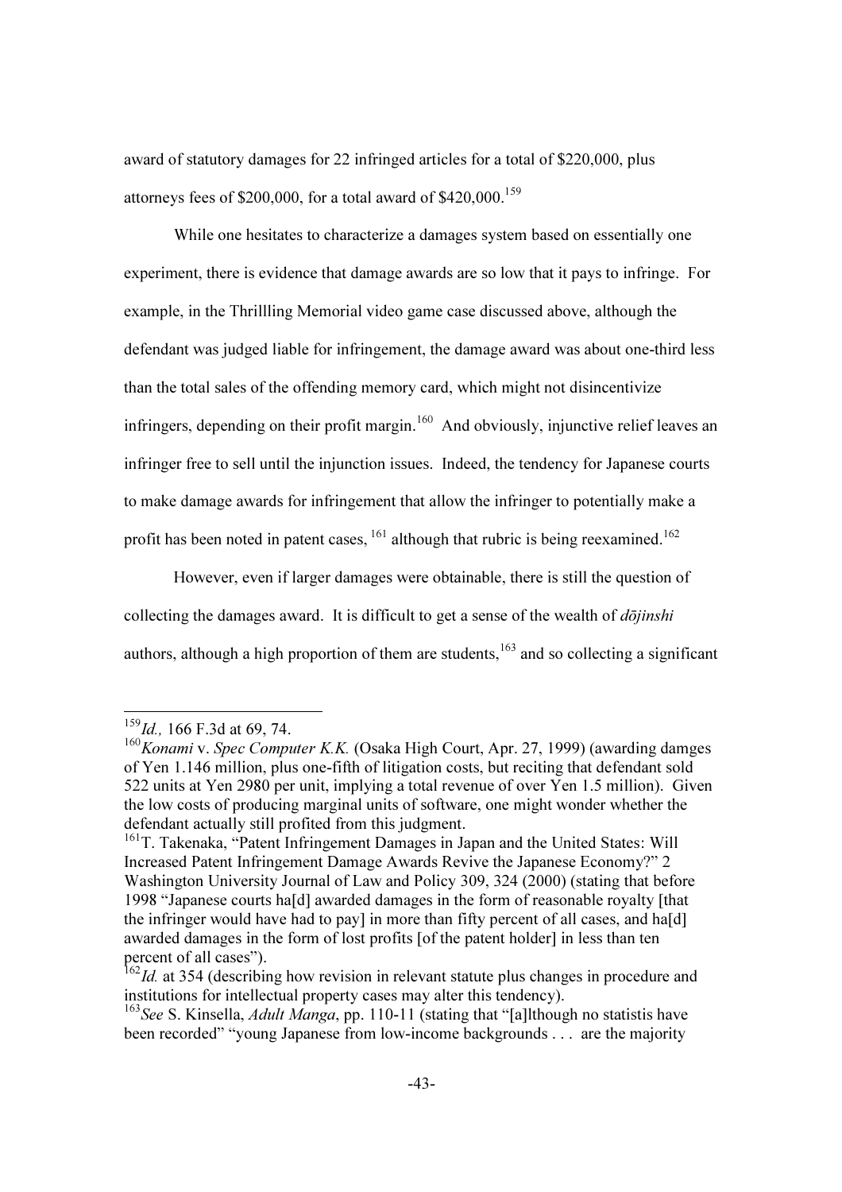award of statutory damages for 22 infringed articles for a total of $220,000, plus attorneys fees of $200,000, for a total award of $420,000.[159]

While one hesitates to characterize a damages system based on essentially one experiment, there is evidence that damage awards are so low that it pays to infringe. For example, in the Thrillling Memorial video game case discussed above, although the defendant was judged liable for infringement, the damage award was about one-third less than the total sales of the offending memory card, which might not disincentivize infringers, depending on their profit margin.[160] And obviously, injunctive relief leaves an infringer free to sell until the injunction issues. Indeed, the tendency for Japanese courts to make damage awards for infringement that allow the infringer to potentially make a profit has been noted in patent cases, [161] although that rubric is being reexamined.[162]

However, even if larger damages were obtainable, there is still the question of collecting the damages award. It is difficult to get a sense of the wealth of *dōjinshi* authors, although a high proportion of them are students,[163] and so collecting a significant

---

[159] *Id.,* 166 F.3d at 69, 74.

[160] *Konami* v. *Spec Computer K.K.* (Osaka High Court, Apr. 27, 1999) (awarding damges of Yen 1.146 million, plus one-fifth of litigation costs, but reciting that defendant sold 522 units at Yen 2980 per unit, implying a total revenue of over Yen 1.5 million). Given the low costs of producing marginal units of software, one might wonder whether the defendant actually still profited from this judgment.

[161] T. Takenaka, "Patent Infringement Damages in Japan and the United States: Will Increased Patent Infringement Damage Awards Revive the Japanese Economy?" 2 Washington University Journal of Law and Policy 309, 324 (2000) (stating that before 1998 "Japanese courts ha[d] awarded damages in the form of reasonable royalty [that the infringer would have had to pay] in more than fifty percent of all cases, and ha[d] awarded damages in the form of lost profits [of the patent holder] in less than ten percent of all cases").

[162] *Id.* at 354 (describing how revision in relevant statute plus changes in procedure and institutions for intellectual property cases may alter this tendency).

[163] *See* S. Kinsella, *Adult Manga*, pp. 110-11 (stating that "[a]lthough no statistis have been recorded" "young Japanese from low-income backgrounds . . . are the majority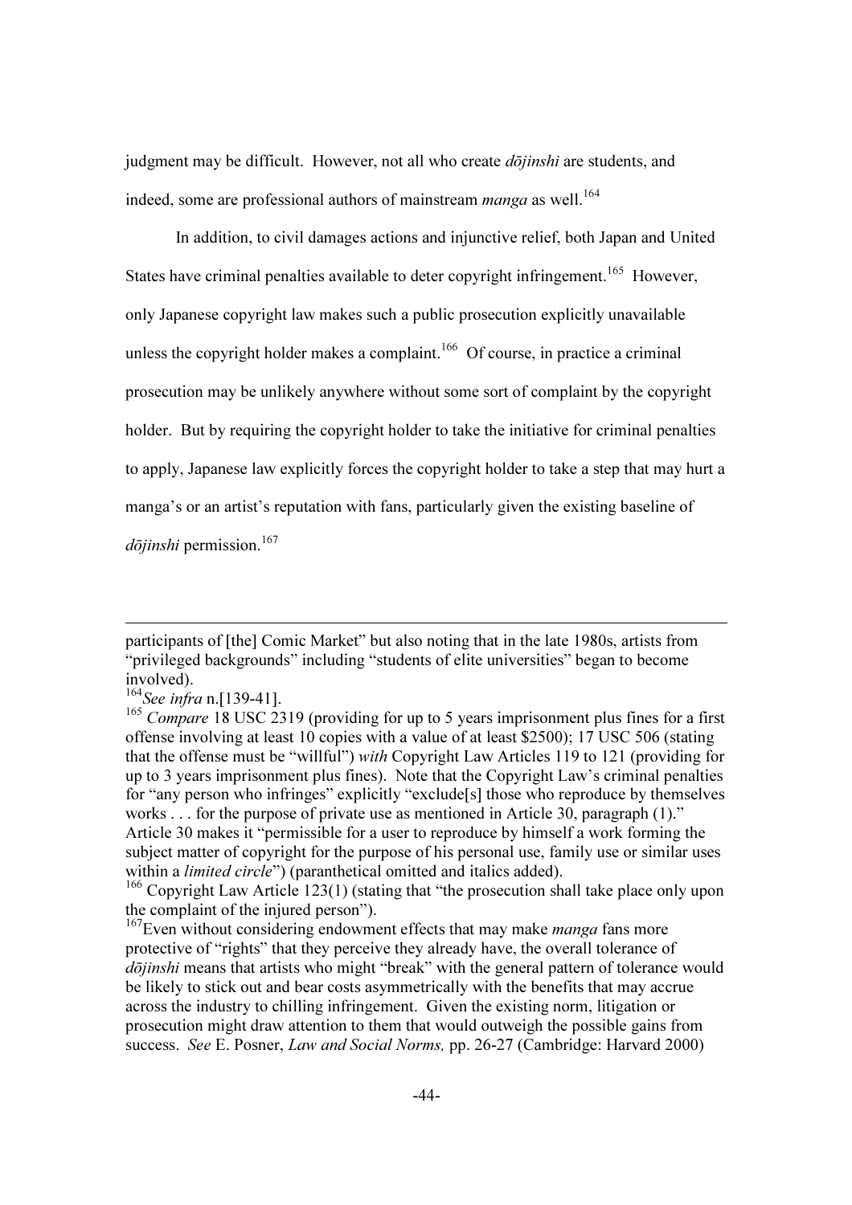judgment may be difficult. However, not all who create *dōjinshi* are students, and indeed, some are professional authors of mainstream *manga* as well.[164]

In addition, to civil damages actions and injunctive relief, both Japan and United States have criminal penalties available to deter copyright infringement.[165] However, only Japanese copyright law makes such a public prosecution explicitly unavailable unless the copyright holder makes a complaint.[166] Of course, in practice a criminal prosecution may be unlikely anywhere without some sort of complaint by the copyright holder. But by requiring the copyright holder to take the initiative for criminal penalties to apply, Japanese law explicitly forces the copyright holder to take a step that may hurt a manga's or an artist's reputation with fans, particularly given the existing baseline of *dōjinshi* permission.[167]

---

participants of [the] Comic Market" but also noting that in the late 1980s, artists from "privileged backgrounds" including "students of elite universities" began to become involved).

[164] *See infra* n.[139-41].

[165] *Compare* 18 USC 2319 (providing for up to 5 years imprisonment plus fines for a first offense involving at least 10 copies with a value of at least $2500); 17 USC 506 (stating that the offense must be "willful") *with* Copyright Law Articles 119 to 121 (providing for up to 3 years imprisonment plus fines). Note that the Copyright Law's criminal penalties for "any person who infringes" explicitly "exclude[s] those who reproduce by themselves works . . . for the purpose of private use as mentioned in Article 30, paragraph (1)." Article 30 makes it "permissible for a user to reproduce by himself a work forming the subject matter of copyright for the purpose of his personal use, family use or similar uses within a *limited circle*") (paranthetical omitted and italics added).

[166] Copyright Law Article 123(1) (stating that "the prosecution shall take place only upon the complaint of the injured person").

[167] Even without considering endowment effects that may make *manga* fans more protective of "rights" that they perceive they already have, the overall tolerance of *dōjinshi* means that artists who might "break" with the general pattern of tolerance would be likely to stick out and bear costs asymmetrically with the benefits that may accrue across the industry to chilling infringement. Given the existing norm, litigation or prosecution might draw attention to them that would outweigh the possible gains from success. *See* E. Posner, *Law and Social Norms,* pp. 26-27 (Cambridge: Harvard 2000)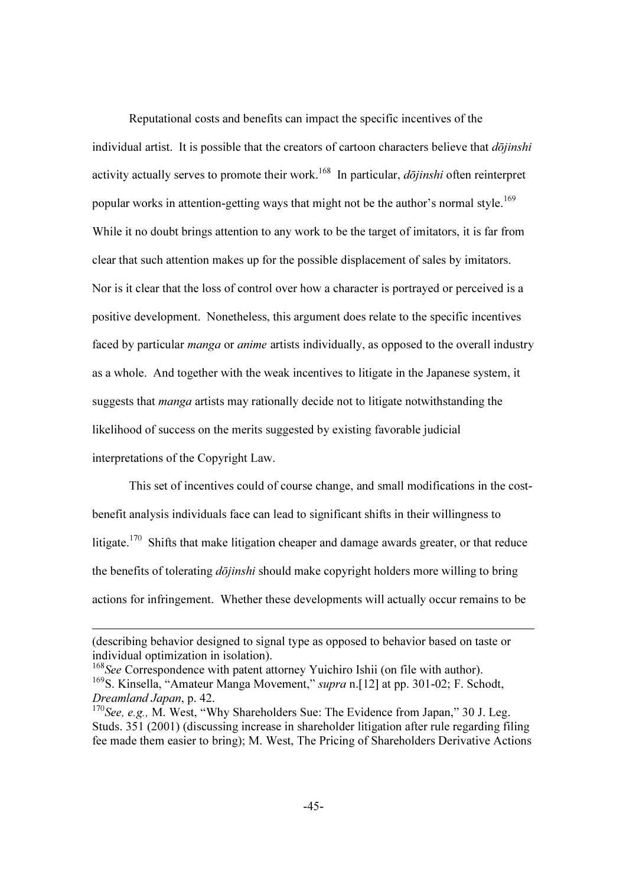Reputational costs and benefits can impact the specific incentives of the individual artist. It is possible that the creators of cartoon characters believe that *dōjinshi* activity actually serves to promote their work.[168] In particular, *dōjinshi* often reinterpret popular works in attention-getting ways that might not be the author's normal style.[169] While it no doubt brings attention to any work to be the target of imitators, it is far from clear that such attention makes up for the possible displacement of sales by imitators. Nor is it clear that the loss of control over how a character is portrayed or perceived is a positive development. Nonetheless, this argument does relate to the specific incentives faced by particular *manga* or *anime* artists individually, as opposed to the overall industry as a whole. And together with the weak incentives to litigate in the Japanese system, it suggests that *manga* artists may rationally decide not to litigate notwithstanding the likelihood of success on the merits suggested by existing favorable judicial interpretations of the Copyright Law.

This set of incentives could of course change, and small modifications in the cost-benefit analysis individuals face can lead to significant shifts in their willingness to litigate.[170] Shifts that make litigation cheaper and damage awards greater, or that reduce the benefits of tolerating *dōjinshi* should make copyright holders more willing to bring actions for infringement. Whether these developments will actually occur remains to be

---

(describing behavior designed to signal type as opposed to behavior based on taste or individual optimization in isolation).

[168] *See* Correspondence with patent attorney Yuichiro Ishii (on file with author).

[169] S. Kinsella, "Amateur Manga Movement," *supra* n.[12] at pp. 301-02; F. Schodt, *Dreamland Japan*, p. 42.

[170] *See, e.g.,* M. West, "Why Shareholders Sue: The Evidence from Japan," 30 J. Leg. Studs. 351 (2001) (discussing increase in shareholder litigation after rule regarding filing fee made them easier to bring); M. West, The Pricing of Shareholders Derivative Actions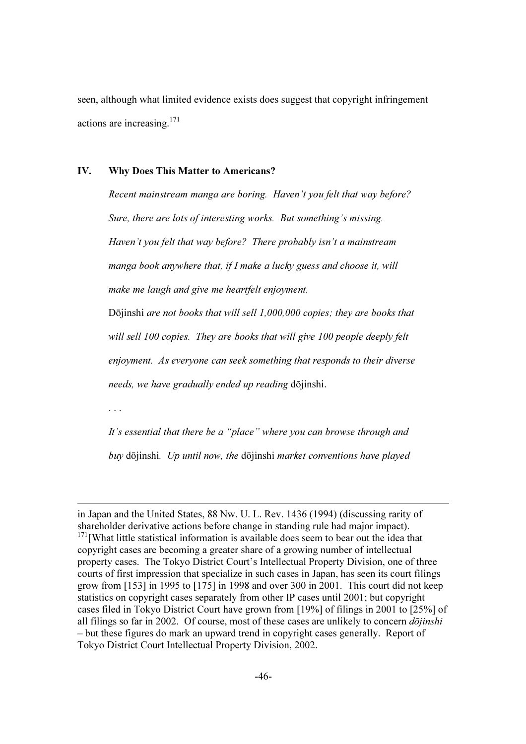seen, although what limited evidence exists does suggest that copyright infringement actions are increasing.[171]

## IV. Why Does This Matter to Americans?

> *Recent mainstream manga are boring. Haven't you felt that way before? Sure, there are lots of interesting works. But something's missing. Haven't you felt that way before? There probably isn't a mainstream manga book anywhere that, if I make a lucky guess and choose it, will make me laugh and give me heartfelt enjoyment.*
>
> Dōjinshi *are not books that will sell 1,000,000 copies; they are books that will sell 100 copies. They are books that will give 100 people deeply felt enjoyment. As everyone can seek something that responds to their diverse needs, we have gradually ended up reading* dōjinshi.
>
> . . .
>
> *It's essential that there be a "place" where you can browse through and buy* dōjinshi*. Up until now, the* dōjinshi *market conventions have played*

---

in Japan and the United States, 88 Nw. U. L. Rev. 1436 (1994) (discussing rarity of shareholder derivative actions before change in standing rule had major impact).

[171][What little statistical information is available does seem to bear out the idea that copyright cases are becoming a greater share of a growing number of intellectual property cases. The Tokyo District Court's Intellectual Property Division, one of three courts of first impression that specialize in such cases in Japan, has seen its court filings grow from [153] in 1995 to [175] in 1998 and over 300 in 2001. This court did not keep statistics on copyright cases separately from other IP cases until 2001; but copyright cases filed in Tokyo District Court have grown from [19%] of filings in 2001 to [25%] of all filings so far in 2002. Of course, most of these cases are unlikely to concern *dōjinshi* – but these figures do mark an upward trend in copyright cases generally. Report of Tokyo District Court Intellectual Property Division, 2002.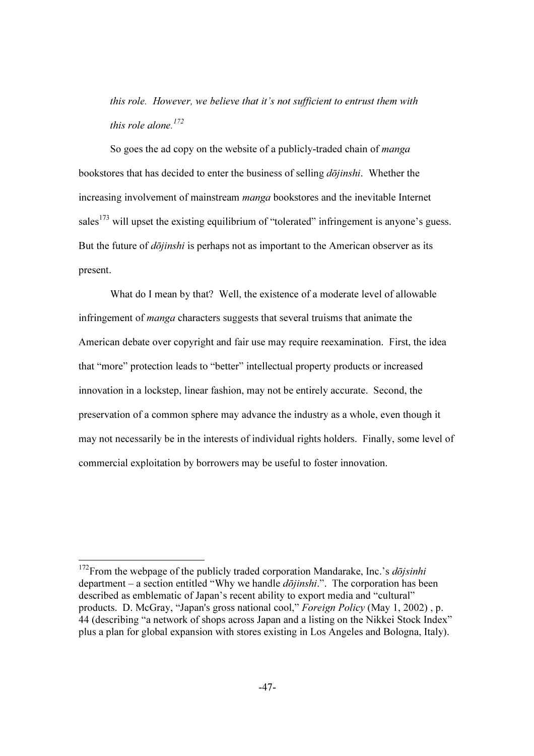*this role. However, we believe that it's not sufficient to entrust them with this role alone.*[172]

So goes the ad copy on the website of a publicly-traded chain of *manga* bookstores that has decided to enter the business of selling *dōjinshi*. Whether the increasing involvement of mainstream *manga* bookstores and the inevitable Internet sales[173] will upset the existing equilibrium of "tolerated" infringement is anyone's guess. But the future of *dōjinshi* is perhaps not as important to the American observer as its present.

What do I mean by that? Well, the existence of a moderate level of allowable infringement of *manga* characters suggests that several truisms that animate the American debate over copyright and fair use may require reexamination. First, the idea that "more" protection leads to "better" intellectual property products or increased innovation in a lockstep, linear fashion, may not be entirely accurate. Second, the preservation of a common sphere may advance the industry as a whole, even though it may not necessarily be in the interests of individual rights holders. Finally, some level of commercial exploitation by borrowers may be useful to foster innovation.

---

[172] From the webpage of the publicly traded corporation Mandarake, Inc.'s *dōjsinhi* department – a section entitled "Why we handle *dōjinshi*.". The corporation has been described as emblematic of Japan's recent ability to export media and "cultural" products. D. McGray, "Japan's gross national cool," *Foreign Policy* (May 1, 2002) , p. 44 (describing "a network of shops across Japan and a listing on the Nikkei Stock Index" plus a plan for global expansion with stores existing in Los Angeles and Bologna, Italy).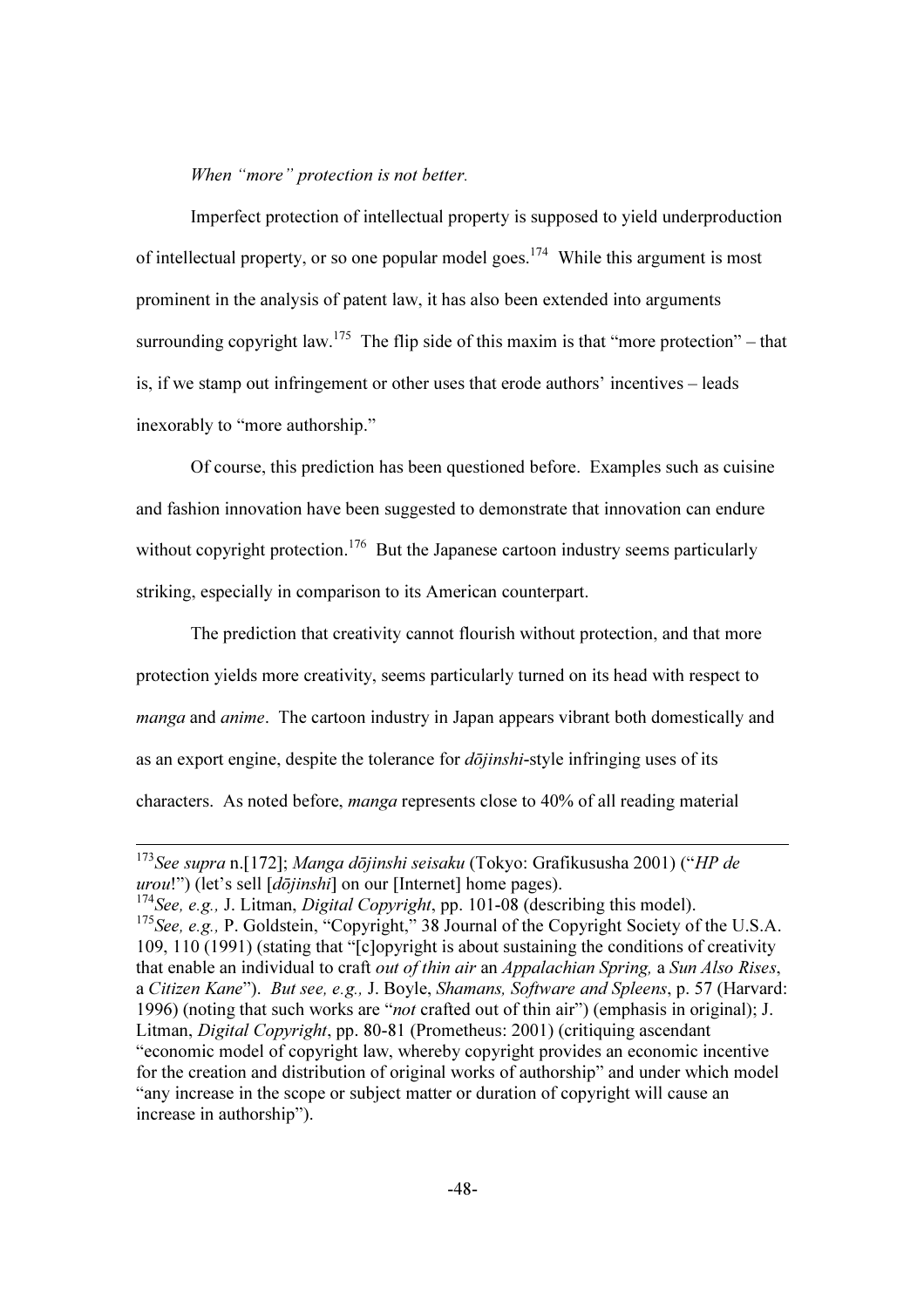*When "more" protection is not better.*

Imperfect protection of intellectual property is supposed to yield underproduction of intellectual property, or so one popular model goes.[174] While this argument is most prominent in the analysis of patent law, it has also been extended into arguments surrounding copyright law.[175] The flip side of this maxim is that "more protection" – that is, if we stamp out infringement or other uses that erode authors' incentives – leads inexorably to "more authorship."

Of course, this prediction has been questioned before. Examples such as cuisine and fashion innovation have been suggested to demonstrate that innovation can endure without copyright protection.[176] But the Japanese cartoon industry seems particularly striking, especially in comparison to its American counterpart.

The prediction that creativity cannot flourish without protection, and that more protection yields more creativity, seems particularly turned on its head with respect to *manga* and *anime*. The cartoon industry in Japan appears vibrant both domestically and as an export engine, despite the tolerance for *dōjinshi*-style infringing uses of its characters. As noted before, *manga* represents close to 40% of all reading material

---

[173] *See supra* n.[172]; *Manga dōjinshi seisaku* (Tokyo: Grafikususha 2001) ("*HP de urou*!") (let's sell [*dōjinshi*] on our [Internet] home pages).

[174] *See, e.g.,* J. Litman, *Digital Copyright*, pp. 101-08 (describing this model).

[175] *See, e.g.,* P. Goldstein, "Copyright," 38 Journal of the Copyright Society of the U.S.A. 109, 110 (1991) (stating that "[c]opyright is about sustaining the conditions of creativity that enable an individual to craft *out of thin air* an *Appalachian Spring,* a *Sun Also Rises*, a *Citizen Kane*"). *But see, e.g.,* J. Boyle, *Shamans, Software and Spleens*, p. 57 (Harvard: 1996) (noting that such works are "*not* crafted out of thin air") (emphasis in original); J. Litman, *Digital Copyright*, pp. 80-81 (Prometheus: 2001) (critiquing ascendant "economic model of copyright law, whereby copyright provides an economic incentive for the creation and distribution of original works of authorship" and under which model "any increase in the scope or subject matter or duration of copyright will cause an increase in authorship").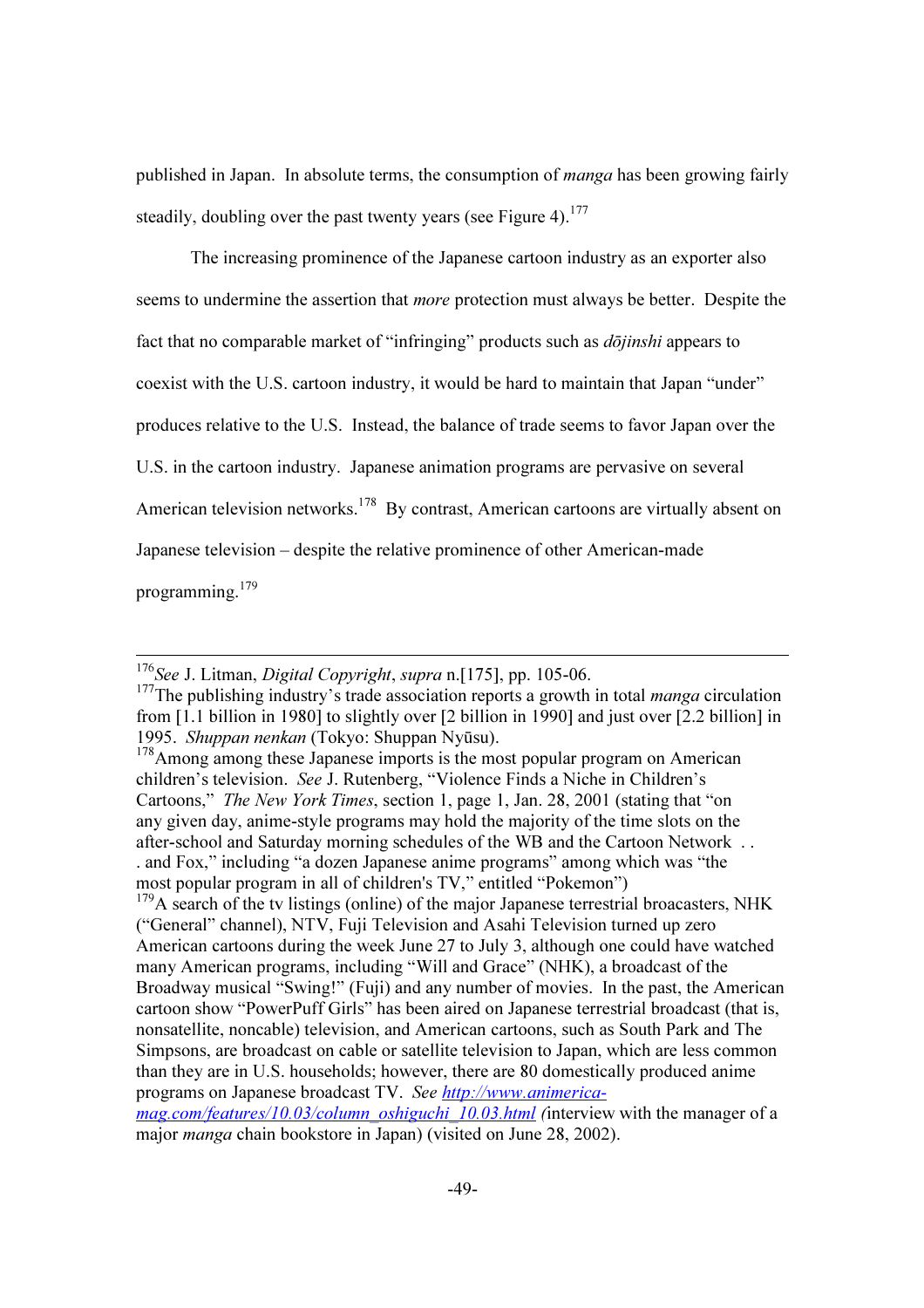published in Japan. In absolute terms, the consumption of *manga* has been growing fairly steadily, doubling over the past twenty years (see Figure 4).[177]

The increasing prominence of the Japanese cartoon industry as an exporter also seems to undermine the assertion that *more* protection must always be better. Despite the fact that no comparable market of "infringing" products such as *dōjinshi* appears to coexist with the U.S. cartoon industry, it would be hard to maintain that Japan "under" produces relative to the U.S. Instead, the balance of trade seems to favor Japan over the U.S. in the cartoon industry. Japanese animation programs are pervasive on several American television networks.[178] By contrast, American cartoons are virtually absent on Japanese television – despite the relative prominence of other American-made programming.[179]

---

[176] *See* J. Litman, *Digital Copyright*, *supra* n.[175], pp. 105-06.

[177] The publishing industry's trade association reports a growth in total *manga* circulation from [1.1 billion in 1980] to slightly over [2 billion in 1990] and just over [2.2 billion] in 1995. *Shuppan nenkan* (Tokyo: Shuppan Nyūsu).

[178] Among among these Japanese imports is the most popular program on American children's television. *See* J. Rutenberg, "Violence Finds a Niche in Children's Cartoons," *The New York Times*, section 1, page 1, Jan. 28, 2001 (stating that "on any given day, anime-style programs may hold the majority of the time slots on the after-school and Saturday morning schedules of the WB and the Cartoon Network . . . and Fox," including "a dozen Japanese anime programs" among which was "the most popular program in all of children's TV," entitled "Pokemon")

[179] A search of the tv listings (online) of the major Japanese terrestrial broacasters, NHK ("General" channel), NTV, Fuji Television and Asahi Television turned up zero American cartoons during the week June 27 to July 3, although one could have watched many American programs, including "Will and Grace" (NHK), a broadcast of the Broadway musical "Swing!" (Fuji) and any number of movies. In the past, the American cartoon show "PowerPuff Girls" has been aired on Japanese terrestrial broadcast (that is, nonsatellite, noncable) television, and American cartoons, such as South Park and The Simpsons, are broadcast on cable or satellite television to Japan, which are less common than they are in U.S. households; however, there are 80 domestically produced anime programs on Japanese broadcast TV. *See* http://www.animerica-mag.com/features/10.03/column_oshiguchi_10.03.html (interview with the manager of a major *manga* chain bookstore in Japan) (visited on June 28, 2002).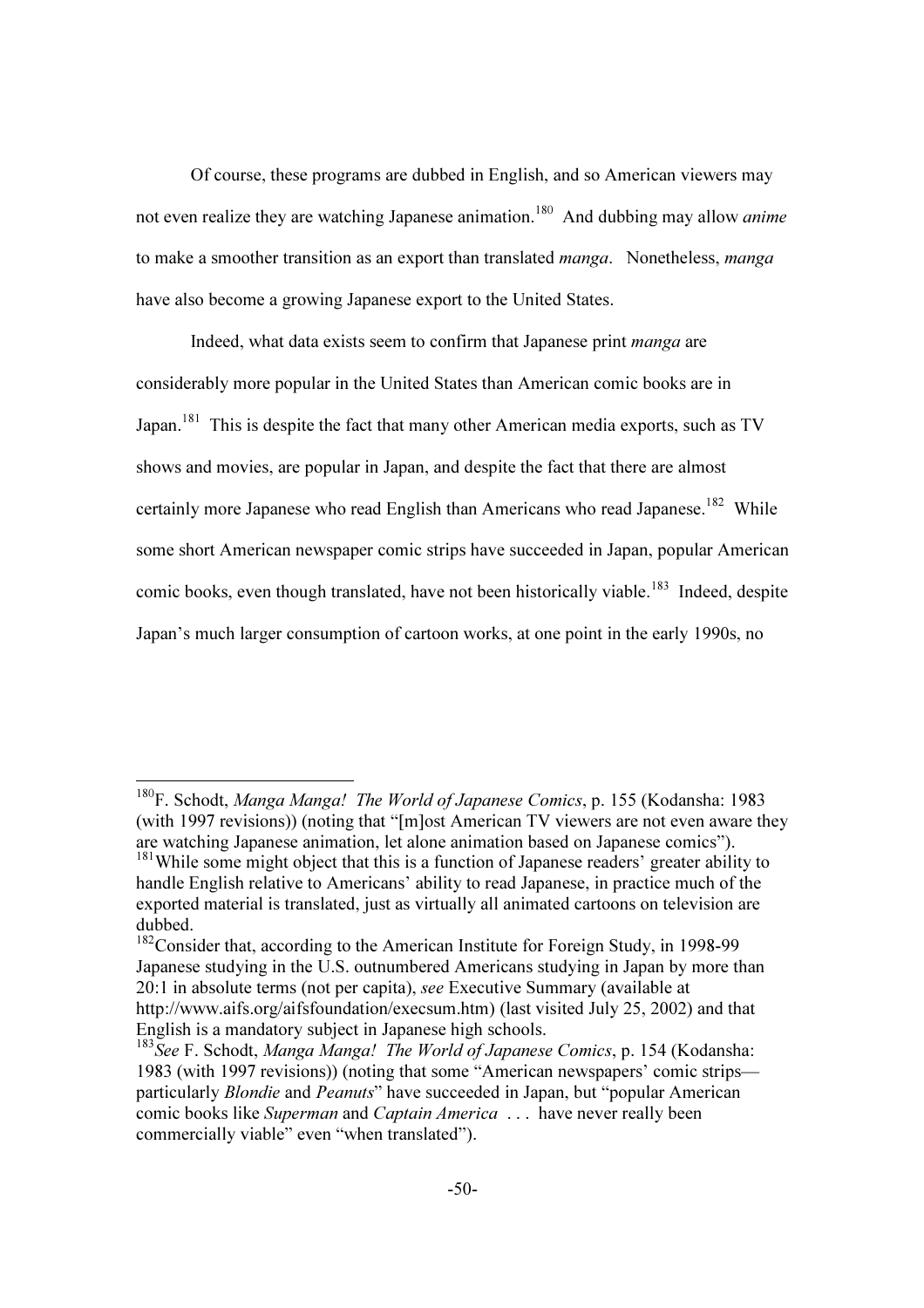Of course, these programs are dubbed in English, and so American viewers may not even realize they are watching Japanese animation.[180] And dubbing may allow *anime* to make a smoother transition as an export than translated *manga*. Nonetheless, *manga* have also become a growing Japanese export to the United States.

Indeed, what data exists seem to confirm that Japanese print *manga* are considerably more popular in the United States than American comic books are in Japan.[181] This is despite the fact that many other American media exports, such as TV shows and movies, are popular in Japan, and despite the fact that there are almost certainly more Japanese who read English than Americans who read Japanese.[182] While some short American newspaper comic strips have succeeded in Japan, popular American comic books, even though translated, have not been historically viable.[183] Indeed, despite Japan's much larger consumption of cartoon works, at one point in the early 1990s, no

---

[180]F. Schodt, *Manga Manga! The World of Japanese Comics*, p. 155 (Kodansha: 1983 (with 1997 revisions)) (noting that "[m]ost American TV viewers are not even aware they are watching Japanese animation, let alone animation based on Japanese comics").

[181]While some might object that this is a function of Japanese readers' greater ability to handle English relative to Americans' ability to read Japanese, in practice much of the exported material is translated, just as virtually all animated cartoons on television are dubbed.

[182]Consider that, according to the American Institute for Foreign Study, in 1998-99 Japanese studying in the U.S. outnumbered Americans studying in Japan by more than 20:1 in absolute terms (not per capita), *see* Executive Summary (available at http://www.aifs.org/aifsfoundation/execsum.htm) (last visited July 25, 2002) and that English is a mandatory subject in Japanese high schools.

[183]*See* F. Schodt, *Manga Manga! The World of Japanese Comics*, p. 154 (Kodansha: 1983 (with 1997 revisions)) (noting that some "American newspapers' comic strips—particularly *Blondie* and *Peanuts*" have succeeded in Japan, but "popular American comic books like *Superman* and *Captain America* . . . have never really been commercially viable" even "when translated").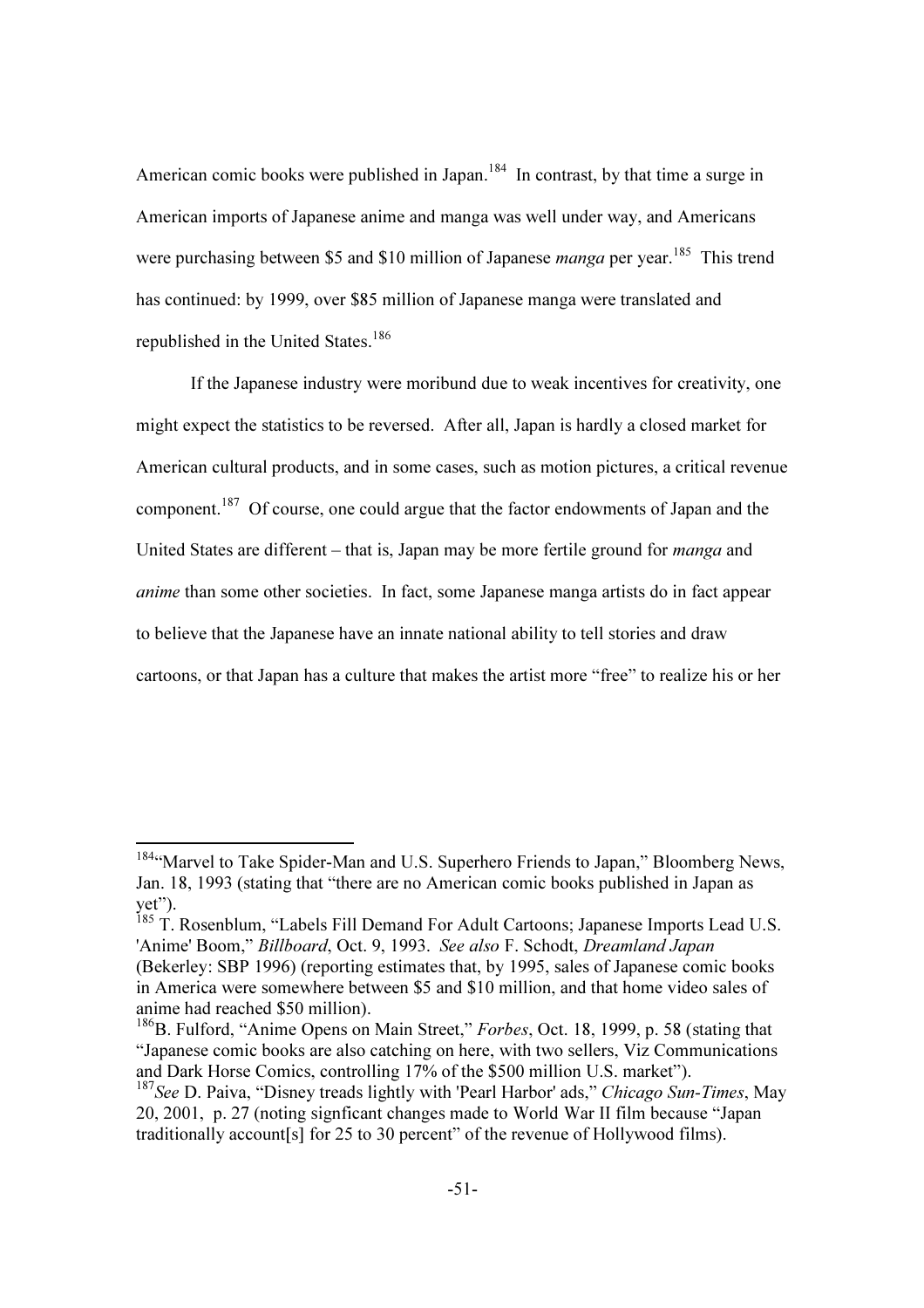American comic books were published in Japan.[184] In contrast, by that time a surge in American imports of Japanese anime and manga was well under way, and Americans were purchasing between $5 and $10 million of Japanese *manga* per year.[185] This trend has continued: by 1999, over $85 million of Japanese manga were translated and republished in the United States.[186]

If the Japanese industry were moribund due to weak incentives for creativity, one might expect the statistics to be reversed. After all, Japan is hardly a closed market for American cultural products, and in some cases, such as motion pictures, a critical revenue component.[187] Of course, one could argue that the factor endowments of Japan and the United States are different – that is, Japan may be more fertile ground for *manga* and *anime* than some other societies. In fact, some Japanese manga artists do in fact appear to believe that the Japanese have an innate national ability to tell stories and draw cartoons, or that Japan has a culture that makes the artist more "free" to realize his or her

---

[184] "Marvel to Take Spider-Man and U.S. Superhero Friends to Japan," Bloomberg News, Jan. 18, 1993 (stating that "there are no American comic books published in Japan as yet").

[185] T. Rosenblum, "Labels Fill Demand For Adult Cartoons; Japanese Imports Lead U.S. 'Anime' Boom," *Billboard*, Oct. 9, 1993. *See also* F. Schodt, *Dreamland Japan* (Bekerley: SBP 1996) (reporting estimates that, by 1995, sales of Japanese comic books in America were somewhere between $5 and $10 million, and that home video sales of anime had reached $50 million).

[186] B. Fulford, "Anime Opens on Main Street," *Forbes*, Oct. 18, 1999, p. 58 (stating that "Japanese comic books are also catching on here, with two sellers, Viz Communications and Dark Horse Comics, controlling 17% of the $500 million U.S. market").

[187] *See* D. Paiva, "Disney treads lightly with 'Pearl Harbor' ads," *Chicago Sun-Times*, May 20, 2001, p. 27 (noting signficant changes made to World War II film because "Japan traditionally account[s] for 25 to 30 percent" of the revenue of Hollywood films).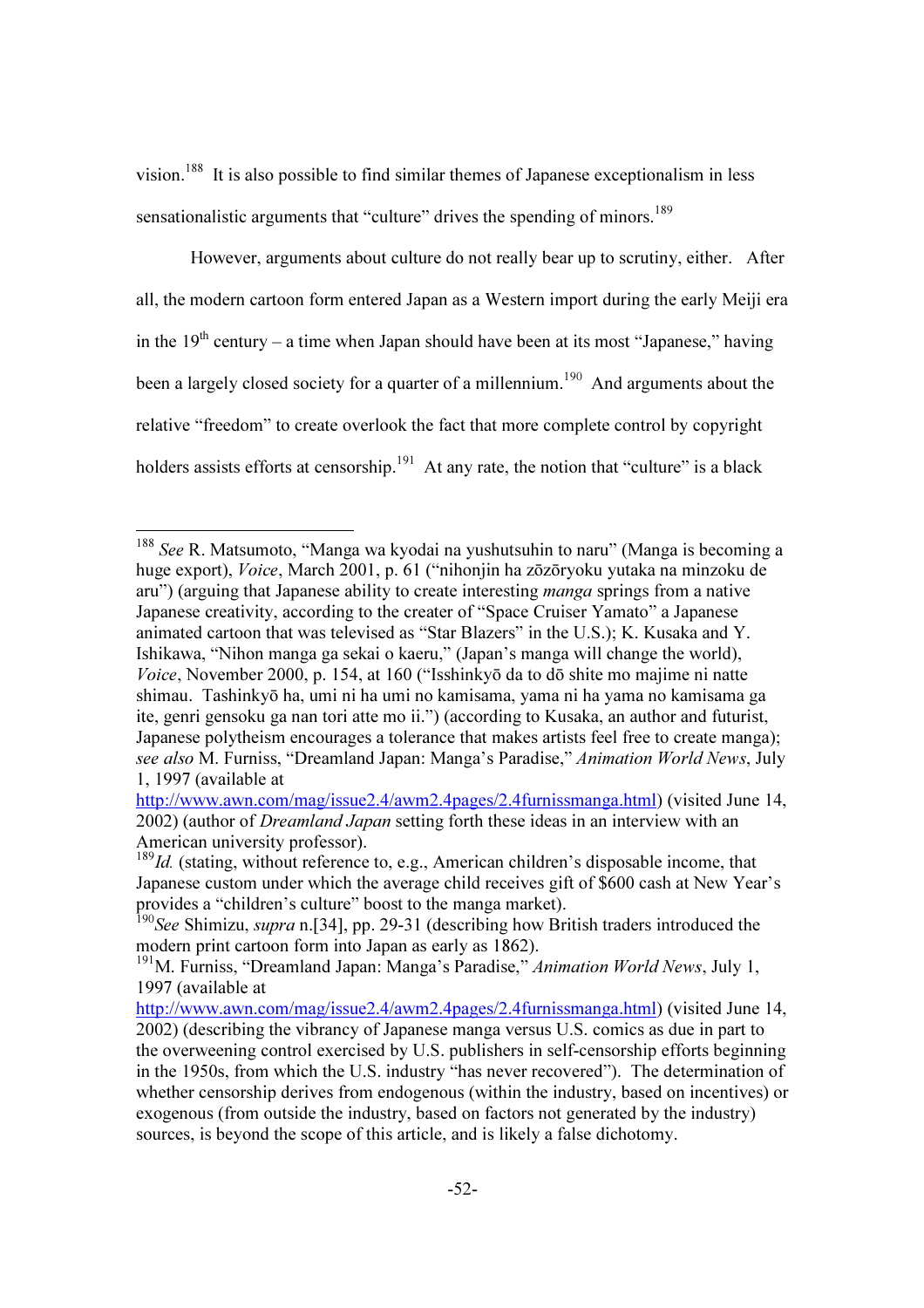vision.[188] It is also possible to find similar themes of Japanese exceptionalism in less sensationalistic arguments that "culture" drives the spending of minors.[189]

However, arguments about culture do not really bear up to scrutiny, either. After all, the modern cartoon form entered Japan as a Western import during the early Meiji era in the 19th century – a time when Japan should have been at its most "Japanese," having been a largely closed society for a quarter of a millennium.[190] And arguments about the relative "freedom" to create overlook the fact that more complete control by copyright holders assists efforts at censorship.[191] At any rate, the notion that "culture" is a black

---

[188] *See* R. Matsumoto, "Manga wa kyodai na yushutsuhin to naru" (Manga is becoming a huge export), *Voice*, March 2001, p. 61 ("nihonjin ha zōzōryoku yutaka na minzoku de aru") (arguing that Japanese ability to create interesting *manga* springs from a native Japanese creativity, according to the creater of "Space Cruiser Yamato" a Japanese animated cartoon that was televised as "Star Blazers" in the U.S.); K. Kusaka and Y. Ishikawa, "Nihon manga ga sekai o kaeru," (Japan's manga will change the world), *Voice*, November 2000, p. 154, at 160 ("Isshinkyō da to dō shite mo majime ni natte shimau. Tashinkyō ha, umi ni ha umi no kamisama, yama ni ha yama no kamisama ga ite, genri gensoku ga nan tori atte mo ii.") (according to Kusaka, an author and futurist, Japanese polytheism encourages a tolerance that makes artists feel free to create manga); *see also* M. Furniss, "Dreamland Japan: Manga's Paradise," *Animation World News*, July 1, 1997 (available at http://www.awn.com/mag/issue2.4/awm2.4pages/2.4furnissmanga.html) (visited June 14, 2002) (author of *Dreamland Japan* setting forth these ideas in an interview with an American university professor).

[189] *Id.* (stating, without reference to, e.g., American children's disposable income, that Japanese custom under which the average child receives gift of $600 cash at New Year's provides a "children's culture" boost to the manga market).

[190] *See* Shimizu, *supra* n.[34], pp. 29-31 (describing how British traders introduced the modern print cartoon form into Japan as early as 1862).

[191] M. Furniss, "Dreamland Japan: Manga's Paradise," *Animation World News*, July 1, 1997 (available at http://www.awn.com/mag/issue2.4/awm2.4pages/2.4furnissmanga.html) (visited June 14, 2002) (describing the vibrancy of Japanese manga versus U.S. comics as due in part to the overweening control exercised by U.S. publishers in self-censorship efforts beginning in the 1950s, from which the U.S. industry "has never recovered"). The determination of whether censorship derives from endogenous (within the industry, based on incentives) or exogenous (from outside the industry, based on factors not generated by the industry) sources, is beyond the scope of this article, and is likely a false dichotomy.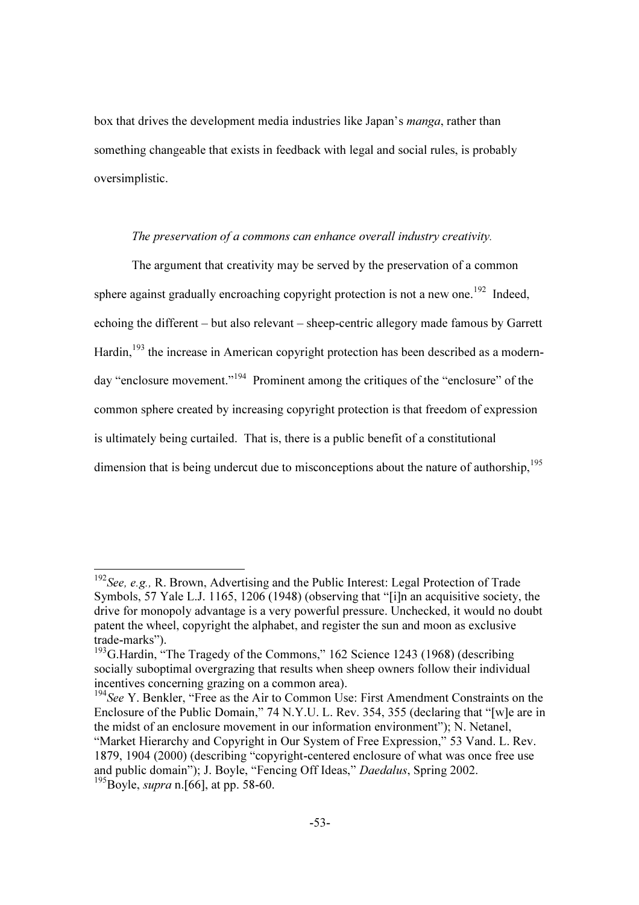box that drives the development media industries like Japan's *manga*, rather than something changeable that exists in feedback with legal and social rules, is probably oversimplistic.

*The preservation of a commons can enhance overall industry creativity.*

The argument that creativity may be served by the preservation of a common sphere against gradually encroaching copyright protection is not a new one.[192] Indeed, echoing the different – but also relevant – sheep-centric allegory made famous by Garrett Hardin,[193] the increase in American copyright protection has been described as a modern-day "enclosure movement."[194] Prominent among the critiques of the "enclosure" of the common sphere created by increasing copyright protection is that freedom of expression is ultimately being curtailed. That is, there is a public benefit of a constitutional dimension that is being undercut due to misconceptions about the nature of authorship,[195]

---

[192] *See, e.g.,* R. Brown, Advertising and the Public Interest: Legal Protection of Trade Symbols, 57 Yale L.J. 1165, 1206 (1948) (observing that "[i]n an acquisitive society, the drive for monopoly advantage is a very powerful pressure. Unchecked, it would no doubt patent the wheel, copyright the alphabet, and register the sun and moon as exclusive trade-marks").

[193] G.Hardin, "The Tragedy of the Commons," 162 Science 1243 (1968) (describing socially suboptimal overgrazing that results when sheep owners follow their individual incentives concerning grazing on a common area).

[194] *See* Y. Benkler, "Free as the Air to Common Use: First Amendment Constraints on the Enclosure of the Public Domain," 74 N.Y.U. L. Rev. 354, 355 (declaring that "[w]e are in the midst of an enclosure movement in our information environment"); N. Netanel, "Market Hierarchy and Copyright in Our System of Free Expression," 53 Vand. L. Rev. 1879, 1904 (2000) (describing "copyright-centered enclosure of what was once free use and public domain"); J. Boyle, "Fencing Off Ideas," *Daedalus*, Spring 2002.

[195] Boyle, *supra* n.[66], at pp. 58-60.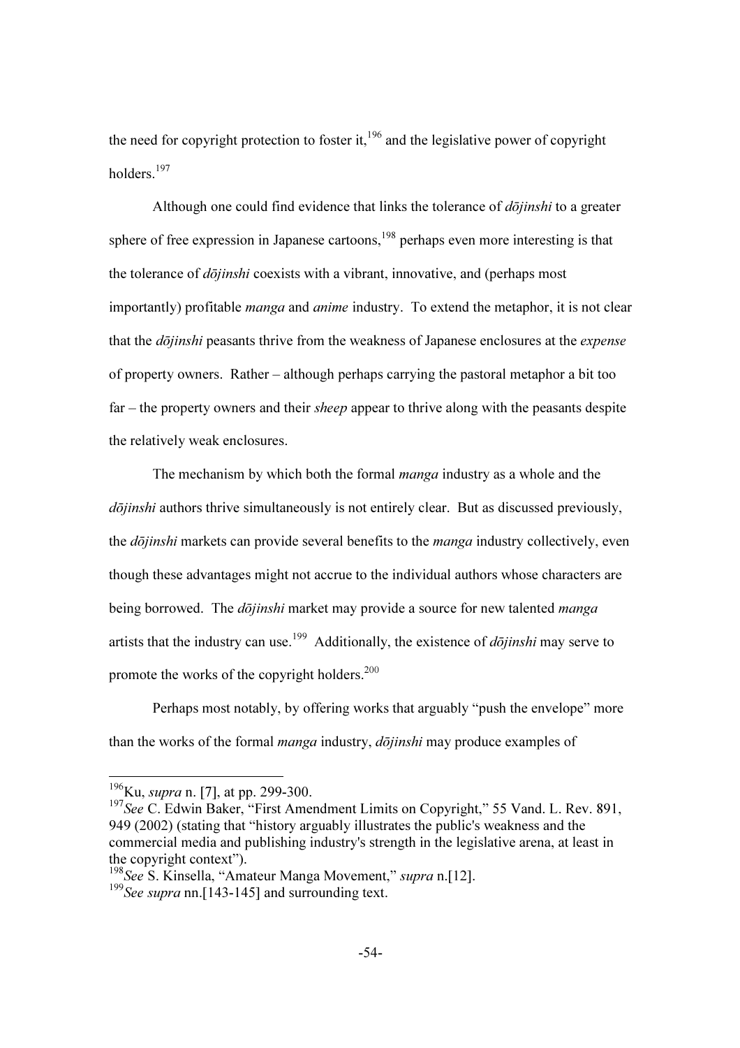the need for copyright protection to foster it,[196] and the legislative power of copyright holders.[197]

Although one could find evidence that links the tolerance of *dōjinshi* to a greater sphere of free expression in Japanese cartoons,[198] perhaps even more interesting is that the tolerance of *dōjinshi* coexists with a vibrant, innovative, and (perhaps most importantly) profitable *manga* and *anime* industry. To extend the metaphor, it is not clear that the *dōjinshi* peasants thrive from the weakness of Japanese enclosures at the *expense* of property owners. Rather – although perhaps carrying the pastoral metaphor a bit too far – the property owners and their *sheep* appear to thrive along with the peasants despite the relatively weak enclosures.

The mechanism by which both the formal *manga* industry as a whole and the *dōjinshi* authors thrive simultaneously is not entirely clear. But as discussed previously, the *dōjinshi* markets can provide several benefits to the *manga* industry collectively, even though these advantages might not accrue to the individual authors whose characters are being borrowed. The *dōjinshi* market may provide a source for new talented *manga* artists that the industry can use.[199] Additionally, the existence of *dōjinshi* may serve to promote the works of the copyright holders.[200]

Perhaps most notably, by offering works that arguably "push the envelope" more than the works of the formal *manga* industry, *dōjinshi* may produce examples of

---

[196] Ku, *supra* n. [7], at pp. 299-300.

[197] *See* C. Edwin Baker, "First Amendment Limits on Copyright," 55 Vand. L. Rev. 891, 949 (2002) (stating that "history arguably illustrates the public's weakness and the commercial media and publishing industry's strength in the legislative arena, at least in the copyright context").

[198] *See* S. Kinsella, "Amateur Manga Movement," *supra* n.[12].

[199] *See supra* nn.[143-145] and surrounding text.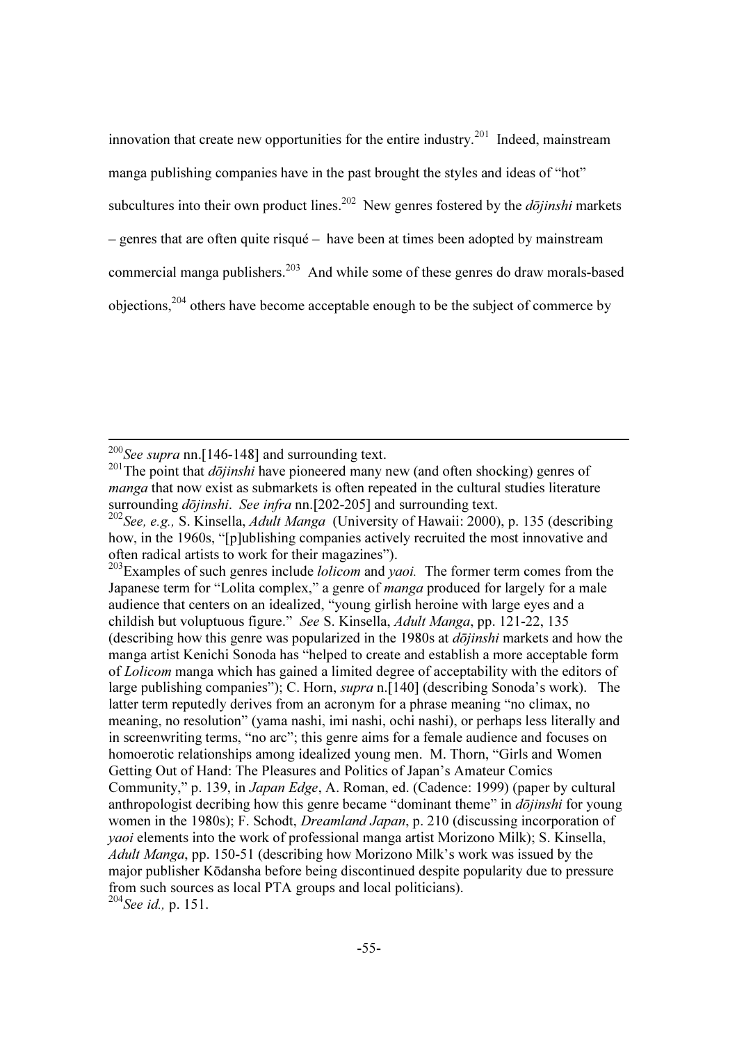innovation that create new opportunities for the entire industry.[201] Indeed, mainstream manga publishing companies have in the past brought the styles and ideas of "hot" subcultures into their own product lines.[202] New genres fostered by the *dōjinshi* markets – genres that are often quite risqué – have been at times been adopted by mainstream commercial manga publishers.[203] And while some of these genres do draw morals-based objections,[204] others have become acceptable enough to be the subject of commerce by

---

[200] *See supra* nn.[146-148] and surrounding text.

[201] The point that *dōjinshi* have pioneered many new (and often shocking) genres of *manga* that now exist as submarkets is often repeated in the cultural studies literature surrounding *dōjinshi*. *See infra* nn.[202-205] and surrounding text.

[202] *See, e.g.,* S. Kinsella, *Adult Manga* (University of Hawaii: 2000), p. 135 (describing how, in the 1960s, "[p]ublishing companies actively recruited the most innovative and often radical artists to work for their magazines").

[203] Examples of such genres include *lolicom* and *yaoi.* The former term comes from the Japanese term for "Lolita complex," a genre of *manga* produced for largely for a male audience that centers on an idealized, "young girlish heroine with large eyes and a childish but voluptuous figure." *See* S. Kinsella, *Adult Manga*, pp. 121-22, 135 (describing how this genre was popularized in the 1980s at *dōjinshi* markets and how the manga artist Kenichi Sonoda has "helped to create and establish a more acceptable form of *Lolicom* manga which has gained a limited degree of acceptability with the editors of large publishing companies"); C. Horn, *supra* n.[140] (describing Sonoda's work). The latter term reputedly derives from an acronym for a phrase meaning "no climax, no meaning, no resolution" (yama nashi, imi nashi, ochi nashi), or perhaps less literally and in screenwriting terms, "no arc"; this genre aims for a female audience and focuses on homoerotic relationships among idealized young men. M. Thorn, "Girls and Women Getting Out of Hand: The Pleasures and Politics of Japan's Amateur Comics Community," p. 139, in *Japan Edge*, A. Roman, ed. (Cadence: 1999) (paper by cultural anthropologist decribing how this genre became "dominant theme" in *dōjinshi* for young women in the 1980s); F. Schodt, *Dreamland Japan*, p. 210 (discussing incorporation of *yaoi* elements into the work of professional manga artist Morizono Milk); S. Kinsella, *Adult Manga*, pp. 150-51 (describing how Morizono Milk's work was issued by the major publisher Kōdansha before being discontinued despite popularity due to pressure from such sources as local PTA groups and local politicians).

[204] *See id.,* p. 151.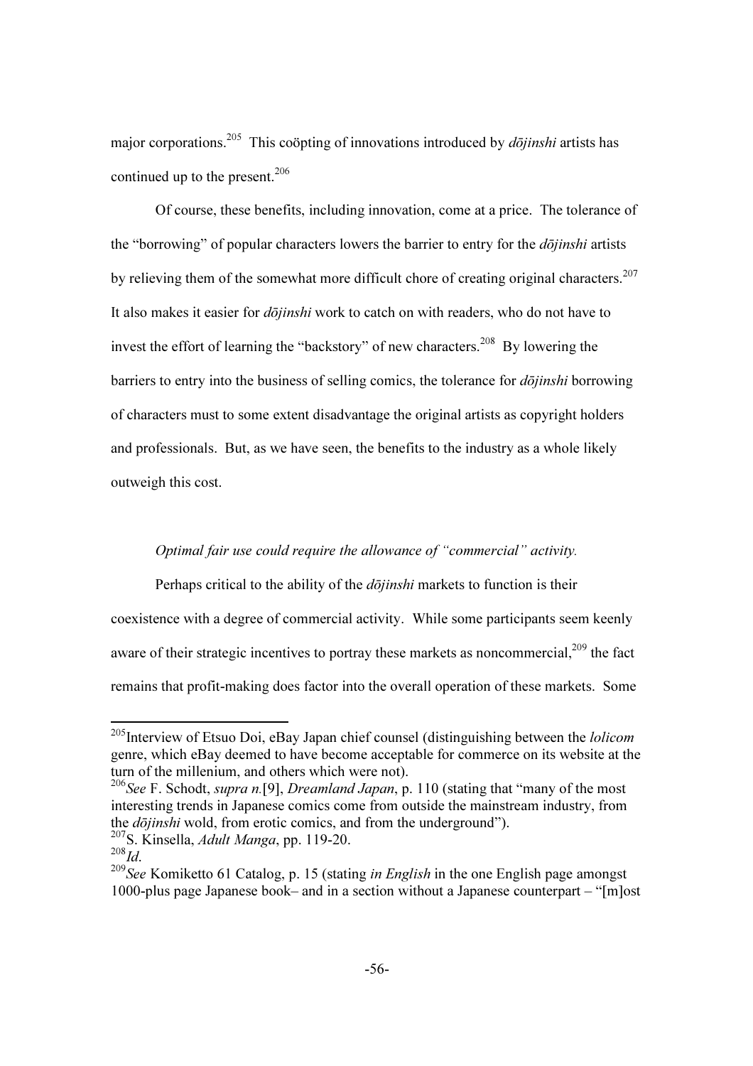major corporations.[205] This coöpting of innovations introduced by *dōjinshi* artists has continued up to the present.[206]

Of course, these benefits, including innovation, come at a price. The tolerance of the "borrowing" of popular characters lowers the barrier to entry for the *dōjinshi* artists by relieving them of the somewhat more difficult chore of creating original characters.[207] It also makes it easier for *dōjinshi* work to catch on with readers, who do not have to invest the effort of learning the "backstory" of new characters.[208] By lowering the barriers to entry into the business of selling comics, the tolerance for *dōjinshi* borrowing of characters must to some extent disadvantage the original artists as copyright holders and professionals. But, as we have seen, the benefits to the industry as a whole likely outweigh this cost.

*Optimal fair use could require the allowance of "commercial" activity.*

Perhaps critical to the ability of the *dōjinshi* markets to function is their coexistence with a degree of commercial activity. While some participants seem keenly aware of their strategic incentives to portray these markets as noncommercial,[209] the fact remains that profit-making does factor into the overall operation of these markets. Some

---

[205] Interview of Etsuo Doi, eBay Japan chief counsel (distinguishing between the *lolicom* genre, which eBay deemed to have become acceptable for commerce on its website at the turn of the millenium, and others which were not).

[206] *See* F. Schodt, *supra n.*[9], *Dreamland Japan*, p. 110 (stating that "many of the most interesting trends in Japanese comics come from outside the mainstream industry, from the *dōjinshi* wold, from erotic comics, and from the underground").

[207] S. Kinsella, *Adult Manga*, pp. 119-20.

[208] *Id.*

[209] *See* Komiketto 61 Catalog, p. 15 (stating *in English* in the one English page amongst 1000-plus page Japanese book– and in a section without a Japanese counterpart – "[m]ost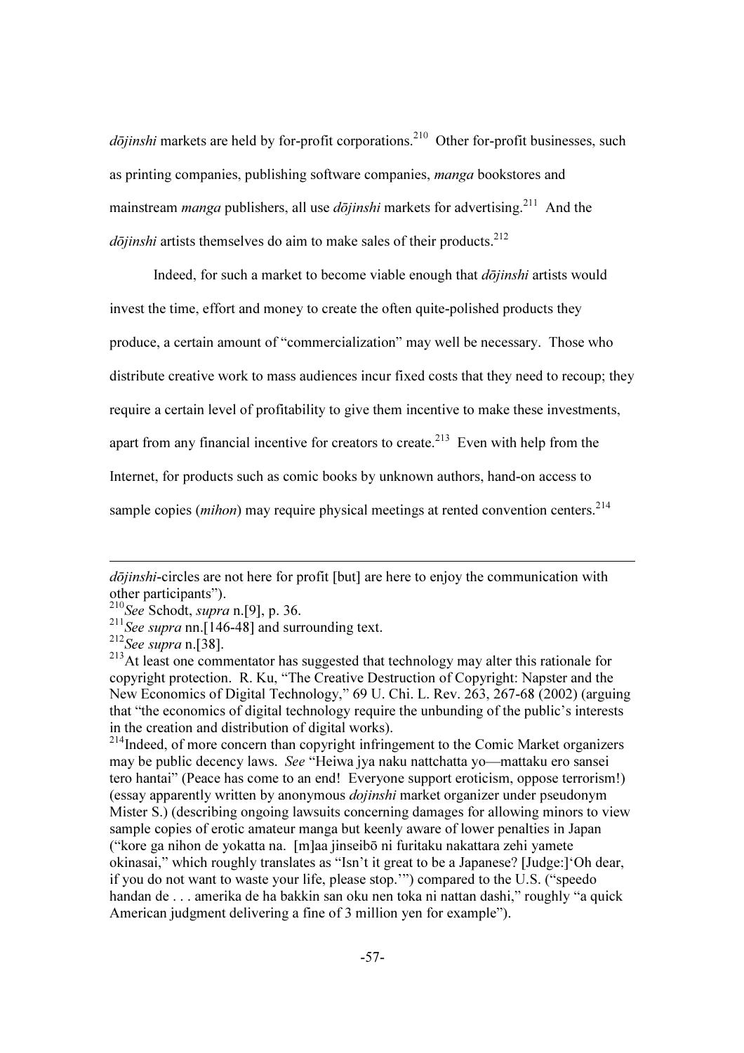*dōjinshi* markets are held by for-profit corporations.[210] Other for-profit businesses, such as printing companies, publishing software companies, *manga* bookstores and mainstream *manga* publishers, all use *dōjinshi* markets for advertising.[211] And the *dōjinshi* artists themselves do aim to make sales of their products.[212]

Indeed, for such a market to become viable enough that *dōjinshi* artists would invest the time, effort and money to create the often quite-polished products they produce, a certain amount of "commercialization" may well be necessary. Those who distribute creative work to mass audiences incur fixed costs that they need to recoup; they require a certain level of profitability to give them incentive to make these investments, apart from any financial incentive for creators to create.[213] Even with help from the Internet, for products such as comic books by unknown authors, hand-on access to sample copies (*mihon*) may require physical meetings at rented convention centers.[214]

---

*dōjinshi*-circles are not here for profit [but] are here to enjoy the communication with other participants").

[210] *See* Schodt, *supra* n.[9], p. 36.

[211] *See supra* nn.[146-48] and surrounding text.

[212] *See supra* n.[38].

[213] At least one commentator has suggested that technology may alter this rationale for copyright protection. R. Ku, "The Creative Destruction of Copyright: Napster and the New Economics of Digital Technology," 69 U. Chi. L. Rev. 263, 267-68 (2002) (arguing that "the economics of digital technology require the unbunding of the public's interests in the creation and distribution of digital works).

[214] Indeed, of more concern than copyright infringement to the Comic Market organizers may be public decency laws. *See* "Heiwa jya naku nattchatta yo—mattaku ero sansei tero hantai" (Peace has come to an end! Everyone support eroticism, oppose terrorism!) (essay apparently written by anonymous *dojinshi* market organizer under pseudonym Mister S.) (describing ongoing lawsuits concerning damages for allowing minors to view sample copies of erotic amateur manga but keenly aware of lower penalties in Japan ("kore ga nihon de yokatta na. [m]aa jinseibō ni furitaku nakattara zehi yamete okinasai," which roughly translates as "Isn't it great to be a Japanese? [Judge:]'Oh dear, if you do not want to waste your life, please stop.'") compared to the U.S. ("speedo handan de . . . amerika de ha bakkin san oku nen toka ni nattan dashi," roughly "a quick American judgment delivering a fine of 3 million yen for example").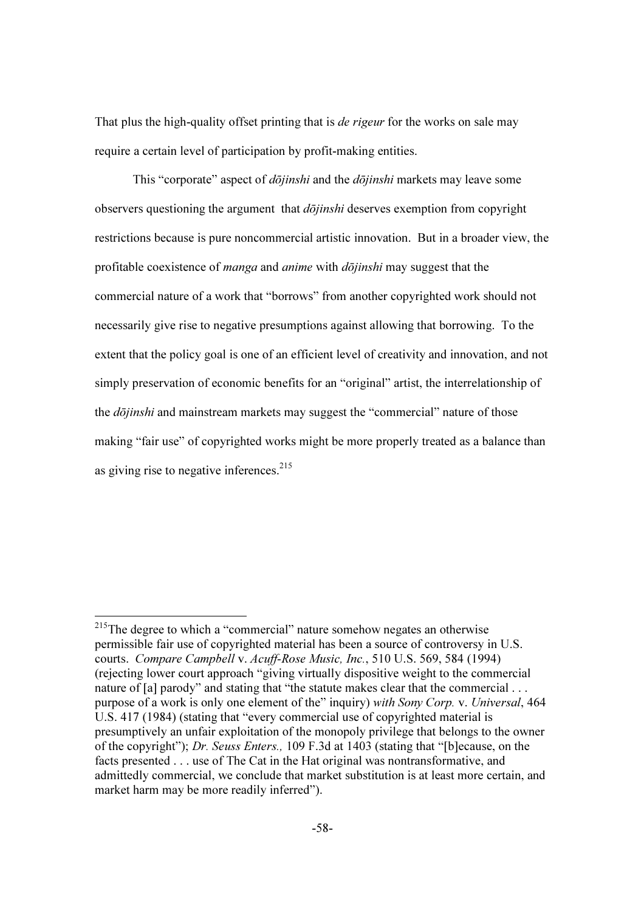That plus the high-quality offset printing that is *de rigeur* for the works on sale may require a certain level of participation by profit-making entities.

This "corporate" aspect of *dōjinshi* and the *dōjinshi* markets may leave some observers questioning the argument that *dōjinshi* deserves exemption from copyright restrictions because is pure noncommercial artistic innovation. But in a broader view, the profitable coexistence of *manga* and *anime* with *dōjinshi* may suggest that the commercial nature of a work that "borrows" from another copyrighted work should not necessarily give rise to negative presumptions against allowing that borrowing. To the extent that the policy goal is one of an efficient level of creativity and innovation, and not simply preservation of economic benefits for an "original" artist, the interrelationship of the *dōjinshi* and mainstream markets may suggest the "commercial" nature of those making "fair use" of copyrighted works might be more properly treated as a balance than as giving rise to negative inferences.[215]

---

[215] The degree to which a "commercial" nature somehow negates an otherwise permissible fair use of copyrighted material has been a source of controversy in U.S. courts. *Compare Campbell* v. *Acuff-Rose Music, Inc.*, 510 U.S. 569, 584 (1994) (rejecting lower court approach "giving virtually dispositive weight to the commercial nature of [a] parody" and stating that "the statute makes clear that the commercial . . . purpose of a work is only one element of the" inquiry) *with Sony Corp.* v. *Universal*, 464 U.S. 417 (1984) (stating that "every commercial use of copyrighted material is presumptively an unfair exploitation of the monopoly privilege that belongs to the owner of the copyright"); *Dr. Seuss Enters.,* 109 F.3d at 1403 (stating that "[b]ecause, on the facts presented . . . use of The Cat in the Hat original was nontransformative, and admittedly commercial, we conclude that market substitution is at least more certain, and market harm may be more readily inferred").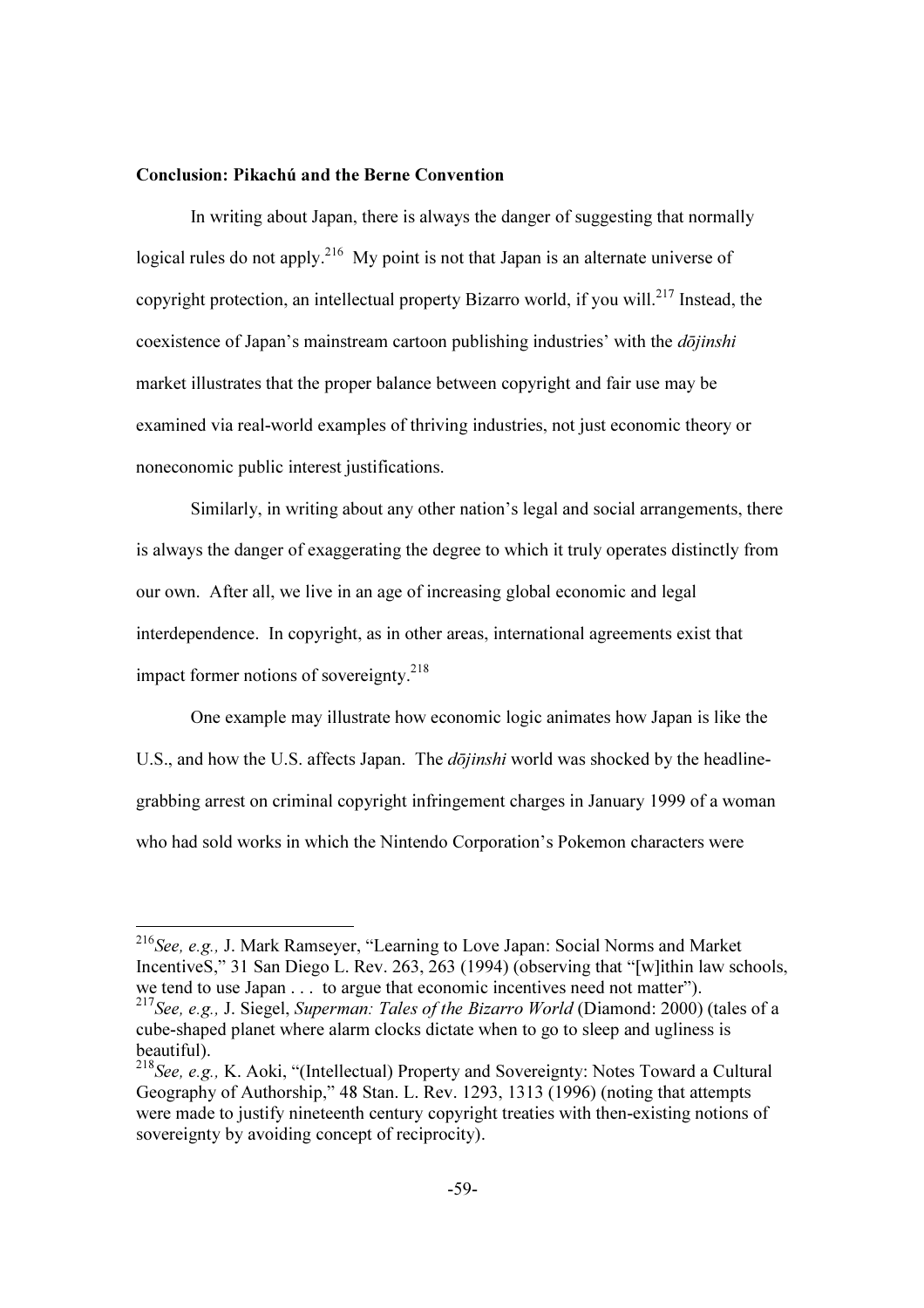**Conclusion: Pikachú and the Berne Convention**

In writing about Japan, there is always the danger of suggesting that normally logical rules do not apply.[216] My point is not that Japan is an alternate universe of copyright protection, an intellectual property Bizarro world, if you will.[217] Instead, the coexistence of Japan's mainstream cartoon publishing industries' with the *dōjinshi* market illustrates that the proper balance between copyright and fair use may be examined via real-world examples of thriving industries, not just economic theory or noneconomic public interest justifications.

Similarly, in writing about any other nation's legal and social arrangements, there is always the danger of exaggerating the degree to which it truly operates distinctly from our own. After all, we live in an age of increasing global economic and legal interdependence. In copyright, as in other areas, international agreements exist that impact former notions of sovereignty.[218]

One example may illustrate how economic logic animates how Japan is like the U.S., and how the U.S. affects Japan. The *dōjinshi* world was shocked by the headline-grabbing arrest on criminal copyright infringement charges in January 1999 of a woman who had sold works in which the Nintendo Corporation's Pokemon characters were

---

[216] *See, e.g.,* J. Mark Ramseyer, "Learning to Love Japan: Social Norms and Market IncentiveS," 31 San Diego L. Rev. 263, 263 (1994) (observing that "[w]ithin law schools, we tend to use Japan . . . to argue that economic incentives need not matter").

[217] *See, e.g.,* J. Siegel, *Superman: Tales of the Bizarro World* (Diamond: 2000) (tales of a cube-shaped planet where alarm clocks dictate when to go to sleep and ugliness is beautiful).

[218] *See, e.g.,* K. Aoki, "(Intellectual) Property and Sovereignty: Notes Toward a Cultural Geography of Authorship," 48 Stan. L. Rev. 1293, 1313 (1996) (noting that attempts were made to justify nineteenth century copyright treaties with then-existing notions of sovereignty by avoiding concept of reciprocity).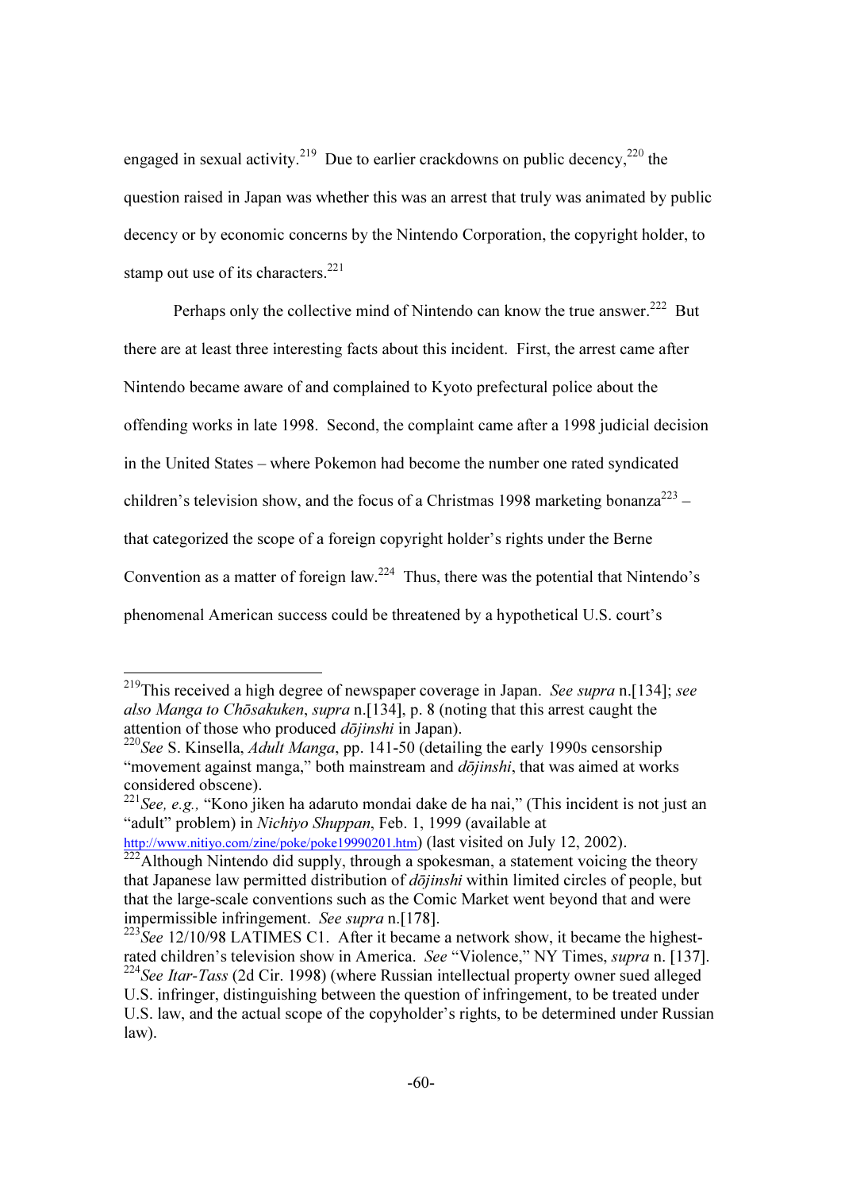engaged in sexual activity.[219] Due to earlier crackdowns on public decency,[220] the question raised in Japan was whether this was an arrest that truly was animated by public decency or by economic concerns by the Nintendo Corporation, the copyright holder, to stamp out use of its characters.[221]

Perhaps only the collective mind of Nintendo can know the true answer.[222] But there are at least three interesting facts about this incident. First, the arrest came after Nintendo became aware of and complained to Kyoto prefectural police about the offending works in late 1998. Second, the complaint came after a 1998 judicial decision in the United States – where Pokemon had become the number one rated syndicated children's television show, and the focus of a Christmas 1998 marketing bonanza[223] – that categorized the scope of a foreign copyright holder's rights under the Berne Convention as a matter of foreign law.[224] Thus, there was the potential that Nintendo's phenomenal American success could be threatened by a hypothetical U.S. court's

---

[219] This received a high degree of newspaper coverage in Japan. *See supra* n.[134]; *see also Manga to Chōsakuken*, *supra* n.[134], p. 8 (noting that this arrest caught the attention of those who produced *dōjinshi* in Japan).

[220] *See* S. Kinsella, *Adult Manga*, pp. 141-50 (detailing the early 1990s censorship "movement against manga," both mainstream and *dōjinshi*, that was aimed at works considered obscene).

[221] *See, e.g.,* "Kono jiken ha adaruto mondai dake de ha nai," (This incident is not just an "adult" problem) in *Nichiyo Shuppan*, Feb. 1, 1999 (available at http://www.nitiyo.com/zine/poke/poke19990201.htm) (last visited on July 12, 2002).

[222] Although Nintendo did supply, through a spokesman, a statement voicing the theory that Japanese law permitted distribution of *dōjinshi* within limited circles of people, but that the large-scale conventions such as the Comic Market went beyond that and were impermissible infringement. *See supra* n.[178].

[223] *See* 12/10/98 LATIMES C1. After it became a network show, it became the highest-rated children's television show in America. *See* "Violence," NY Times, *supra* n. [137].

[224] *See Itar-Tass* (2d Cir. 1998) (where Russian intellectual property owner sued alleged U.S. infringer, distinguishing between the question of infringement, to be treated under U.S. law, and the actual scope of the copyholder's rights, to be determined under Russian law).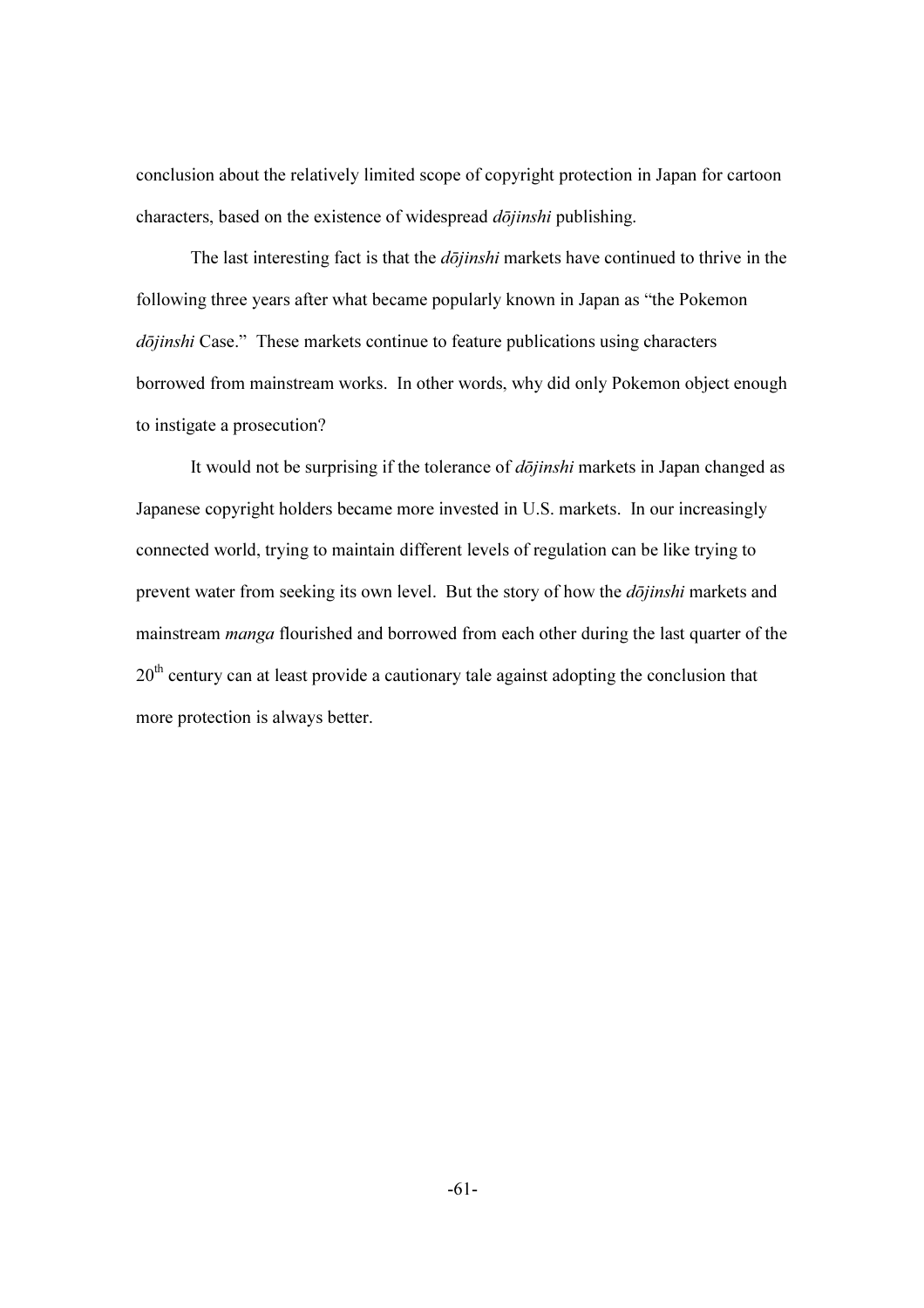conclusion about the relatively limited scope of copyright protection in Japan for cartoon characters, based on the existence of widespread *dōjinshi* publishing.

The last interesting fact is that the *dōjinshi* markets have continued to thrive in the following three years after what became popularly known in Japan as "the Pokemon *dōjinshi* Case." These markets continue to feature publications using characters borrowed from mainstream works. In other words, why did only Pokemon object enough to instigate a prosecution?

It would not be surprising if the tolerance of *dōjinshi* markets in Japan changed as Japanese copyright holders became more invested in U.S. markets. In our increasingly connected world, trying to maintain different levels of regulation can be like trying to prevent water from seeking its own level. But the story of how the *dōjinshi* markets and mainstream *manga* flourished and borrowed from each other during the last quarter of the 20th century can at least provide a cautionary tale against adopting the conclusion that more protection is always better.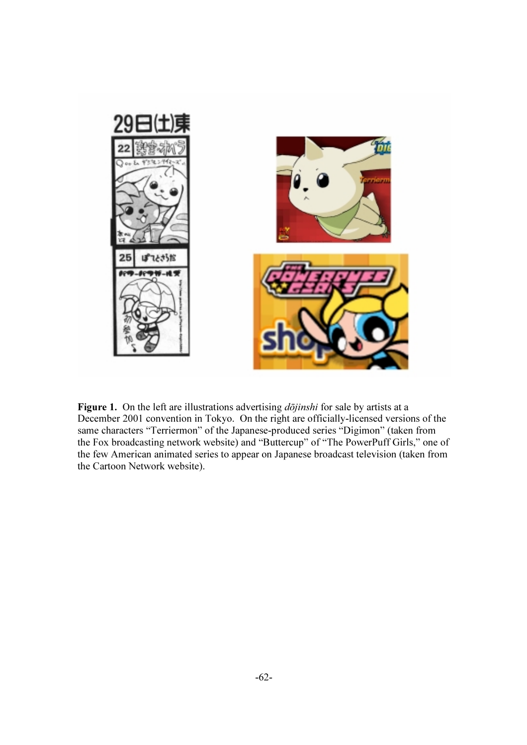**Figure 1.** On the left are illustrations advertising *dōjinshi* for sale by artists at a December 2001 convention in Tokyo. On the right are officially-licensed versions of the same characters "Terriermon" of the Japanese-produced series "Digimon" (taken from the Fox broadcasting network website) and "Buttercup" of "The PowerPuff Girls," one of the few American animated series to appear on Japanese broadcast television (taken from the Cartoon Network website).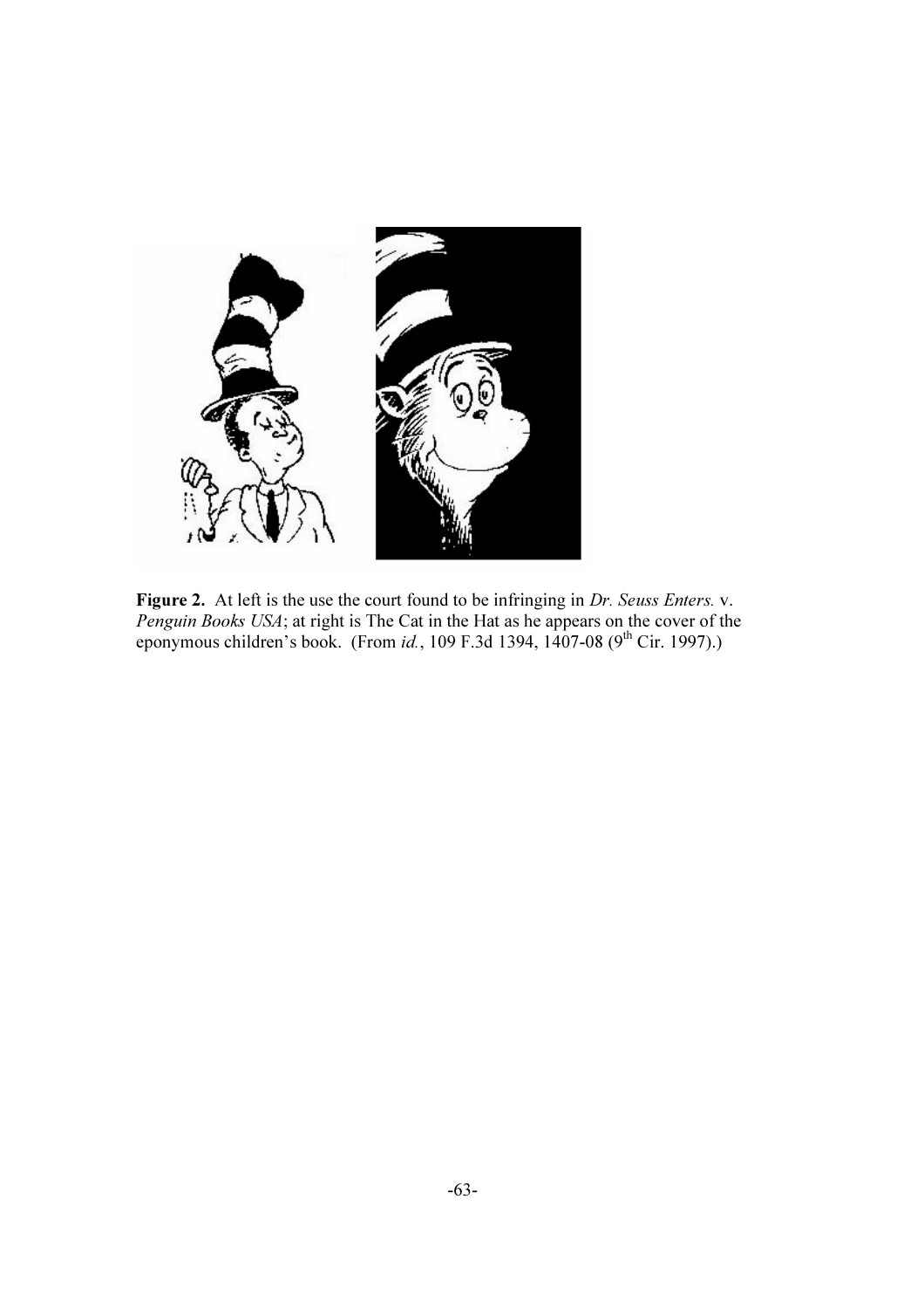**Figure 2.** At left is the use the court found to be infringing in *Dr. Seuss Enters.* v. *Penguin Books USA*; at right is The Cat in the Hat as he appears on the cover of the eponymous children's book. (From *id.*, 109 F.3d 1394, 1407-08 (9th Cir. 1997).)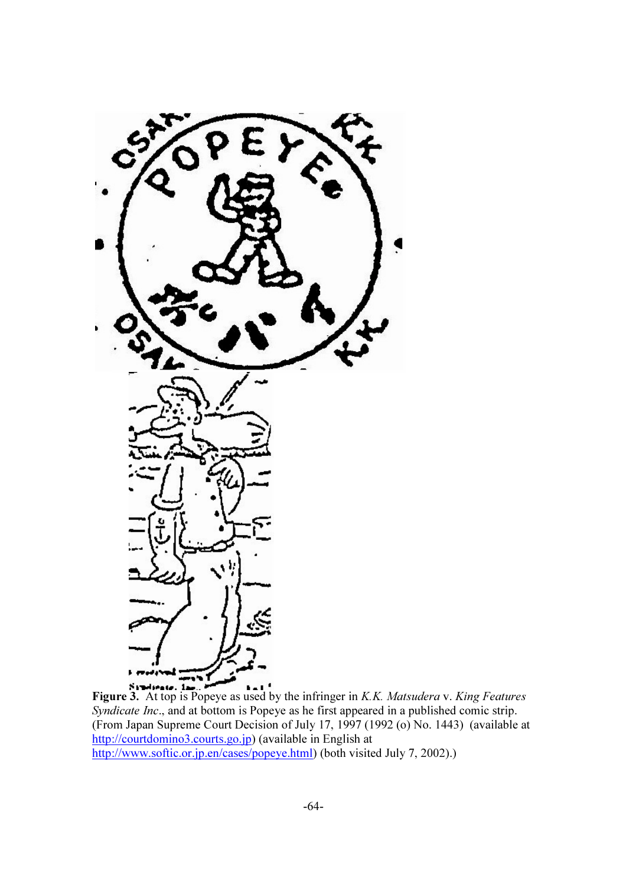**Figure 3.** At top is Popeye as used by the infringer in *K.K. Matsudera* v. *King Features Syndicate Inc*., and at bottom is Popeye as he first appeared in a published comic strip. (From Japan Supreme Court Decision of July 17, 1997 (1992 (o) No. 1443) (available at http://courtdomino3.courts.go.jp) (available in English at http://www.softic.or.jp.en/cases/popeye.html) (both visited July 7, 2002).)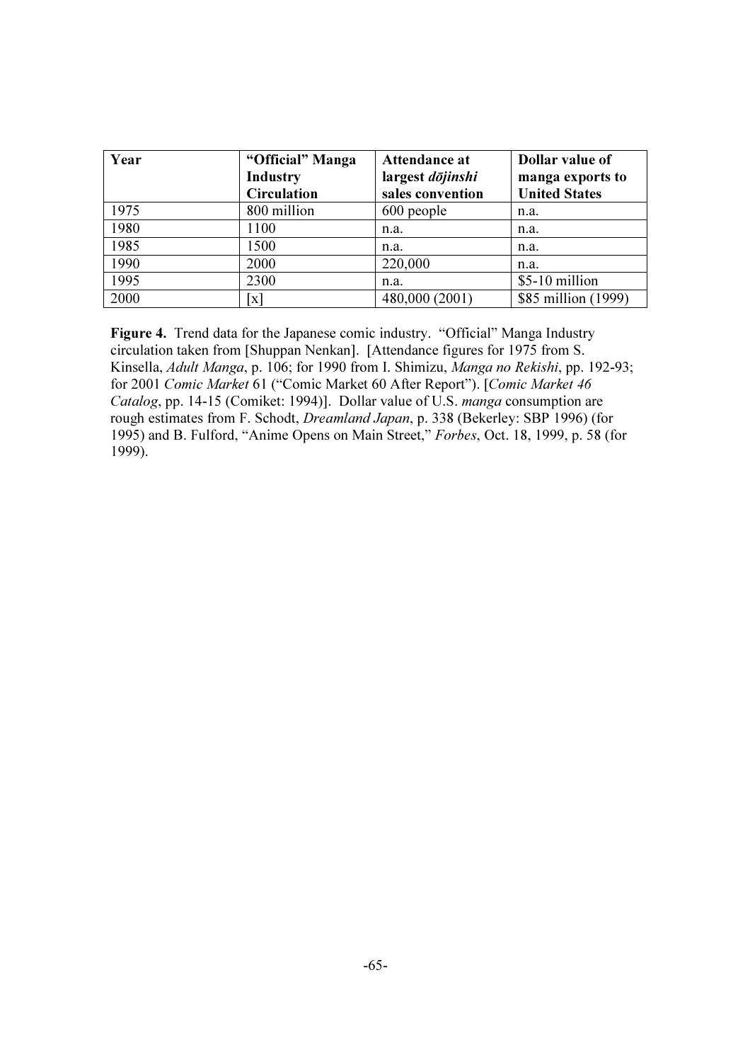| Year | "Official" Manga Industry Circulation | Attendance at largest *dōjinshi* sales convention | Dollar value of manga exports to United States |
|---|---|---|---|
| 1975 | 800 million | 600 people | n.a. |
| 1980 | 1100 | n.a. | n.a. |
| 1985 | 1500 | n.a. | n.a. |
| 1990 | 2000 | 220,000 | n.a. |
| 1995 | 2300 | n.a. | $5-10 million |
| 2000 | [x] | 480,000 (2001) | $85 million (1999) |

**Figure 4.** Trend data for the Japanese comic industry. "Official" Manga Industry circulation taken from [Shuppan Nenkan]. [Attendance figures for 1975 from S. Kinsella, *Adult Manga*, p. 106; for 1990 from I. Shimizu, *Manga no Rekishi*, pp. 192-93; for 2001 *Comic Market* 61 ("Comic Market 60 After Report"). [*Comic Market 46 Catalog*, pp. 14-15 (Comiket: 1994)]. Dollar value of U.S. *manga* consumption are rough estimates from F. Schodt, *Dreamland Japan*, p. 338 (Bekerley: SBP 1996) (for 1995) and B. Fulford, "Anime Opens on Main Street," *Forbes*, Oct. 18, 1999, p. 58 (for 1999).